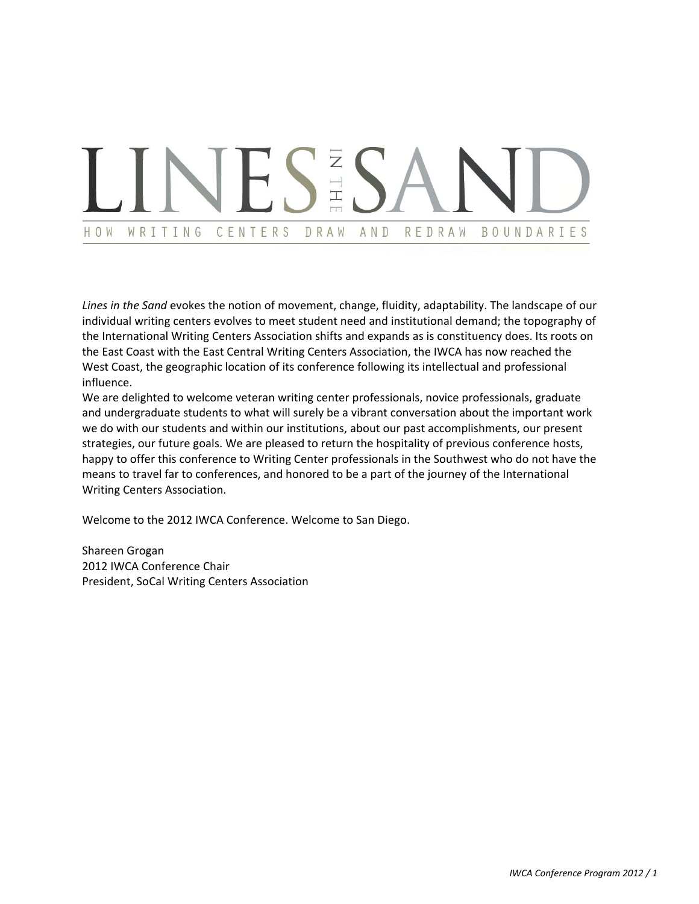# LINES IN THE SAND

## HOW WRITING CENTERS DRAW AND REDRAW BOUNDARIES

*Lines in the Sand* evokes the notion of movement, change, fluidity, adaptability. The landscape of our individual writing centers evolves to meet student need and institutional demand; the topography of the International Writing Centers Association shifts and expands as is constituency does. Its roots on the East Coast with the East Central Writing Centers Association, the IWCA has now reached the West Coast, the geographic location of its conference following its intellectual and professional influence.

We are delighted to welcome veteran writing center professionals, novice professionals, graduate and undergraduate students to what will surely be a vibrant conversation about the important work we do with our students and within our institutions, about our past accomplishments, our present strategies, our future goals. We are pleased to return the hospitality of previous conference hosts, happy to offer this conference to Writing Center professionals in the Southwest who do not have the means to travel far to conferences, and honored to be a part of the journey of the International Writing Centers Association.

Welcome to the 2012 IWCA Conference. Welcome to San Diego.

Shareen Grogan
2012 IWCA Conference Chair
President, SoCal Writing Centers Association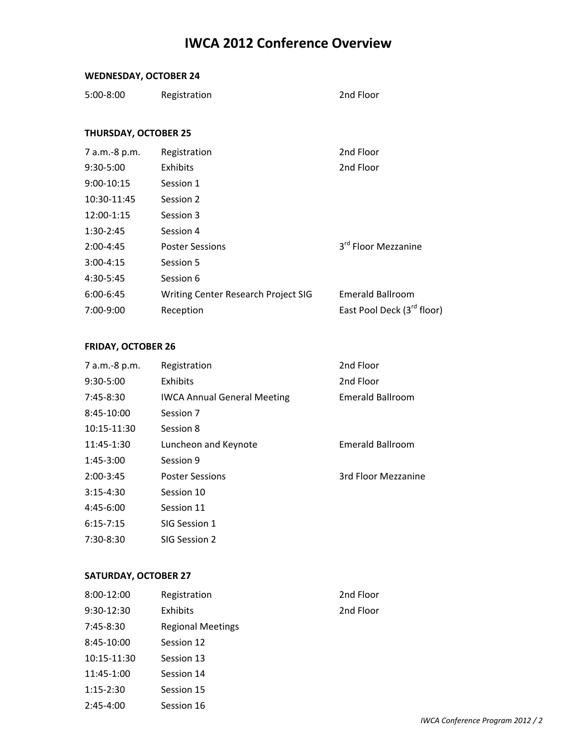# IWCA 2012 Conference Overview

### WEDNESDAY, OCTOBER 24

| | | |
|---|---|---|
| 5:00-8:00 | Registration | 2nd Floor |

### THURSDAY, OCTOBER 25

| | | |
|---|---|---|
| 7 a.m.-8 p.m. | Registration | 2nd Floor |
| 9:30-5:00 | Exhibits | 2nd Floor |
| 9:00-10:15 | Session 1 | |
| 10:30-11:45 | Session 2 | |
| 12:00-1:15 | Session 3 | |
| 1:30-2:45 | Session 4 | |
| 2:00-4:45 | Poster Sessions | 3rd Floor Mezzanine |
| 3:00-4:15 | Session 5 | |
| 4:30-5:45 | Session 6 | |
| 6:00-6:45 | Writing Center Research Project SIG | Emerald Ballroom |
| 7:00-9:00 | Reception | East Pool Deck (3rd floor) |

### FRIDAY, OCTOBER 26

| | | |
|---|---|---|
| 7 a.m.-8 p.m. | Registration | 2nd Floor |
| 9:30-5:00 | Exhibits | 2nd Floor |
| 7:45-8:30 | IWCA Annual General Meeting | Emerald Ballroom |
| 8:45-10:00 | Session 7 | |
| 10:15-11:30 | Session 8 | |
| 11:45-1:30 | Luncheon and Keynote | Emerald Ballroom |
| 1:45-3:00 | Session 9 | |
| 2:00-3:45 | Poster Sessions | 3rd Floor Mezzanine |
| 3:15-4:30 | Session 10 | |
| 4:45-6:00 | Session 11 | |
| 6:15-7:15 | SIG Session 1 | |
| 7:30-8:30 | SIG Session 2 | |

### SATURDAY, OCTOBER 27

| | | |
|---|---|---|
| 8:00-12:00 | Registration | 2nd Floor |
| 9:30-12:30 | Exhibits | 2nd Floor |
| 7:45-8:30 | Regional Meetings | |
| 8:45-10:00 | Session 12 | |
| 10:15-11:30 | Session 13 | |
| 11:45-1:00 | Session 14 | |
| 1:15-2:30 | Session 15 | |
| 2:45-4:00 | Session 16 | |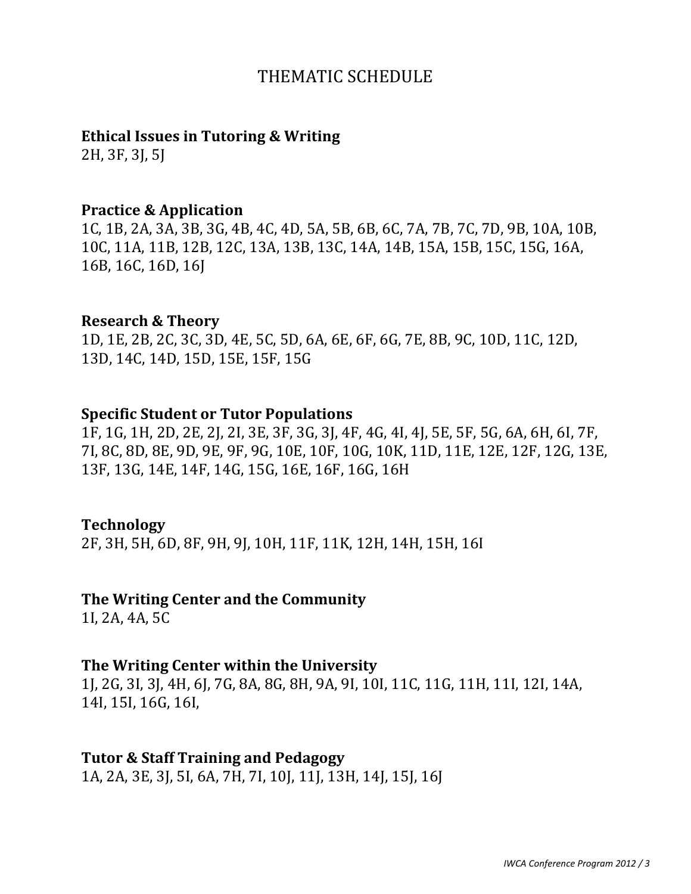# THEMATIC SCHEDULE

**Ethical Issues in Tutoring & Writing**
2H, 3F, 3J, 5J

**Practice & Application**
1C, 1B, 2A, 3A, 3B, 3G, 4B, 4C, 4D, 5A, 5B, 6B, 6C, 7A, 7B, 7C, 7D, 9B, 10A, 10B, 10C, 11A, 11B, 12B, 12C, 13A, 13B, 13C, 14A, 14B, 15A, 15B, 15C, 15G, 16A, 16B, 16C, 16D, 16J

**Research & Theory**
1D, 1E, 2B, 2C, 3C, 3D, 4E, 5C, 5D, 6A, 6E, 6F, 6G, 7E, 8B, 9C, 10D, 11C, 12D, 13D, 14C, 14D, 15D, 15E, 15F, 15G

**Specific Student or Tutor Populations**
1F, 1G, 1H, 2D, 2E, 2J, 2I, 3E, 3F, 3G, 3J, 4F, 4G, 4I, 4J, 5E, 5F, 5G, 6A, 6H, 6I, 7F, 7I, 8C, 8D, 8E, 9D, 9E, 9F, 9G, 10E, 10F, 10G, 10K, 11D, 11E, 12E, 12F, 12G, 13E, 13F, 13G, 14E, 14F, 14G, 15G, 16E, 16F, 16G, 16H

**Technology**
2F, 3H, 5H, 6D, 8F, 9H, 9J, 10H, 11F, 11K, 12H, 14H, 15H, 16I

**The Writing Center and the Community**
1I, 2A, 4A, 5C

**The Writing Center within the University**
1J, 2G, 3I, 3J, 4H, 6J, 7G, 8A, 8G, 8H, 9A, 9I, 10I, 11C, 11G, 11H, 11I, 12I, 14A, 14I, 15I, 16G, 16I,

**Tutor & Staff Training and Pedagogy**
1A, 2A, 3E, 3J, 5I, 6A, 7H, 7I, 10J, 11J, 13H, 14J, 15J, 16J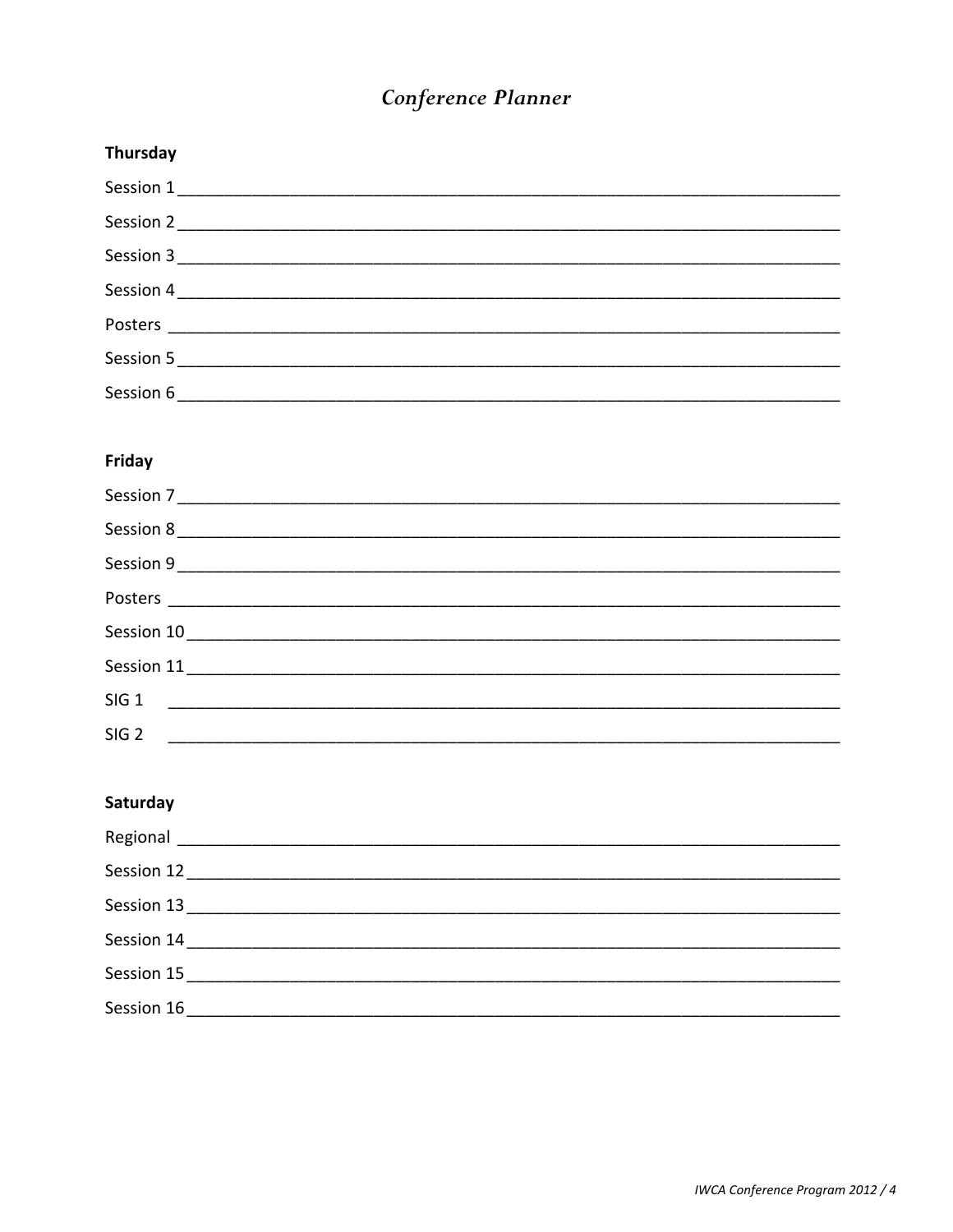# *Conference Planner*

**Thursday**

Session 1 ___________________________________________________________________________

Session 2 ___________________________________________________________________________

Session 3 ___________________________________________________________________________

Session 4 ___________________________________________________________________________

Posters ___________________________________________________________________________

Session 5 ___________________________________________________________________________

Session 6 ___________________________________________________________________________

**Friday**

Session 7 ___________________________________________________________________________

Session 8 ___________________________________________________________________________

Session 9 ___________________________________________________________________________

Posters ___________________________________________________________________________

Session 10 __________________________________________________________________________

Session 11 __________________________________________________________________________

SIG 1 ___________________________________________________________________________

SIG 2 ___________________________________________________________________________

**Saturday**

Regional ___________________________________________________________________________

Session 12 __________________________________________________________________________

Session 13 __________________________________________________________________________

Session 14 __________________________________________________________________________

Session 15 __________________________________________________________________________

Session 16 __________________________________________________________________________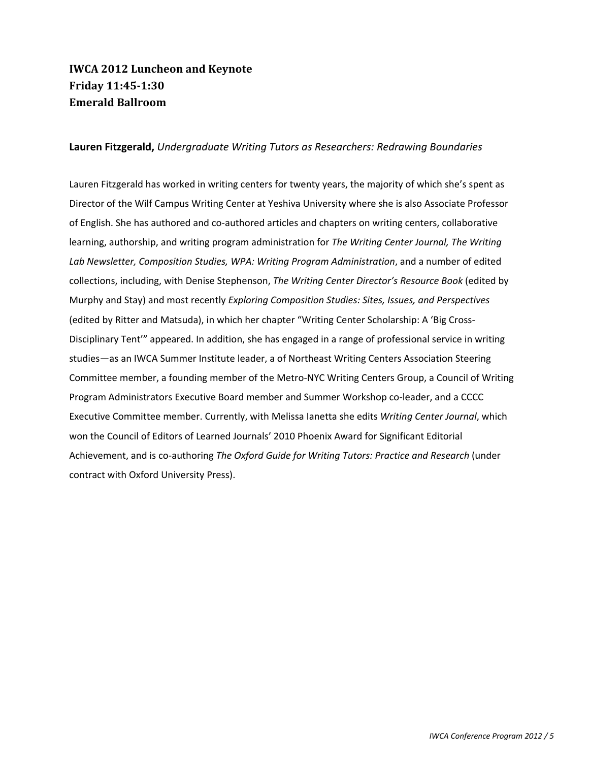## IWCA 2012 Luncheon and Keynote
## Friday 11:45-1:30
## Emerald Ballroom

**Lauren Fitzgerald,** *Undergraduate Writing Tutors as Researchers: Redrawing Boundaries*

Lauren Fitzgerald has worked in writing centers for twenty years, the majority of which she's spent as Director of the Wilf Campus Writing Center at Yeshiva University where she is also Associate Professor of English. She has authored and co-authored articles and chapters on writing centers, collaborative learning, authorship, and writing program administration for *The Writing Center Journal, The Writing Lab Newsletter, Composition Studies, WPA: Writing Program Administration*, and a number of edited collections, including, with Denise Stephenson, *The Writing Center Director's Resource Book* (edited by Murphy and Stay) and most recently *Exploring Composition Studies: Sites, Issues, and Perspectives* (edited by Ritter and Matsuda), in which her chapter "Writing Center Scholarship: A 'Big Cross-Disciplinary Tent'" appeared. In addition, she has engaged in a range of professional service in writing studies—as an IWCA Summer Institute leader, a of Northeast Writing Centers Association Steering Committee member, a founding member of the Metro-NYC Writing Centers Group, a Council of Writing Program Administrators Executive Board member and Summer Workshop co-leader, and a CCCC Executive Committee member. Currently, with Melissa Ianetta she edits *Writing Center Journal*, which won the Council of Editors of Learned Journals' 2010 Phoenix Award for Significant Editorial Achievement, and is co-authoring *The Oxford Guide for Writing Tutors: Practice and Research* (under contract with Oxford University Press).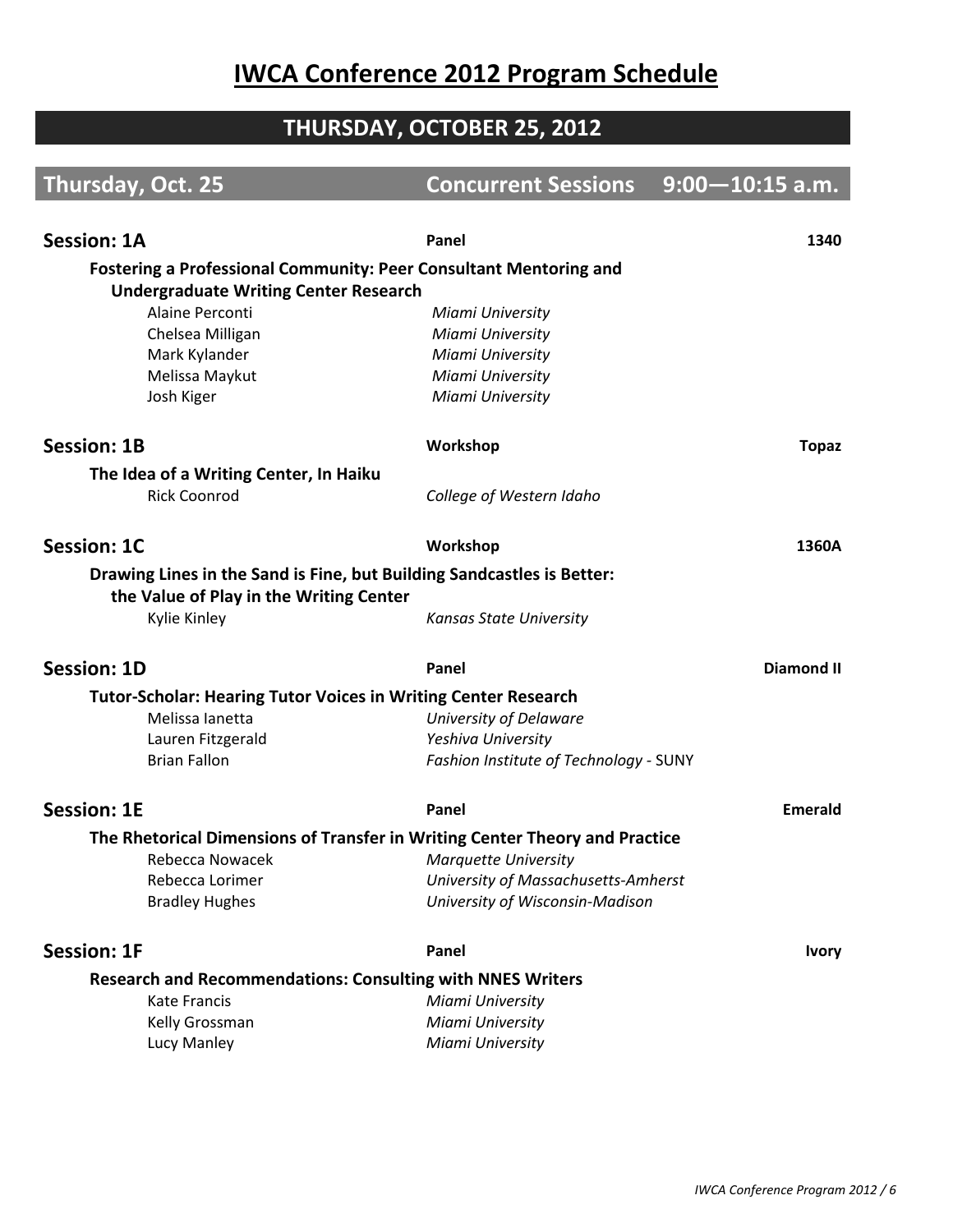# IWCA Conference 2012 Program Schedule

## THURSDAY, OCTOBER 25, 2012

## Thursday, Oct. 25 — Concurrent Sessions — 9:00—10:15 a.m.

### Session: 1A — Panel — 1340

**Fostering a Professional Community: Peer Consultant Mentoring and Undergraduate Writing Center Research**

- Alaine Perconti — *Miami University*
- Chelsea Milligan — *Miami University*
- Mark Kylander — *Miami University*
- Melissa Maykut — *Miami University*
- Josh Kiger — *Miami University*

### Session: 1B — Workshop — Topaz

**The Idea of a Writing Center, In Haiku**

- Rick Coonrod — *College of Western Idaho*

### Session: 1C — Workshop — 1360A

**Drawing Lines in the Sand is Fine, but Building Sandcastles is Better: the Value of Play in the Writing Center**

- Kylie Kinley — *Kansas State University*

### Session: 1D — Panel — Diamond II

**Tutor-Scholar: Hearing Tutor Voices in Writing Center Research**

- Melissa Ianetta — *University of Delaware*
- Lauren Fitzgerald — *Yeshiva University*
- Brian Fallon — *Fashion Institute of Technology - SUNY*

### Session: 1E — Panel — Emerald

**The Rhetorical Dimensions of Transfer in Writing Center Theory and Practice**

- Rebecca Nowacek — *Marquette University*
- Rebecca Lorimer — *University of Massachusetts-Amherst*
- Bradley Hughes — *University of Wisconsin-Madison*

### Session: 1F — Panel — Ivory

**Research and Recommendations: Consulting with NNES Writers**

- Kate Francis — *Miami University*
- Kelly Grossman — *Miami University*
- Lucy Manley — *Miami University*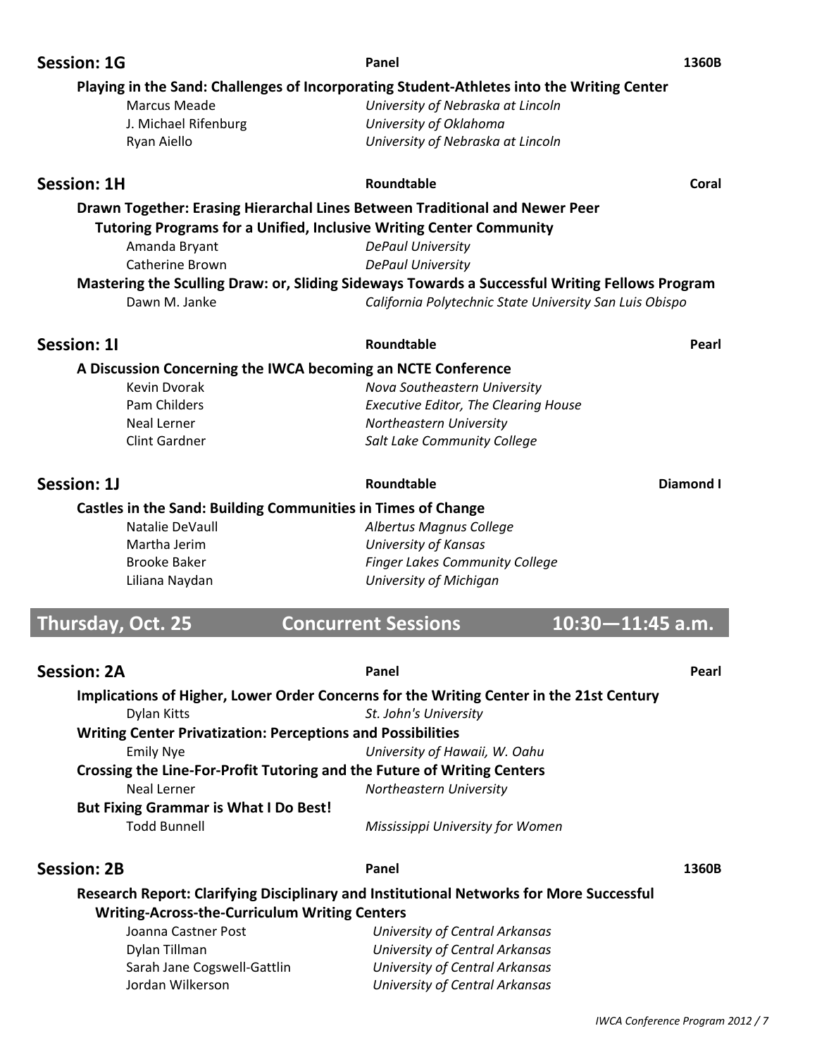### Session: 1G — Panel — 1360B

**Playing in the Sand: Challenges of Incorporating Student-Athletes into the Writing Center**

Marcus Meade — *University of Nebraska at Lincoln*
J. Michael Rifenburg — *University of Oklahoma*
Ryan Aiello — *University of Nebraska at Lincoln*

### Session: 1H — Roundtable — Coral

**Drawn Together: Erasing Hierarchal Lines Between Traditional and Newer Peer Tutoring Programs for a Unified, Inclusive Writing Center Community**

Amanda Bryant — *DePaul University*
Catherine Brown — *DePaul University*

**Mastering the Sculling Draw: or, Sliding Sideways Towards a Successful Writing Fellows Program**

Dawn M. Janke — *California Polytechnic State University San Luis Obispo*

### Session: 1I — Roundtable — Pearl

**A Discussion Concerning the IWCA becoming an NCTE Conference**

Kevin Dvorak — *Nova Southeastern University*
Pam Childers — *Executive Editor, The Clearing House*
Neal Lerner — *Northeastern University*
Clint Gardner — *Salt Lake Community College*

### Session: 1J — Roundtable — Diamond I

**Castles in the Sand: Building Communities in Times of Change**

Natalie DeVaull — *Albertus Magnus College*
Martha Jerim — *University of Kansas*
Brooke Baker — *Finger Lakes Community College*
Liliana Naydan — *University of Michigan*

## Thursday, Oct. 25 — Concurrent Sessions — 10:30—11:45 a.m.

### Session: 2A — Panel — Pearl

**Implications of Higher, Lower Order Concerns for the Writing Center in the 21st Century**

Dylan Kitts — *St. John's University*

**Writing Center Privatization: Perceptions and Possibilities**

Emily Nye — *University of Hawaii, W. Oahu*

**Crossing the Line-For-Profit Tutoring and the Future of Writing Centers**

Neal Lerner — *Northeastern University*

**But Fixing Grammar is What I Do Best!**

Todd Bunnell — *Mississippi University for Women*

### Session: 2B — Panel — 1360B

**Research Report: Clarifying Disciplinary and Institutional Networks for More Successful Writing-Across-the-Curriculum Writing Centers**

Joanna Castner Post — *University of Central Arkansas*
Dylan Tillman — *University of Central Arkansas*
Sarah Jane Cogswell-Gattlin — *University of Central Arkansas*
Jordan Wilkerson — *University of Central Arkansas*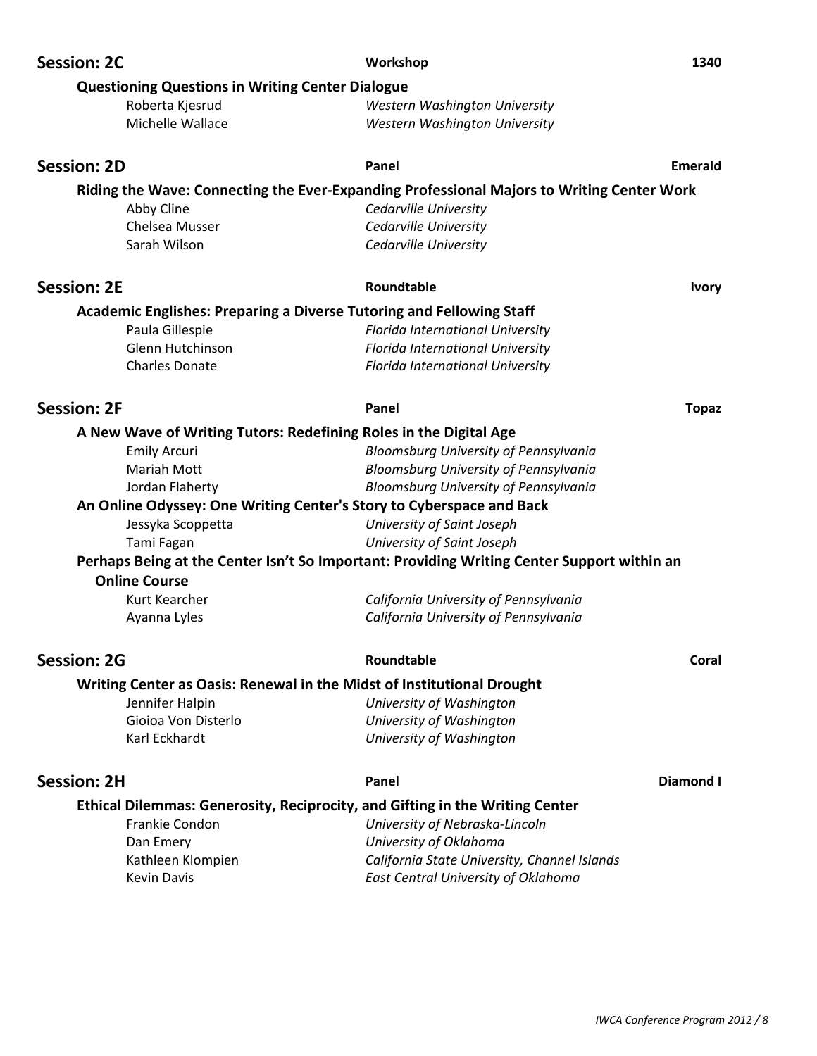## Session: 2C — Workshop — 1340

**Questioning Questions in Writing Center Dialogue**

Roberta Kjesrud — *Western Washington University*
Michelle Wallace — *Western Washington University*

## Session: 2D — Panel — Emerald

**Riding the Wave: Connecting the Ever-Expanding Professional Majors to Writing Center Work**

Abby Cline — *Cedarville University*
Chelsea Musser — *Cedarville University*
Sarah Wilson — *Cedarville University*

## Session: 2E — Roundtable — Ivory

**Academic Englishes: Preparing a Diverse Tutoring and Fellowing Staff**

Paula Gillespie — *Florida International University*
Glenn Hutchinson — *Florida International University*
Charles Donate — *Florida International University*

## Session: 2F — Panel — Topaz

**A New Wave of Writing Tutors: Redefining Roles in the Digital Age**

Emily Arcuri — *Bloomsburg University of Pennsylvania*
Mariah Mott — *Bloomsburg University of Pennsylvania*
Jordan Flaherty — *Bloomsburg University of Pennsylvania*

**An Online Odyssey: One Writing Center's Story to Cyberspace and Back**

Jessyka Scoppetta — *University of Saint Joseph*
Tami Fagan — *University of Saint Joseph*

**Perhaps Being at the Center Isn't So Important: Providing Writing Center Support within an Online Course**

Kurt Kearcher — *California University of Pennsylvania*
Ayanna Lyles — *California University of Pennsylvania*

## Session: 2G — Roundtable — Coral

**Writing Center as Oasis: Renewal in the Midst of Institutional Drought**

Jennifer Halpin — *University of Washington*
Gioioa Von Disterlo — *University of Washington*
Karl Eckhardt — *University of Washington*

## Session: 2H — Panel — Diamond I

**Ethical Dilemmas: Generosity, Reciprocity, and Gifting in the Writing Center**

Frankie Condon — *University of Nebraska-Lincoln*
Dan Emery — *University of Oklahoma*
Kathleen Klompien — *California State University, Channel Islands*
Kevin Davis — *East Central University of Oklahoma*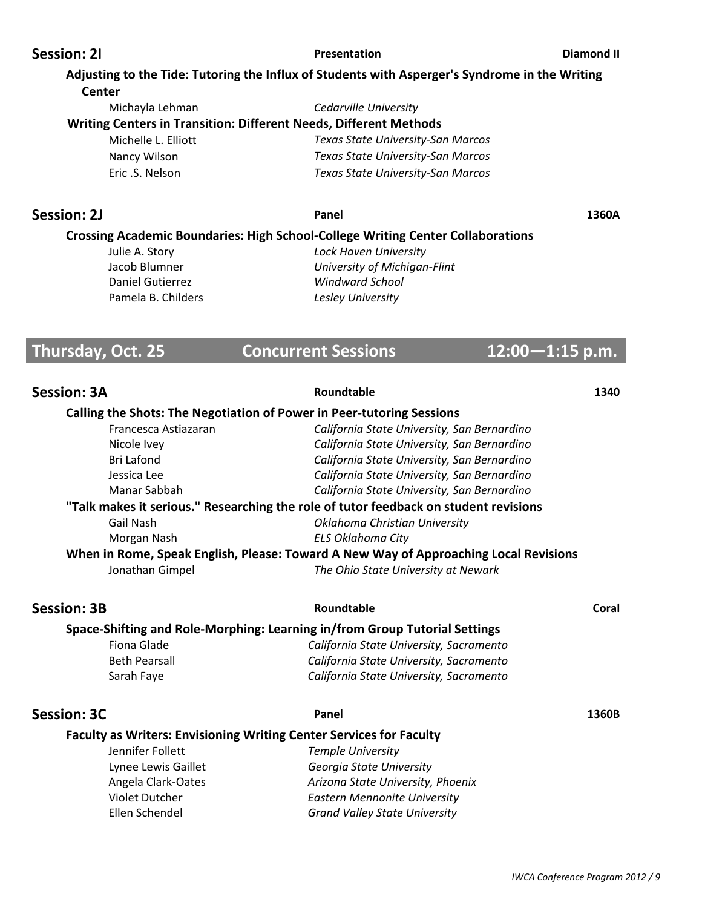### Session: 2I — Presentation — Diamond II

**Adjusting to the Tide: Tutoring the Influx of Students with Asperger's Syndrome in the Writing Center**

Michayla Lehman — *Cedarville University*

**Writing Centers in Transition: Different Needs, Different Methods**

Michelle L. Elliott — *Texas State University-San Marcos*
Nancy Wilson — *Texas State University-San Marcos*
Eric .S. Nelson — *Texas State University-San Marcos*

### Session: 2J — Panel — 1360A

**Crossing Academic Boundaries: High School-College Writing Center Collaborations**

Julie A. Story — *Lock Haven University*
Jacob Blumner — *University of Michigan-Flint*
Daniel Gutierrez — *Windward School*
Pamela B. Childers — *Lesley University*

## Thursday, Oct. 25 — Concurrent Sessions — 12:00—1:15 p.m.

### Session: 3A — Roundtable — 1340

**Calling the Shots: The Negotiation of Power in Peer-tutoring Sessions**

Francesca Astiazaran — *California State University, San Bernardino*
Nicole Ivey — *California State University, San Bernardino*
Bri Lafond — *California State University, San Bernardino*
Jessica Lee — *California State University, San Bernardino*
Manar Sabbah — *California State University, San Bernardino*

**"Talk makes it serious." Researching the role of tutor feedback on student revisions**

Gail Nash — *Oklahoma Christian University*
Morgan Nash — *ELS Oklahoma City*

**When in Rome, Speak English, Please: Toward A New Way of Approaching Local Revisions**

Jonathan Gimpel — *The Ohio State University at Newark*

### Session: 3B — Roundtable — Coral

**Space-Shifting and Role-Morphing: Learning in/from Group Tutorial Settings**

Fiona Glade — *California State University, Sacramento*
Beth Pearsall — *California State University, Sacramento*
Sarah Faye — *California State University, Sacramento*

### Session: 3C — Panel — 1360B

**Faculty as Writers: Envisioning Writing Center Services for Faculty**

Jennifer Follett — *Temple University*
Lynee Lewis Gaillet — *Georgia State University*
Angela Clark-Oates — *Arizona State University, Phoenix*
Violet Dutcher — *Eastern Mennonite University*
Ellen Schendel — *Grand Valley State University*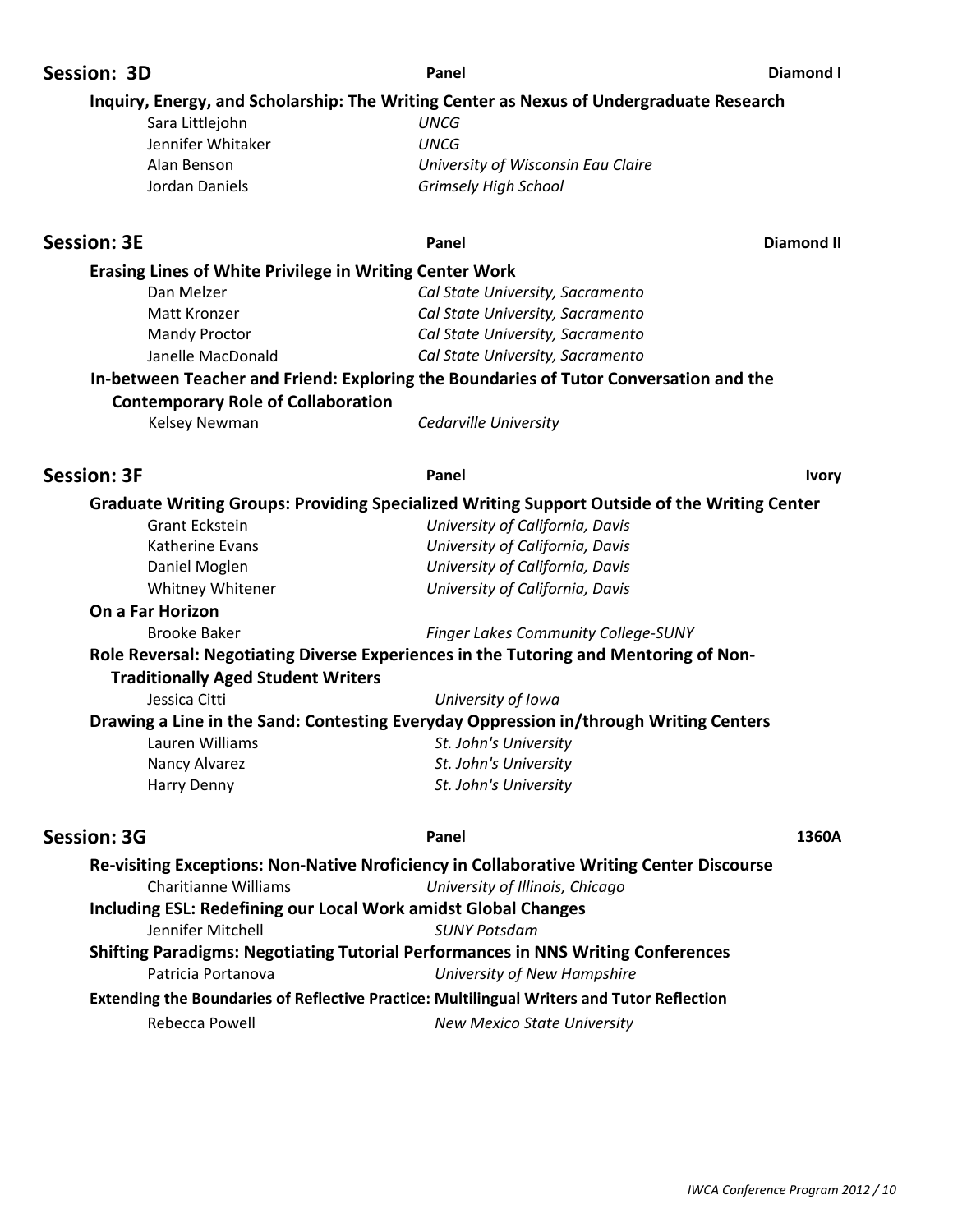## Session: 3D

**Panel** — **Diamond I**

**Inquiry, Energy, and Scholarship: The Writing Center as Nexus of Undergraduate Research**

Sara Littlejohn — *UNCG*
Jennifer Whitaker — *UNCG*
Alan Benson — *University of Wisconsin Eau Claire*
Jordan Daniels — *Grimsely High School*

## Session: 3E

**Panel** — **Diamond II**

**Erasing Lines of White Privilege in Writing Center Work**

Dan Melzer — *Cal State University, Sacramento*
Matt Kronzer — *Cal State University, Sacramento*
Mandy Proctor — *Cal State University, Sacramento*
Janelle MacDonald — *Cal State University, Sacramento*

**In-between Teacher and Friend: Exploring the Boundaries of Tutor Conversation and the Contemporary Role of Collaboration**

Kelsey Newman — *Cedarville University*

## Session: 3F

**Panel** — **Ivory**

**Graduate Writing Groups: Providing Specialized Writing Support Outside of the Writing Center**

Grant Eckstein — *University of California, Davis*
Katherine Evans — *University of California, Davis*
Daniel Moglen — *University of California, Davis*
Whitney Whitener — *University of California, Davis*

**On a Far Horizon**

Brooke Baker — *Finger Lakes Community College-SUNY*

**Role Reversal: Negotiating Diverse Experiences in the Tutoring and Mentoring of Non-Traditionally Aged Student Writers**

Jessica Citti — *University of Iowa*

**Drawing a Line in the Sand: Contesting Everyday Oppression in/through Writing Centers**

Lauren Williams — *St. John's University*
Nancy Alvarez — *St. John's University*
Harry Denny — *St. John's University*

## Session: 3G

**Panel** — **1360A**

**Re-visiting Exceptions: Non-Native Nroficiency in Collaborative Writing Center Discourse**

Charitianne Williams — *University of Illinois, Chicago*

**Including ESL: Redefining our Local Work amidst Global Changes**

Jennifer Mitchell — *SUNY Potsdam*

**Shifting Paradigms: Negotiating Tutorial Performances in NNS Writing Conferences**

Patricia Portanova — *University of New Hampshire*

**Extending the Boundaries of Reflective Practice: Multilingual Writers and Tutor Reflection**

Rebecca Powell — *New Mexico State University*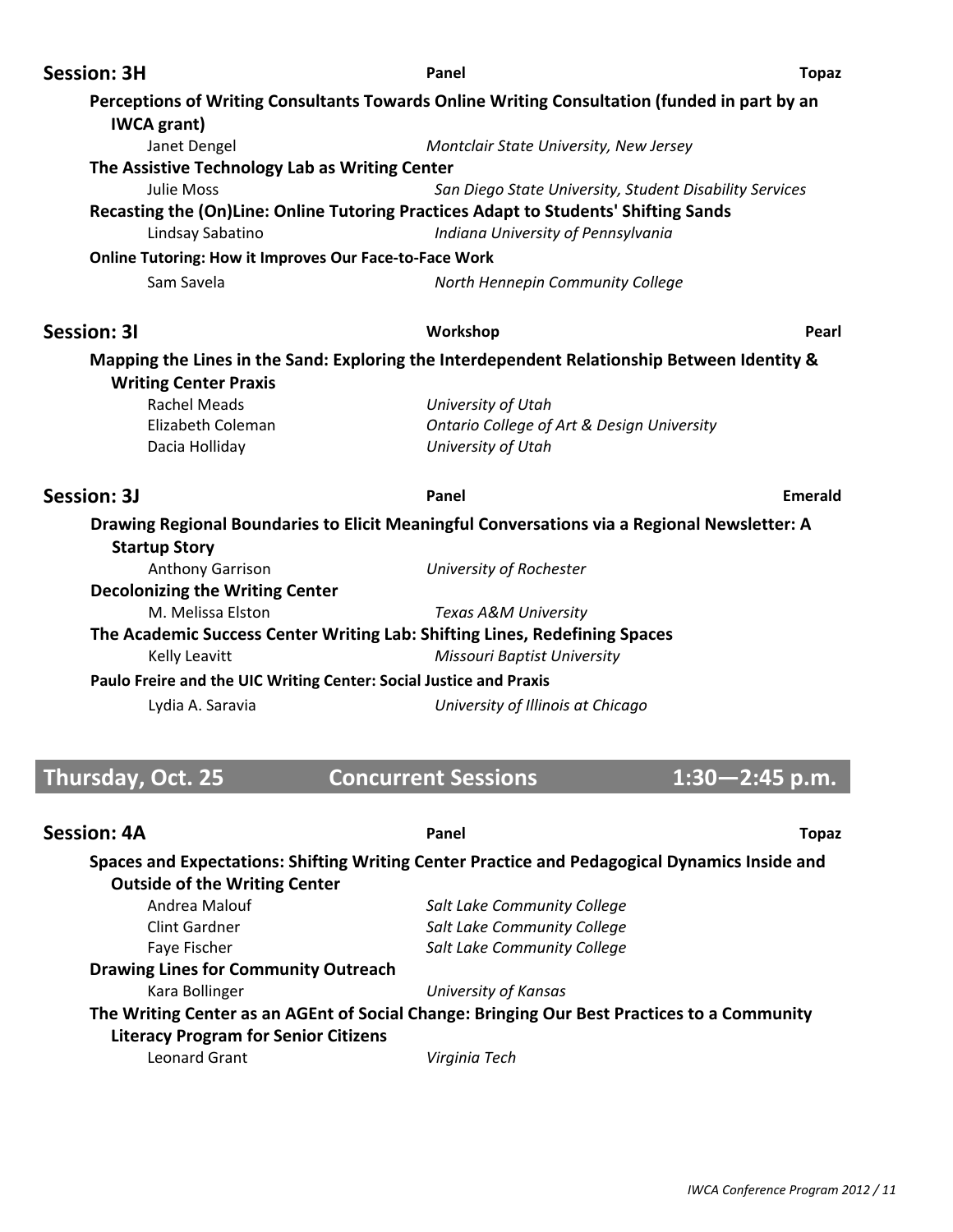## Session: 3H — Panel — Topaz

**Perceptions of Writing Consultants Towards Online Writing Consultation (funded in part by an IWCA grant)**

Janet Dengel — *Montclair State University, New Jersey*

**The Assistive Technology Lab as Writing Center**

Julie Moss — *San Diego State University, Student Disability Services*

**Recasting the (On)Line: Online Tutoring Practices Adapt to Students' Shifting Sands**

Lindsay Sabatino — *Indiana University of Pennsylvania*

**Online Tutoring: How it Improves Our Face-to-Face Work**

Sam Savela — *North Hennepin Community College*

## Session: 3I — Workshop — Pearl

**Mapping the Lines in the Sand: Exploring the Interdependent Relationship Between Identity & Writing Center Praxis**

Rachel Meads — *University of Utah*
Elizabeth Coleman — *Ontario College of Art & Design University*
Dacia Holliday — *University of Utah*

## Session: 3J — Panel — Emerald

**Drawing Regional Boundaries to Elicit Meaningful Conversations via a Regional Newsletter: A Startup Story**

Anthony Garrison — *University of Rochester*

**Decolonizing the Writing Center**

M. Melissa Elston — *Texas A&M University*

**The Academic Success Center Writing Lab: Shifting Lines, Redefining Spaces**

Kelly Leavitt — *Missouri Baptist University*

**Paulo Freire and the UIC Writing Center: Social Justice and Praxis**

Lydia A. Saravia — *University of Illinois at Chicago*

# Thursday, Oct. 25 — Concurrent Sessions — 1:30—2:45 p.m.

## Session: 4A — Panel — Topaz

**Spaces and Expectations: Shifting Writing Center Practice and Pedagogical Dynamics Inside and Outside of the Writing Center**

Andrea Malouf — *Salt Lake Community College*
Clint Gardner — *Salt Lake Community College*
Faye Fischer — *Salt Lake Community College*

**Drawing Lines for Community Outreach**

Kara Bollinger — *University of Kansas*

**The Writing Center as an AGEnt of Social Change: Bringing Our Best Practices to a Community Literacy Program for Senior Citizens**

Leonard Grant — *Virginia Tech*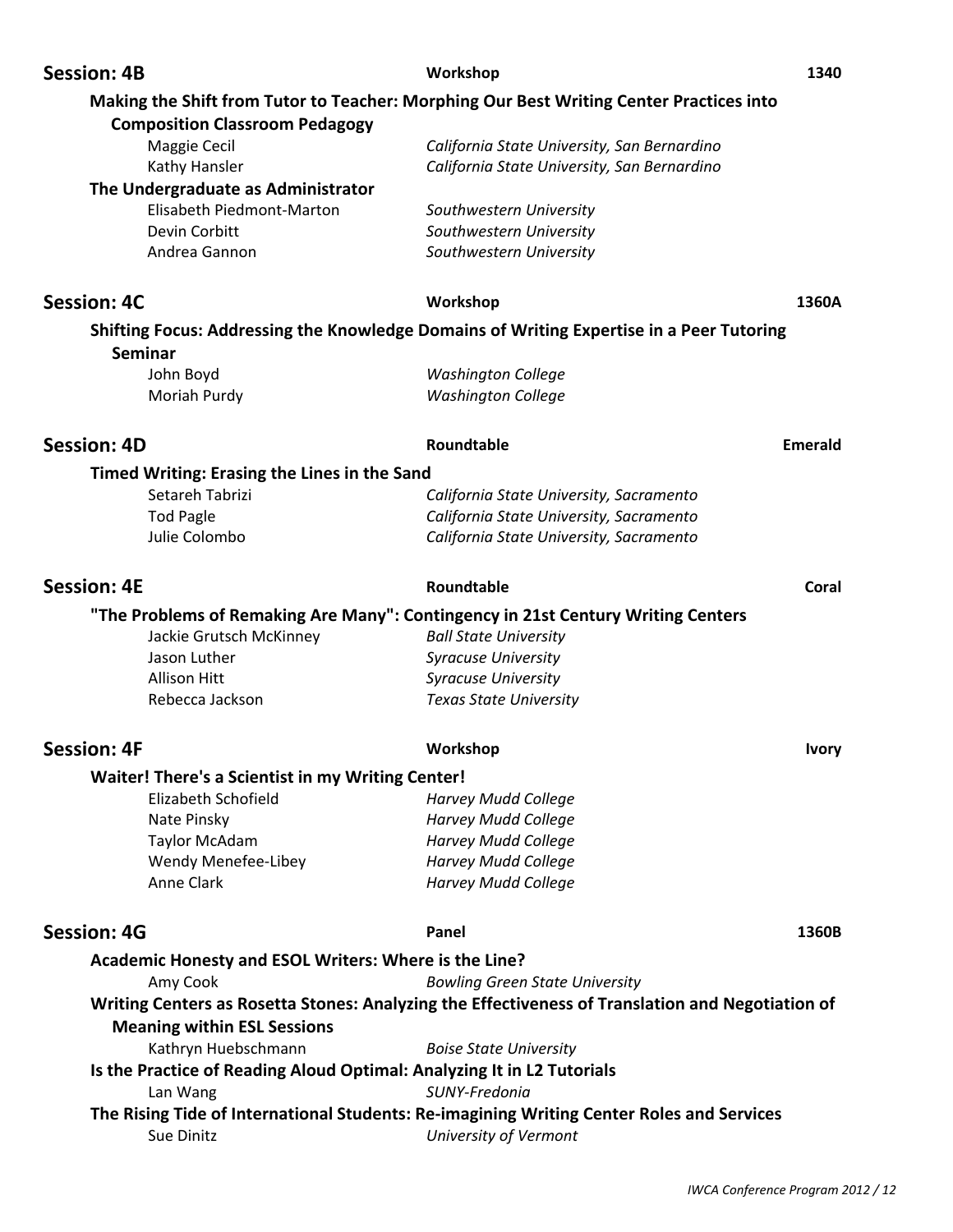## Session: 4B

**Workshop** — **1340**

**Making the Shift from Tutor to Teacher: Morphing Our Best Writing Center Practices into Composition Classroom Pedagogy**

- Maggie Cecil — *California State University, San Bernardino*
- Kathy Hansler — *California State University, San Bernardino*

**The Undergraduate as Administrator**

- Elisabeth Piedmont-Marton — *Southwestern University*
- Devin Corbitt — *Southwestern University*
- Andrea Gannon — *Southwestern University*

## Session: 4C

**Workshop** — **1360A**

**Shifting Focus: Addressing the Knowledge Domains of Writing Expertise in a Peer Tutoring Seminar**

- John Boyd — *Washington College*
- Moriah Purdy — *Washington College*

## Session: 4D

**Roundtable** — **Emerald**

**Timed Writing: Erasing the Lines in the Sand**

- Setareh Tabrizi — *California State University, Sacramento*
- Tod Pagle — *California State University, Sacramento*
- Julie Colombo — *California State University, Sacramento*

## Session: 4E

**Roundtable** — **Coral**

**"The Problems of Remaking Are Many": Contingency in 21st Century Writing Centers**

- Jackie Grutsch McKinney — *Ball State University*
- Jason Luther — *Syracuse University*
- Allison Hitt — *Syracuse University*
- Rebecca Jackson — *Texas State University*

## Session: 4F

**Workshop** — **Ivory**

**Waiter! There's a Scientist in my Writing Center!**

- Elizabeth Schofield — *Harvey Mudd College*
- Nate Pinsky — *Harvey Mudd College*
- Taylor McAdam — *Harvey Mudd College*
- Wendy Menefee-Libey — *Harvey Mudd College*
- Anne Clark — *Harvey Mudd College*

## Session: 4G

**Panel** — **1360B**

**Academic Honesty and ESOL Writers: Where is the Line?**

- Amy Cook — *Bowling Green State University*

**Writing Centers as Rosetta Stones: Analyzing the Effectiveness of Translation and Negotiation of Meaning within ESL Sessions**

- Kathryn Huebschmann — *Boise State University*

**Is the Practice of Reading Aloud Optimal: Analyzing It in L2 Tutorials**

- Lan Wang — *SUNY-Fredonia*

**The Rising Tide of International Students: Re-imagining Writing Center Roles and Services**

- Sue Dinitz — *University of Vermont*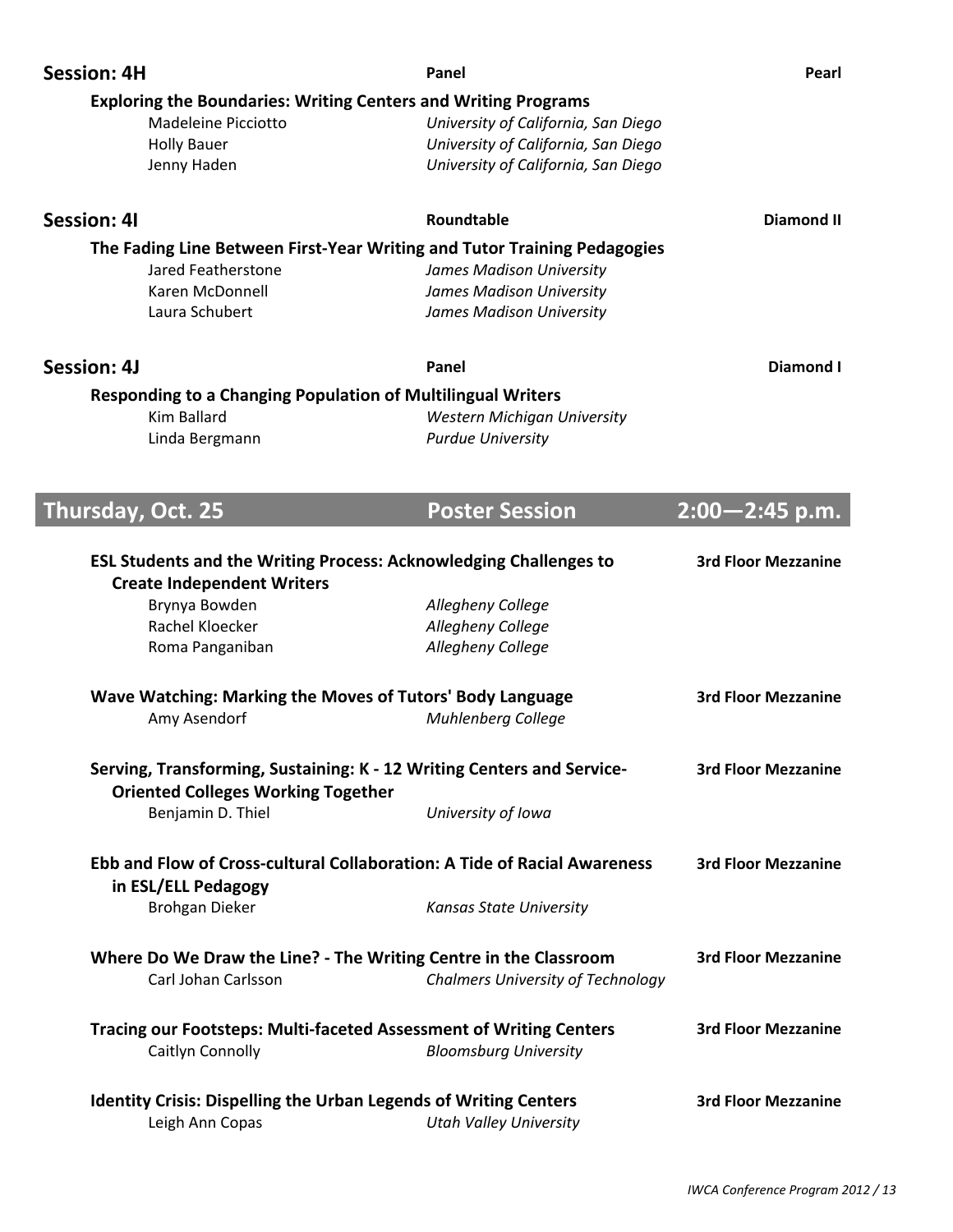**Session: 4H** | **Panel** | **Pearl**

**Exploring the Boundaries: Writing Centers and Writing Programs**

Madeleine Picciotto — *University of California, San Diego*
Holly Bauer — *University of California, San Diego*
Jenny Haden — *University of California, San Diego*

**Session: 4I** | **Roundtable** | **Diamond II**

**The Fading Line Between First-Year Writing and Tutor Training Pedagogies**

Jared Featherstone — *James Madison University*
Karen McDonnell — *James Madison University*
Laura Schubert — *James Madison University*

**Session: 4J** | **Panel** | **Diamond I**

**Responding to a Changing Population of Multilingual Writers**

Kim Ballard — *Western Michigan University*
Linda Bergmann — *Purdue University*

## Thursday, Oct. 25 — Poster Session — 2:00—2:45 p.m.

**ESL Students and the Writing Process: Acknowledging Challenges to Create Independent Writers** — **3rd Floor Mezzanine**

Brynya Bowden — *Allegheny College*
Rachel Kloecker — *Allegheny College*
Roma Panganiban — *Allegheny College*

**Wave Watching: Marking the Moves of Tutors' Body Language** — **3rd Floor Mezzanine**

Amy Asendorf — *Muhlenberg College*

**Serving, Transforming, Sustaining: K - 12 Writing Centers and Service-Oriented Colleges Working Together** — **3rd Floor Mezzanine**

Benjamin D. Thiel — *University of Iowa*

**Ebb and Flow of Cross-cultural Collaboration: A Tide of Racial Awareness in ESL/ELL Pedagogy** — **3rd Floor Mezzanine**

Brohgan Dieker — *Kansas State University*

**Where Do We Draw the Line? - The Writing Centre in the Classroom** — **3rd Floor Mezzanine**

Carl Johan Carlsson — *Chalmers University of Technology*

**Tracing our Footsteps: Multi-faceted Assessment of Writing Centers** — **3rd Floor Mezzanine**

Caitlyn Connolly — *Bloomsburg University*

**Identity Crisis: Dispelling the Urban Legends of Writing Centers** — **3rd Floor Mezzanine**

Leigh Ann Copas — *Utah Valley University*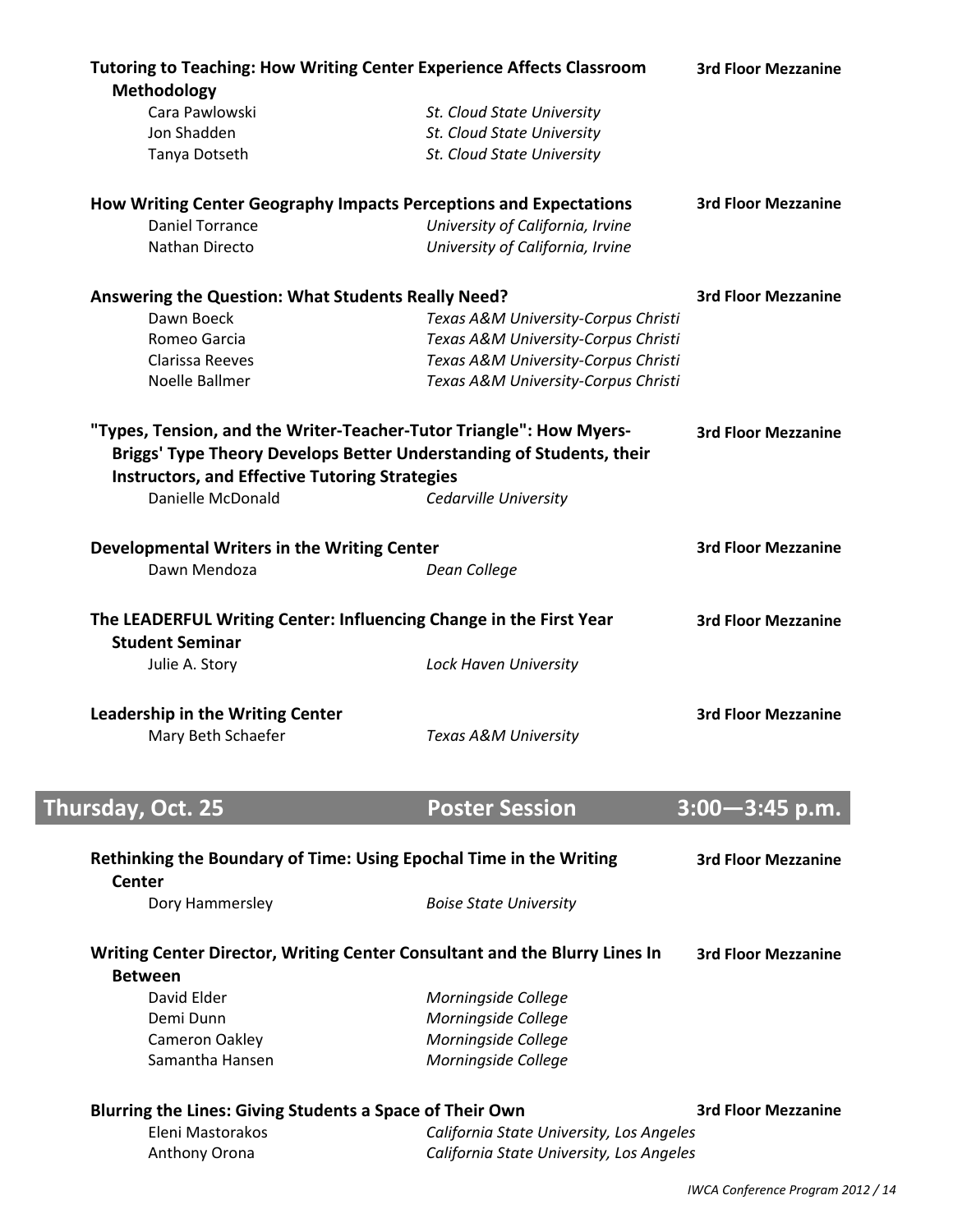**Tutoring to Teaching: How Writing Center Experience Affects Classroom Methodology** — 3rd Floor Mezzanine

Cara Pawlowski — *St. Cloud State University*
Jon Shadden — *St. Cloud State University*
Tanya Dotseth — *St. Cloud State University*

**How Writing Center Geography Impacts Perceptions and Expectations** — 3rd Floor Mezzanine

Daniel Torrance — *University of California, Irvine*
Nathan Directo — *University of California, Irvine*

**Answering the Question: What Students Really Need?** — 3rd Floor Mezzanine

Dawn Boeck — *Texas A&M University-Corpus Christi*
Romeo Garcia — *Texas A&M University-Corpus Christi*
Clarissa Reeves — *Texas A&M University-Corpus Christi*
Noelle Ballmer — *Texas A&M University-Corpus Christi*

**"Types, Tension, and the Writer-Teacher-Tutor Triangle": How Myers-Briggs' Type Theory Develops Better Understanding of Students, their Instructors, and Effective Tutoring Strategies** — 3rd Floor Mezzanine

Danielle McDonald — *Cedarville University*

**Developmental Writers in the Writing Center** — 3rd Floor Mezzanine

Dawn Mendoza — *Dean College*

**The LEADERFUL Writing Center: Influencing Change in the First Year Student Seminar** — 3rd Floor Mezzanine

Julie A. Story — *Lock Haven University*

**Leadership in the Writing Center** — 3rd Floor Mezzanine

Mary Beth Schaefer — *Texas A&M University*

## Thursday, Oct. 25 — Poster Session — 3:00—3:45 p.m.

**Rethinking the Boundary of Time: Using Epochal Time in the Writing Center** — 3rd Floor Mezzanine

Dory Hammersley — *Boise State University*

**Writing Center Director, Writing Center Consultant and the Blurry Lines In Between** — 3rd Floor Mezzanine

David Elder — *Morningside College*
Demi Dunn — *Morningside College*
Cameron Oakley — *Morningside College*
Samantha Hansen — *Morningside College*

**Blurring the Lines: Giving Students a Space of Their Own** — 3rd Floor Mezzanine

Eleni Mastorakos — *California State University, Los Angeles*
Anthony Orona — *California State University, Los Angeles*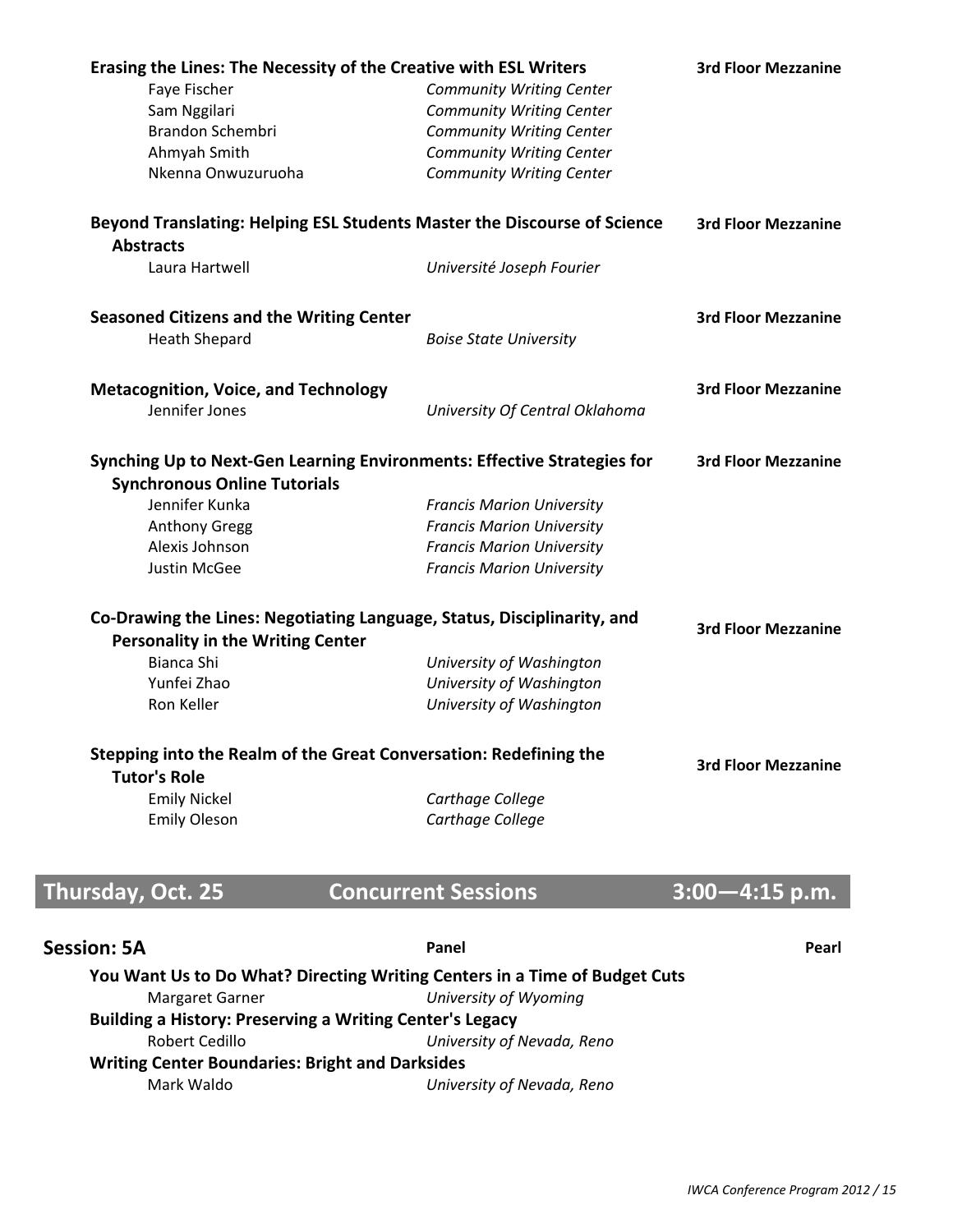**Erasing the Lines: The Necessity of the Creative with ESL Writers** — **3rd Floor Mezzanine**

| | |
|---|---|
| Faye Fischer | *Community Writing Center* |
| Sam Nggilari | *Community Writing Center* |
| Brandon Schembri | *Community Writing Center* |
| Ahmyah Smith | *Community Writing Center* |
| Nkenna Onwuzuruoha | *Community Writing Center* |

**Beyond Translating: Helping ESL Students Master the Discourse of Science Abstracts** — **3rd Floor Mezzanine**

| | |
|---|---|
| Laura Hartwell | *Université Joseph Fourier* |

**Seasoned Citizens and the Writing Center** — **3rd Floor Mezzanine**

| | |
|---|---|
| Heath Shepard | *Boise State University* |

**Metacognition, Voice, and Technology** — **3rd Floor Mezzanine**

| | |
|---|---|
| Jennifer Jones | *University Of Central Oklahoma* |

**Synching Up to Next-Gen Learning Environments: Effective Strategies for Synchronous Online Tutorials** — **3rd Floor Mezzanine**

| | |
|---|---|
| Jennifer Kunka | *Francis Marion University* |
| Anthony Gregg | *Francis Marion University* |
| Alexis Johnson | *Francis Marion University* |
| Justin McGee | *Francis Marion University* |

**Co-Drawing the Lines: Negotiating Language, Status, Disciplinarity, and Personality in the Writing Center** — **3rd Floor Mezzanine**

| | |
|---|---|
| Bianca Shi | *University of Washington* |
| Yunfei Zhao | *University of Washington* |
| Ron Keller | *University of Washington* |

**Stepping into the Realm of the Great Conversation: Redefining the Tutor's Role** — **3rd Floor Mezzanine**

| | |
|---|---|
| Emily Nickel | *Carthage College* |
| Emily Oleson | *Carthage College* |

## Thursday, Oct. 25 — Concurrent Sessions — 3:00—4:15 p.m.

### Session: 5A — Panel — Pearl

**You Want Us to Do What? Directing Writing Centers in a Time of Budget Cuts**

Margaret Garner — *University of Wyoming*

**Building a History: Preserving a Writing Center's Legacy**

Robert Cedillo — *University of Nevada, Reno*

**Writing Center Boundaries: Bright and Darksides**

Mark Waldo — *University of Nevada, Reno*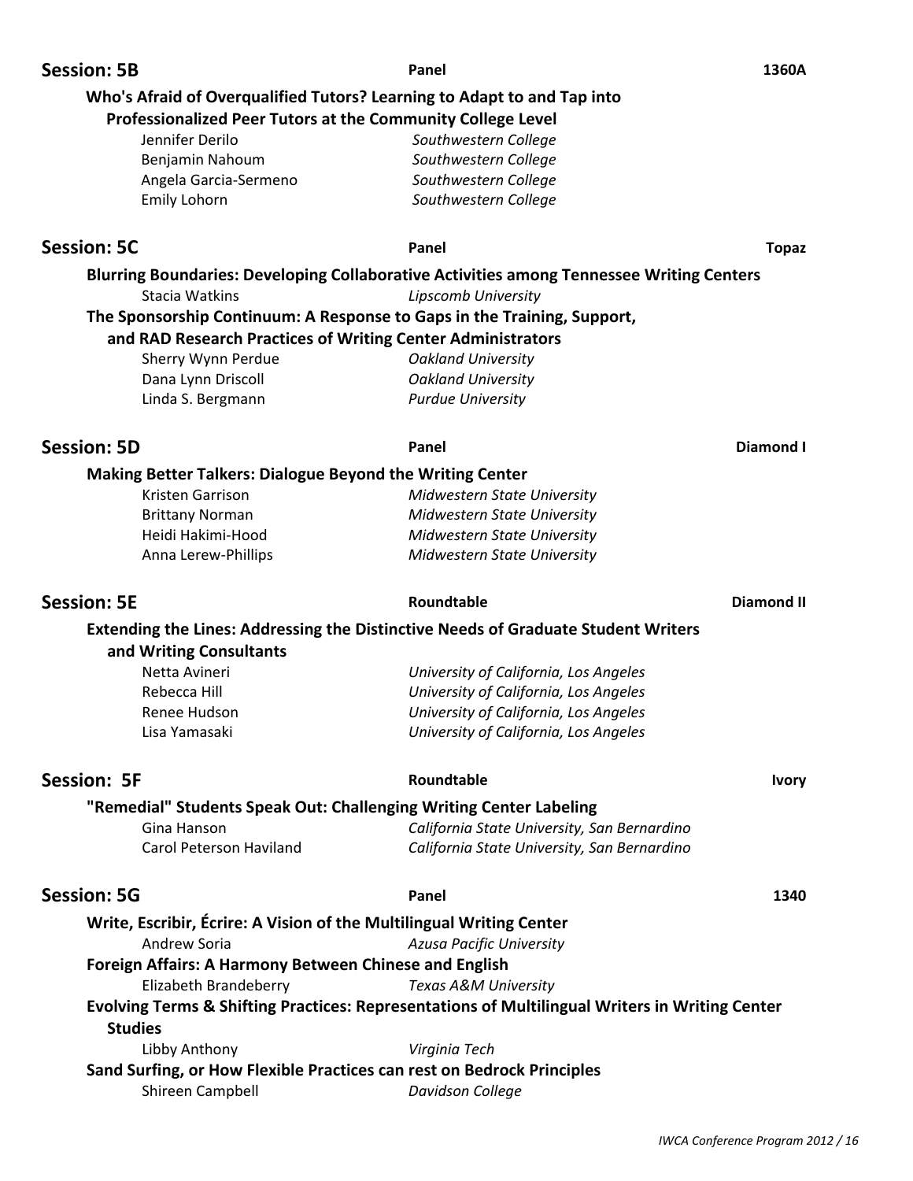## Session: 5B — Panel — 1360A

**Who's Afraid of Overqualified Tutors? Learning to Adapt to and Tap into Professionalized Peer Tutors at the Community College Level**

Jennifer Derilo — *Southwestern College*
Benjamin Nahoum — *Southwestern College*
Angela Garcia-Sermeno — *Southwestern College*
Emily Lohorn — *Southwestern College*

## Session: 5C — Panel — Topaz

**Blurring Boundaries: Developing Collaborative Activities among Tennessee Writing Centers**

Stacia Watkins — *Lipscomb University*

**The Sponsorship Continuum: A Response to Gaps in the Training, Support, and RAD Research Practices of Writing Center Administrators**

Sherry Wynn Perdue — *Oakland University*
Dana Lynn Driscoll — *Oakland University*
Linda S. Bergmann — *Purdue University*

## Session: 5D — Panel — Diamond I

**Making Better Talkers: Dialogue Beyond the Writing Center**

Kristen Garrison — *Midwestern State University*
Brittany Norman — *Midwestern State University*
Heidi Hakimi-Hood — *Midwestern State University*
Anna Lerew-Phillips — *Midwestern State University*

## Session: 5E — Roundtable — Diamond II

**Extending the Lines: Addressing the Distinctive Needs of Graduate Student Writers and Writing Consultants**

Netta Avineri — *University of California, Los Angeles*
Rebecca Hill — *University of California, Los Angeles*
Renee Hudson — *University of California, Los Angeles*
Lisa Yamasaki — *University of California, Los Angeles*

## Session: 5F — Roundtable — Ivory

**"Remedial" Students Speak Out: Challenging Writing Center Labeling**

Gina Hanson — *California State University, San Bernardino*
Carol Peterson Haviland — *California State University, San Bernardino*

## Session: 5G — Panel — 1340

**Write, Escribir, Écrire: A Vision of the Multilingual Writing Center**

Andrew Soria — *Azusa Pacific University*

**Foreign Affairs: A Harmony Between Chinese and English**

Elizabeth Brandeberry — *Texas A&M University*

**Evolving Terms & Shifting Practices: Representations of Multilingual Writers in Writing Center Studies**

Libby Anthony — *Virginia Tech*

**Sand Surfing, or How Flexible Practices can rest on Bedrock Principles**

Shireen Campbell — *Davidson College*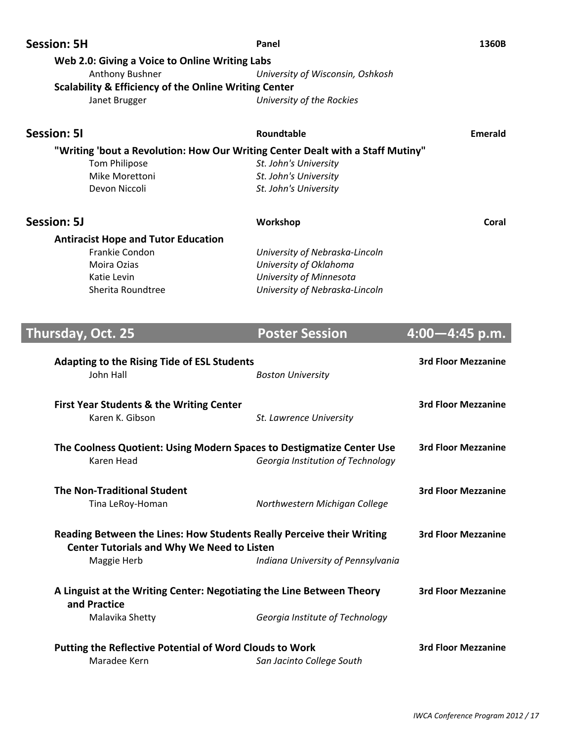**Session: 5H** | **Panel** | **1360B**

**Web 2.0: Giving a Voice to Online Writing Labs**

Anthony Bushner — *University of Wisconsin, Oshkosh*

**Scalability & Efficiency of the Online Writing Center**

Janet Brugger — *University of the Rockies*

**Session: 5I** | **Roundtable** | **Emerald**

**"Writing 'bout a Revolution: How Our Writing Center Dealt with a Staff Mutiny"**

Tom Philipose — *St. John's University*
Mike Morettoni — *St. John's University*
Devon Niccoli — *St. John's University*

**Session: 5J** | **Workshop** | **Coral**

**Antiracist Hope and Tutor Education**

Frankie Condon — *University of Nebraska-Lincoln*
Moira Ozias — *University of Oklahoma*
Katie Levin — *University of Minnesota*
Sherita Roundtree — *University of Nebraska-Lincoln*

## Thursday, Oct. 25 — Poster Session — 4:00—4:45 p.m.

**Adapting to the Rising Tide of ESL Students** — **3rd Floor Mezzanine**
John Hall — *Boston University*

**First Year Students & the Writing Center** — **3rd Floor Mezzanine**
Karen K. Gibson — *St. Lawrence University*

**The Coolness Quotient: Using Modern Spaces to Destigmatize Center Use** — **3rd Floor Mezzanine**
Karen Head — *Georgia Institution of Technology*

**The Non-Traditional Student** — **3rd Floor Mezzanine**
Tina LeRoy-Homan — *Northwestern Michigan College*

**Reading Between the Lines: How Students Really Perceive their Writing Center Tutorials and Why We Need to Listen** — **3rd Floor Mezzanine**
Maggie Herb — *Indiana University of Pennsylvania*

**A Linguist at the Writing Center: Negotiating the Line Between Theory and Practice** — **3rd Floor Mezzanine**
Malavika Shetty — *Georgia Institute of Technology*

**Putting the Reflective Potential of Word Clouds to Work** — **3rd Floor Mezzanine**
Maradee Kern — *San Jacinto College South*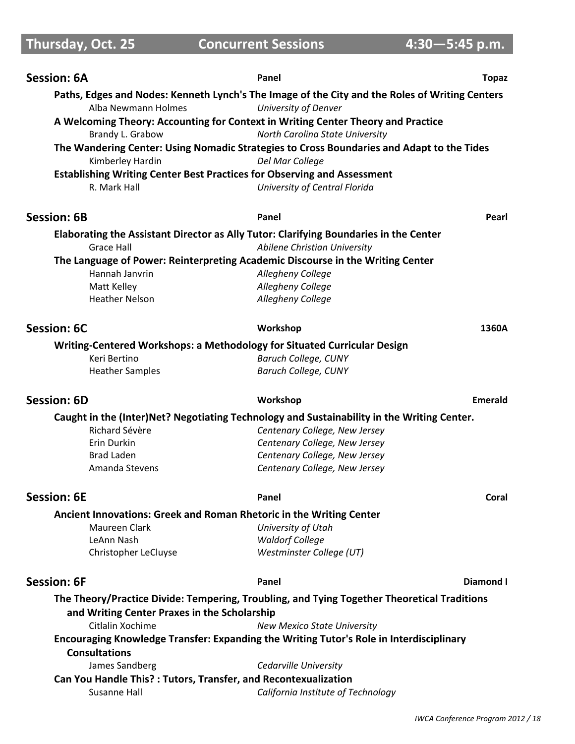## Thursday, Oct. 25 — Concurrent Sessions — 4:30—5:45 p.m.

### Session: 6A — Panel — Topaz

**Paths, Edges and Nodes: Kenneth Lynch's The Image of the City and the Roles of Writing Centers**
Alba Newmann Holmes — *University of Denver*

**A Welcoming Theory: Accounting for Context in Writing Center Theory and Practice**
Brandy L. Grabow — *North Carolina State University*

**The Wandering Center: Using Nomadic Strategies to Cross Boundaries and Adapt to the Tides**
Kimberley Hardin — *Del Mar College*

**Establishing Writing Center Best Practices for Observing and Assessment**
R. Mark Hall — *University of Central Florida*

### Session: 6B — Panel — Pearl

**Elaborating the Assistant Director as Ally Tutor: Clarifying Boundaries in the Center**
Grace Hall — *Abilene Christian University*

**The Language of Power: Reinterpreting Academic Discourse in the Writing Center**
Hannah Janvrin — *Allegheny College*
Matt Kelley — *Allegheny College*
Heather Nelson — *Allegheny College*

### Session: 6C — Workshop — 1360A

**Writing-Centered Workshops: a Methodology for Situated Curricular Design**
Keri Bertino — *Baruch College, CUNY*
Heather Samples — *Baruch College, CUNY*

### Session: 6D — Workshop — Emerald

**Caught in the (Inter)Net? Negotiating Technology and Sustainability in the Writing Center.**
Richard Sévère — *Centenary College, New Jersey*
Erin Durkin — *Centenary College, New Jersey*
Brad Laden — *Centenary College, New Jersey*
Amanda Stevens — *Centenary College, New Jersey*

### Session: 6E — Panel — Coral

**Ancient Innovations: Greek and Roman Rhetoric in the Writing Center**
Maureen Clark — *University of Utah*
LeAnn Nash — *Waldorf College*
Christopher LeCluyse — *Westminster College (UT)*

### Session: 6F — Panel — Diamond I

**The Theory/Practice Divide: Tempering, Troubling, and Tying Together Theoretical Traditions and Writing Center Praxes in the Scholarship**
Citlalin Xochime — *New Mexico State University*

**Encouraging Knowledge Transfer: Expanding the Writing Tutor's Role in Interdisciplinary Consultations**
James Sandberg — *Cedarville University*

**Can You Handle This? : Tutors, Transfer, and Recontexualization**
Susanne Hall — *California Institute of Technology*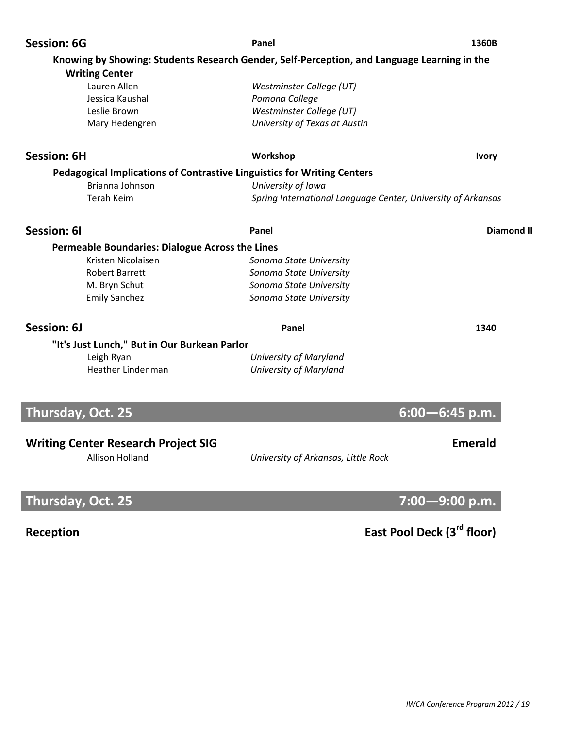**Session: 6G** | **Panel** | **1360B**

**Knowing by Showing: Students Research Gender, Self-Perception, and Language Learning in the Writing Center**

Lauren Allen — *Westminster College (UT)*
Jessica Kaushal — *Pomona College*
Leslie Brown — *Westminster College (UT)*
Mary Hedengren — *University of Texas at Austin*

**Session: 6H** | **Workshop** | **Ivory**

**Pedagogical Implications of Contrastive Linguistics for Writing Centers**

Brianna Johnson — *University of Iowa*
Terah Keim — *Spring International Language Center, University of Arkansas*

**Session: 6I** | **Panel** | **Diamond II**

**Permeable Boundaries: Dialogue Across the Lines**

Kristen Nicolaisen — *Sonoma State University*
Robert Barrett — *Sonoma State University*
M. Bryn Schut — *Sonoma State University*
Emily Sanchez — *Sonoma State University*

**Session: 6J** | **Panel** | **1340**

**"It's Just Lunch," But in Our Burkean Parlor**

Leigh Ryan — *University of Maryland*
Heather Lindenman — *University of Maryland*

## Thursday, Oct. 25 — 6:00—6:45 p.m.

**Writing Center Research Project SIG** | **Emerald**

Allison Holland — *University of Arkansas, Little Rock*

## Thursday, Oct. 25 — 7:00—9:00 p.m.

**Reception** | **East Pool Deck (3rd floor)**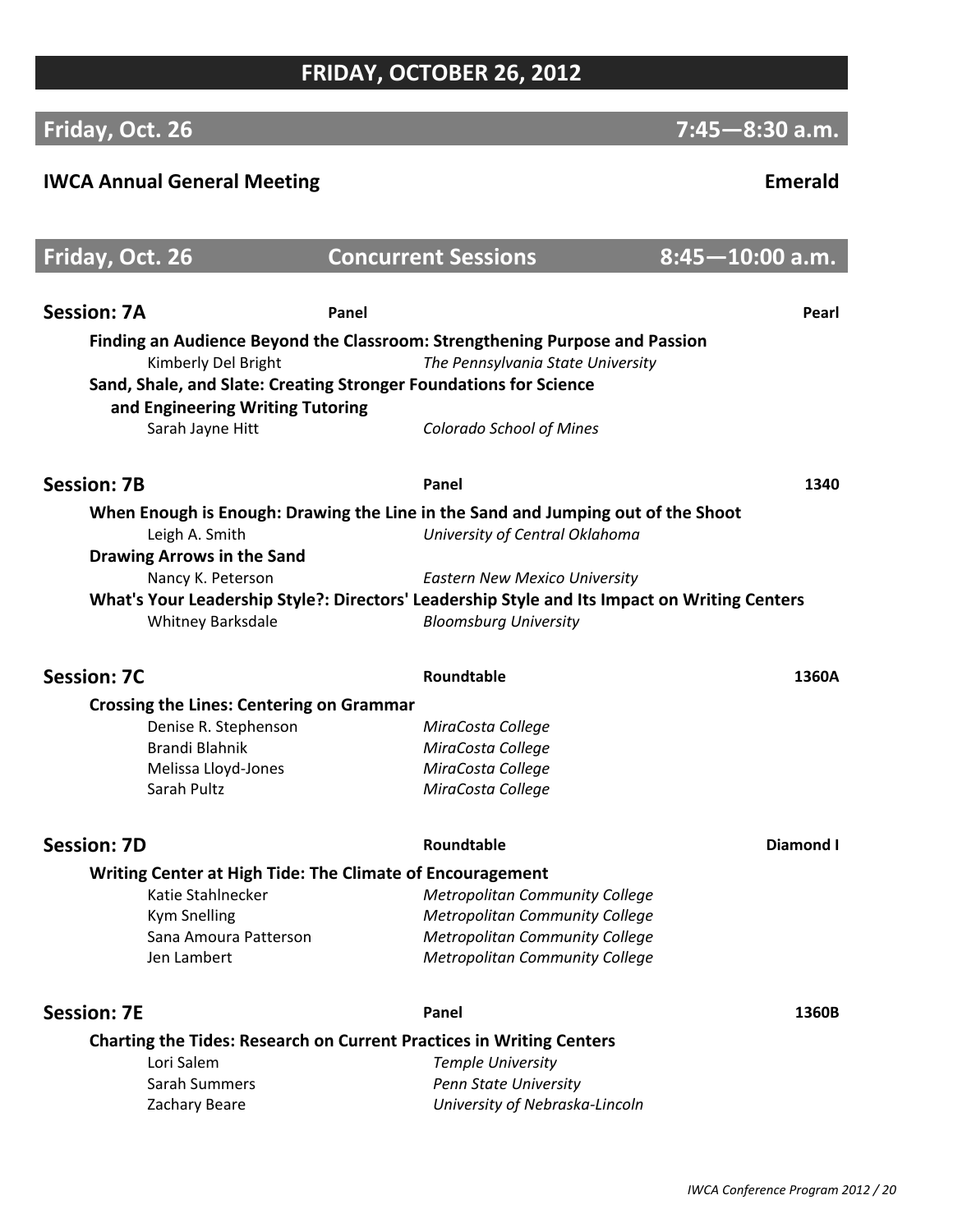# FRIDAY, OCTOBER 26, 2012

## Friday, Oct. 26 — 7:45—8:30 a.m.

**IWCA Annual General Meeting** — **Emerald**

## Friday, Oct. 26 — Concurrent Sessions — 8:45—10:00 a.m.

### Session: 7A — Panel — Pearl

**Finding an Audience Beyond the Classroom: Strengthening Purpose and Passion**
Kimberly Del Bright — *The Pennsylvania State University*

**Sand, Shale, and Slate: Creating Stronger Foundations for Science and Engineering Writing Tutoring**
Sarah Jayne Hitt — *Colorado School of Mines*

### Session: 7B — Panel — 1340

**When Enough is Enough: Drawing the Line in the Sand and Jumping out of the Shoot**
Leigh A. Smith — *University of Central Oklahoma*

**Drawing Arrows in the Sand**
Nancy K. Peterson — *Eastern New Mexico University*

**What's Your Leadership Style?: Directors' Leadership Style and Its Impact on Writing Centers**
Whitney Barksdale — *Bloomsburg University*

### Session: 7C — Roundtable — 1360A

**Crossing the Lines: Centering on Grammar**
Denise R. Stephenson — *MiraCosta College*
Brandi Blahnik — *MiraCosta College*
Melissa Lloyd-Jones — *MiraCosta College*
Sarah Pultz — *MiraCosta College*

### Session: 7D — Roundtable — Diamond I

**Writing Center at High Tide: The Climate of Encouragement**
Katie Stahlnecker — *Metropolitan Community College*
Kym Snelling — *Metropolitan Community College*
Sana Amoura Patterson — *Metropolitan Community College*
Jen Lambert — *Metropolitan Community College*

### Session: 7E — Panel — 1360B

**Charting the Tides: Research on Current Practices in Writing Centers**
Lori Salem — *Temple University*
Sarah Summers — *Penn State University*
Zachary Beare — *University of Nebraska-Lincoln*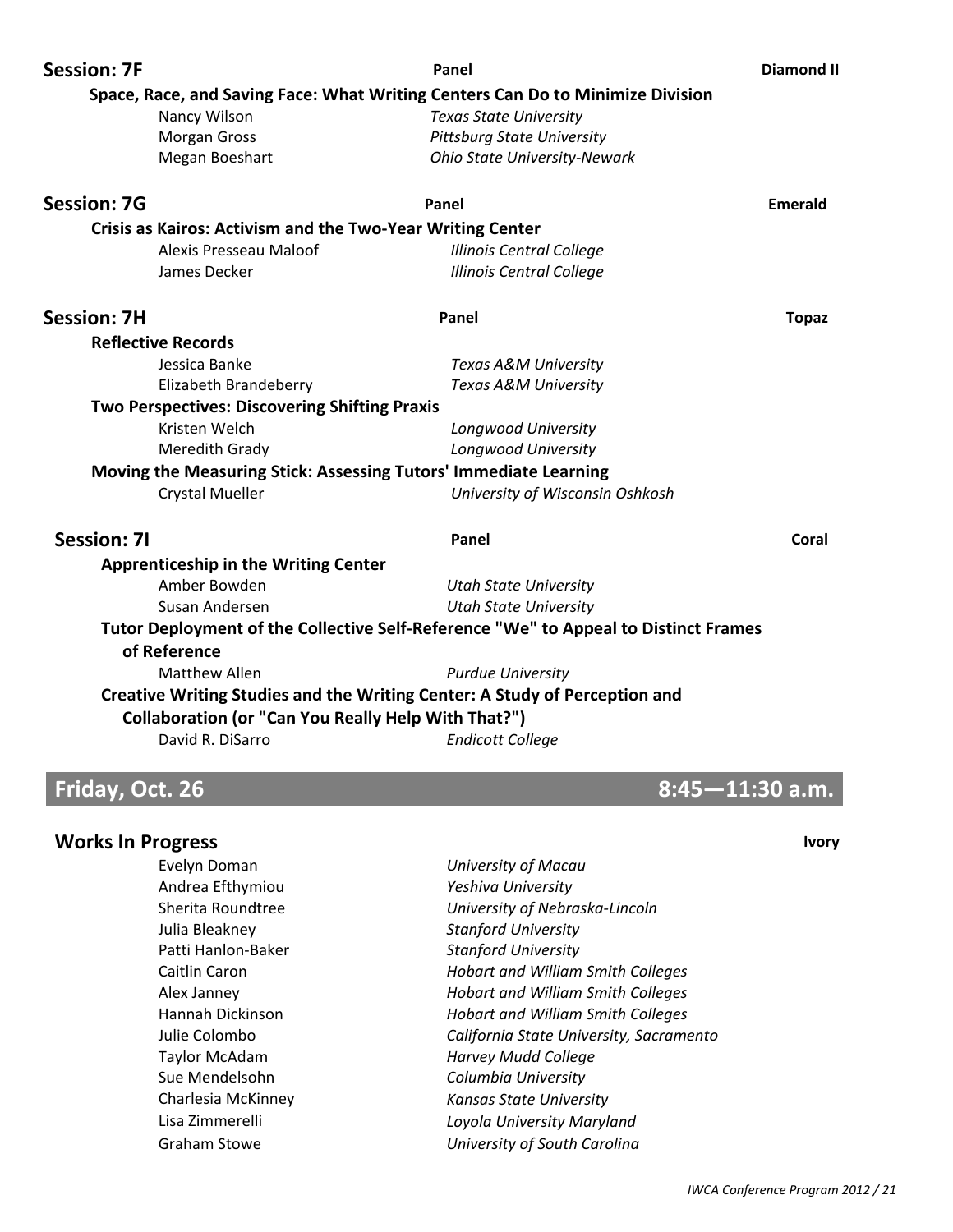## Session: 7F — Panel — Diamond II

**Space, Race, and Saving Face: What Writing Centers Can Do to Minimize Division**

- Nancy Wilson — *Texas State University*
- Morgan Gross — *Pittsburg State University*
- Megan Boeshart — *Ohio State University-Newark*

## Session: 7G — Panel — Emerald

**Crisis as Kairos: Activism and the Two-Year Writing Center**

- Alexis Presseau Maloof — *Illinois Central College*
- James Decker — *Illinois Central College*

## Session: 7H — Panel — Topaz

**Reflective Records**

- Jessica Banke — *Texas A&M University*
- Elizabeth Brandeberry — *Texas A&M University*

**Two Perspectives: Discovering Shifting Praxis**

- Kristen Welch — *Longwood University*
- Meredith Grady — *Longwood University*

**Moving the Measuring Stick: Assessing Tutors' Immediate Learning**

- Crystal Mueller — *University of Wisconsin Oshkosh*

## Session: 7I — Panel — Coral

**Apprenticeship in the Writing Center**

- Amber Bowden — *Utah State University*
- Susan Andersen — *Utah State University*

**Tutor Deployment of the Collective Self-Reference "We" to Appeal to Distinct Frames of Reference**

- Matthew Allen — *Purdue University*

**Creative Writing Studies and the Writing Center: A Study of Perception and Collaboration (or "Can You Really Help With That?")**

- David R. DiSarro — *Endicott College*

# Friday, Oct. 26 — 8:45—11:30 a.m.

## Works In Progress — Ivory

- Evelyn Doman — *University of Macau*
- Andrea Efthymiou — *Yeshiva University*
- Sherita Roundtree — *University of Nebraska-Lincoln*
- Julia Bleakney — *Stanford University*
- Patti Hanlon-Baker — *Stanford University*
- Caitlin Caron — *Hobart and William Smith Colleges*
- Alex Janney — *Hobart and William Smith Colleges*
- Hannah Dickinson — *Hobart and William Smith Colleges*
- Julie Colombo — *California State University, Sacramento*
- Taylor McAdam — *Harvey Mudd College*
- Sue Mendelsohn — *Columbia University*
- Charlesia McKinney — *Kansas State University*
- Lisa Zimmerelli — *Loyola University Maryland*
- Graham Stowe — *University of South Carolina*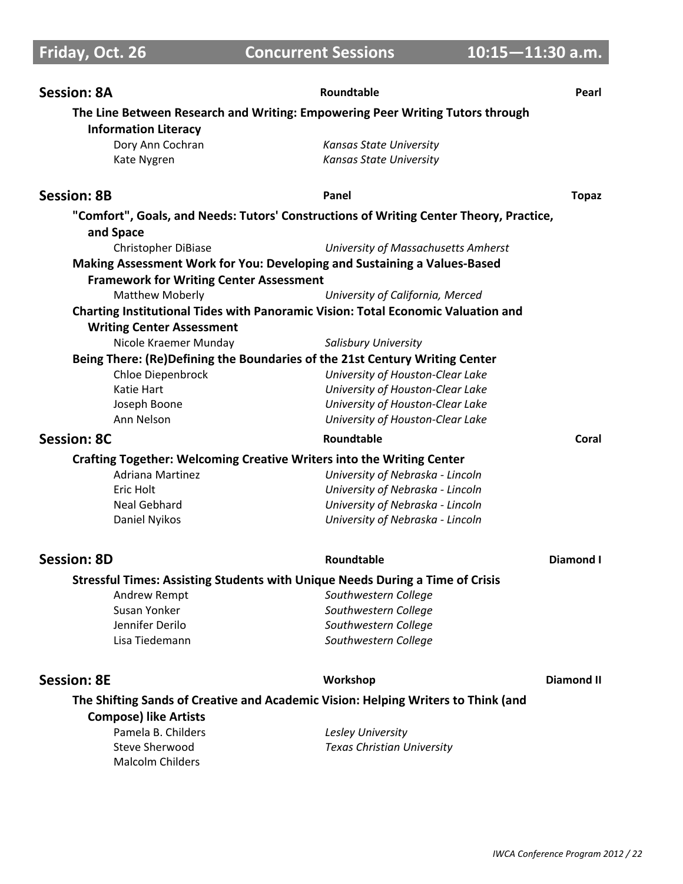# Friday, Oct. 26 — Concurrent Sessions — 10:15—11:30 a.m.

## Session: 8A — Roundtable — Pearl

**The Line Between Research and Writing: Empowering Peer Writing Tutors through Information Literacy**

Dory Ann Cochran — *Kansas State University*
Kate Nygren — *Kansas State University*

## Session: 8B — Panel — Topaz

**"Comfort", Goals, and Needs: Tutors' Constructions of Writing Center Theory, Practice, and Space**

Christopher DiBiase — *University of Massachusetts Amherst*

**Making Assessment Work for You: Developing and Sustaining a Values-Based Framework for Writing Center Assessment**

Matthew Moberly — *University of California, Merced*

**Charting Institutional Tides with Panoramic Vision: Total Economic Valuation and Writing Center Assessment**

Nicole Kraemer Munday — *Salisbury University*

**Being There: (Re)Defining the Boundaries of the 21st Century Writing Center**

Chloe Diepenbrock — *University of Houston-Clear Lake*
Katie Hart — *University of Houston-Clear Lake*
Joseph Boone — *University of Houston-Clear Lake*
Ann Nelson — *University of Houston-Clear Lake*

## Session: 8C — Roundtable — Coral

**Crafting Together: Welcoming Creative Writers into the Writing Center**

Adriana Martinez — *University of Nebraska - Lincoln*
Eric Holt — *University of Nebraska - Lincoln*
Neal Gebhard — *University of Nebraska - Lincoln*
Daniel Nyikos — *University of Nebraska - Lincoln*

## Session: 8D — Roundtable — Diamond I

**Stressful Times: Assisting Students with Unique Needs During a Time of Crisis**

Andrew Rempt — *Southwestern College*
Susan Yonker — *Southwestern College*
Jennifer Derilo — *Southwestern College*
Lisa Tiedemann — *Southwestern College*

## Session: 8E — Workshop — Diamond II

**The Shifting Sands of Creative and Academic Vision: Helping Writers to Think (and Compose) like Artists**

Pamela B. Childers — *Lesley University*
Steve Sherwood — *Texas Christian University*
Malcolm Childers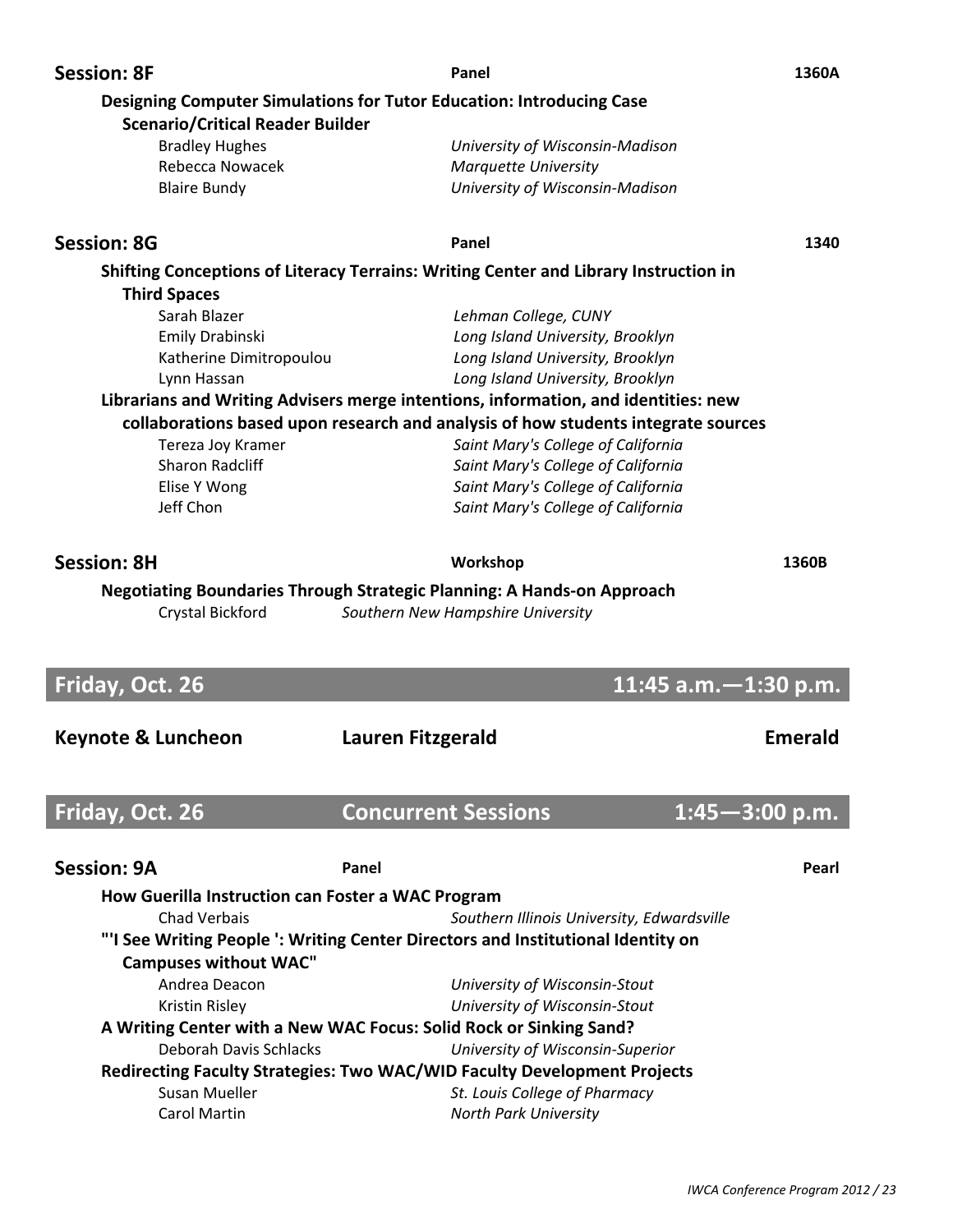**Session: 8F** — Panel — 1360A

**Designing Computer Simulations for Tutor Education: Introducing Case Scenario/Critical Reader Builder**

- Bradley Hughes — *University of Wisconsin-Madison*
- Rebecca Nowacek — *Marquette University*
- Blaire Bundy — *University of Wisconsin-Madison*

**Session: 8G** — Panel — 1340

**Shifting Conceptions of Literacy Terrains: Writing Center and Library Instruction in Third Spaces**

- Sarah Blazer — *Lehman College, CUNY*
- Emily Drabinski — *Long Island University, Brooklyn*
- Katherine Dimitropoulou — *Long Island University, Brooklyn*
- Lynn Hassan — *Long Island University, Brooklyn*

**Librarians and Writing Advisers merge intentions, information, and identities: new collaborations based upon research and analysis of how students integrate sources**

- Tereza Joy Kramer — *Saint Mary's College of California*
- Sharon Radcliff — *Saint Mary's College of California*
- Elise Y Wong — *Saint Mary's College of California*
- Jeff Chon — *Saint Mary's College of California*

**Session: 8H** — Workshop — 1360B

**Negotiating Boundaries Through Strategic Planning: A Hands-on Approach**

- Crystal Bickford — *Southern New Hampshire University*

## Friday, Oct. 26 — 11:45 a.m.—1:30 p.m.

**Keynote & Luncheon** — **Lauren Fitzgerald** — **Emerald**

## Friday, Oct. 26 — Concurrent Sessions — 1:45—3:00 p.m.

**Session: 9A** — Panel — Pearl

**How Guerilla Instruction can Foster a WAC Program**

- Chad Verbais — *Southern Illinois University, Edwardsville*

**"'I See Writing People ': Writing Center Directors and Institutional Identity on Campuses without WAC"**

- Andrea Deacon — *University of Wisconsin-Stout*
- Kristin Risley — *University of Wisconsin-Stout*

**A Writing Center with a New WAC Focus: Solid Rock or Sinking Sand?**

- Deborah Davis Schlacks — *University of Wisconsin-Superior*

**Redirecting Faculty Strategies: Two WAC/WID Faculty Development Projects**

- Susan Mueller — *St. Louis College of Pharmacy*
- Carol Martin — *North Park University*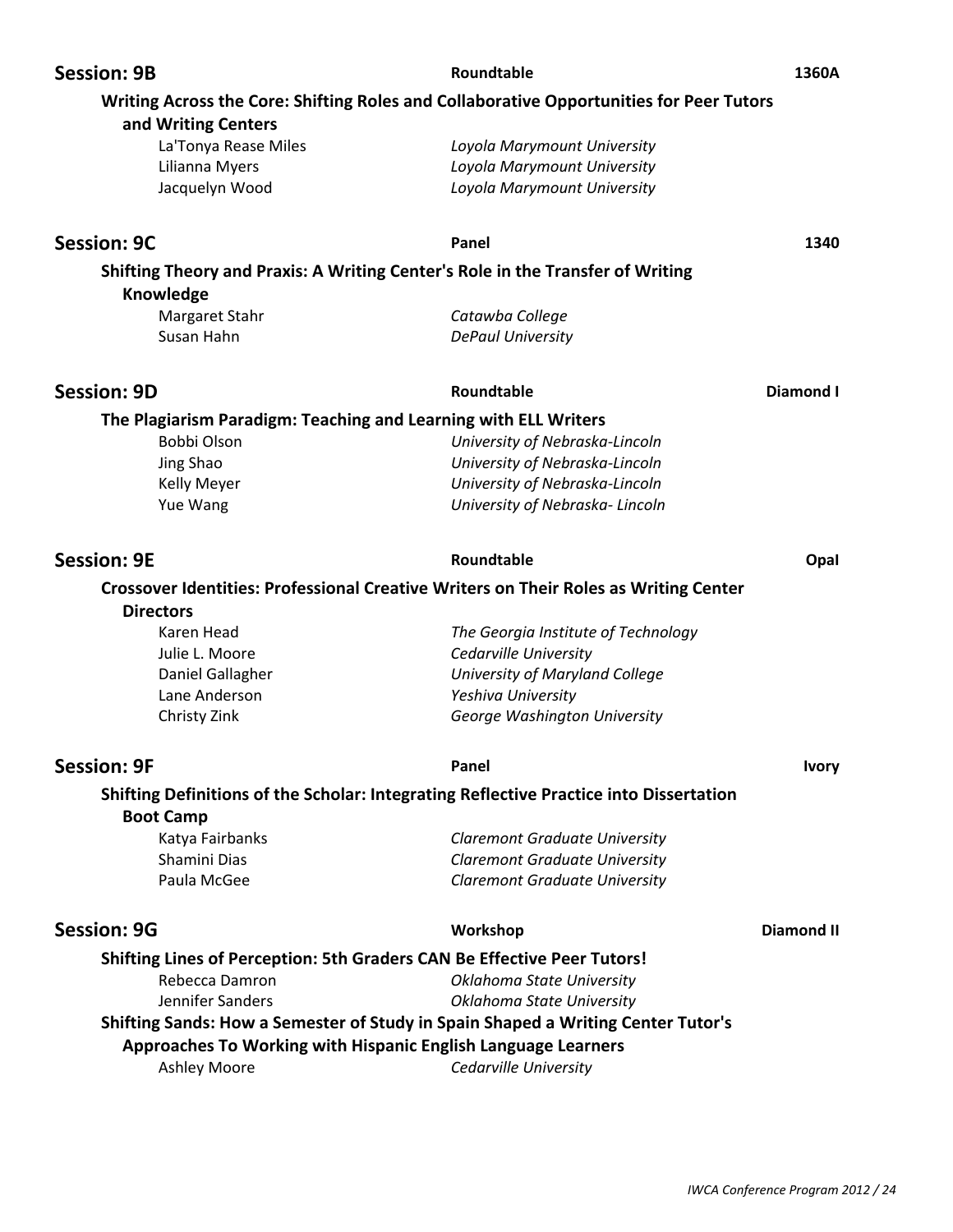## Session: 9B

**Roundtable** — **1360A**

**Writing Across the Core: Shifting Roles and Collaborative Opportunities for Peer Tutors and Writing Centers**

La'Tonya Rease Miles — *Loyola Marymount University*
Lilianna Myers — *Loyola Marymount University*
Jacquelyn Wood — *Loyola Marymount University*

## Session: 9C

**Panel** — **1340**

**Shifting Theory and Praxis: A Writing Center's Role in the Transfer of Writing Knowledge**

Margaret Stahr — *Catawba College*
Susan Hahn — *DePaul University*

## Session: 9D

**Roundtable** — **Diamond I**

**The Plagiarism Paradigm: Teaching and Learning with ELL Writers**

Bobbi Olson — *University of Nebraska-Lincoln*
Jing Shao — *University of Nebraska-Lincoln*
Kelly Meyer — *University of Nebraska-Lincoln*
Yue Wang — *University of Nebraska- Lincoln*

## Session: 9E

**Roundtable** — **Opal**

**Crossover Identities: Professional Creative Writers on Their Roles as Writing Center Directors**

Karen Head — *The Georgia Institute of Technology*
Julie L. Moore — *Cedarville University*
Daniel Gallagher — *University of Maryland College*
Lane Anderson — *Yeshiva University*
Christy Zink — *George Washington University*

## Session: 9F

**Panel** — **Ivory**

**Shifting Definitions of the Scholar: Integrating Reflective Practice into Dissertation Boot Camp**

Katya Fairbanks — *Claremont Graduate University*
Shamini Dias — *Claremont Graduate University*
Paula McGee — *Claremont Graduate University*

## Session: 9G

**Workshop** — **Diamond II**

**Shifting Lines of Perception: 5th Graders CAN Be Effective Peer Tutors!**

Rebecca Damron — *Oklahoma State University*
Jennifer Sanders — *Oklahoma State University*

**Shifting Sands: How a Semester of Study in Spain Shaped a Writing Center Tutor's Approaches To Working with Hispanic English Language Learners**

Ashley Moore — *Cedarville University*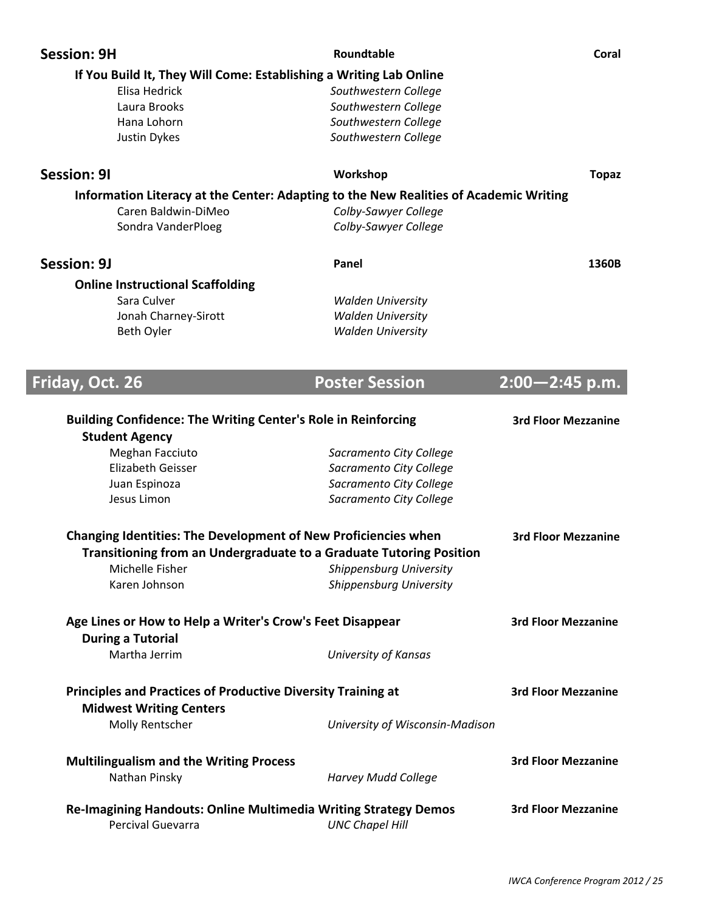**Session: 9H** | **Roundtable** | **Coral**

**If You Build It, They Will Come: Establishing a Writing Lab Online**

Elisa Hedrick — *Southwestern College*
Laura Brooks — *Southwestern College*
Hana Lohorn — *Southwestern College*
Justin Dykes — *Southwestern College*

**Session: 9I** | **Workshop** | **Topaz**

**Information Literacy at the Center: Adapting to the New Realities of Academic Writing**

Caren Baldwin-DiMeo — *Colby-Sawyer College*
Sondra VanderPloeg — *Colby-Sawyer College*

**Session: 9J** | **Panel** | **1360B**

**Online Instructional Scaffolding**

Sara Culver — *Walden University*
Jonah Charney-Sirott — *Walden University*
Beth Oyler — *Walden University*

## Friday, Oct. 26 — Poster Session — 2:00—2:45 p.m.

**Building Confidence: The Writing Center's Role in Reinforcing Student Agency** — **3rd Floor Mezzanine**

Meghan Facciuto — *Sacramento City College*
Elizabeth Geisser — *Sacramento City College*
Juan Espinoza — *Sacramento City College*
Jesus Limon — *Sacramento City College*

**Changing Identities: The Development of New Proficiencies when Transitioning from an Undergraduate to a Graduate Tutoring Position** — **3rd Floor Mezzanine**

Michelle Fisher — *Shippensburg University*
Karen Johnson — *Shippensburg University*

**Age Lines or How to Help a Writer's Crow's Feet Disappear During a Tutorial** — **3rd Floor Mezzanine**

Martha Jerrim — *University of Kansas*

**Principles and Practices of Productive Diversity Training at Midwest Writing Centers** — **3rd Floor Mezzanine**

Molly Rentscher — *University of Wisconsin-Madison*

**Multilingualism and the Writing Process** — **3rd Floor Mezzanine**

Nathan Pinsky — *Harvey Mudd College*

**Re-Imagining Handouts: Online Multimedia Writing Strategy Demos** — **3rd Floor Mezzanine**

Percival Guevarra — *UNC Chapel Hill*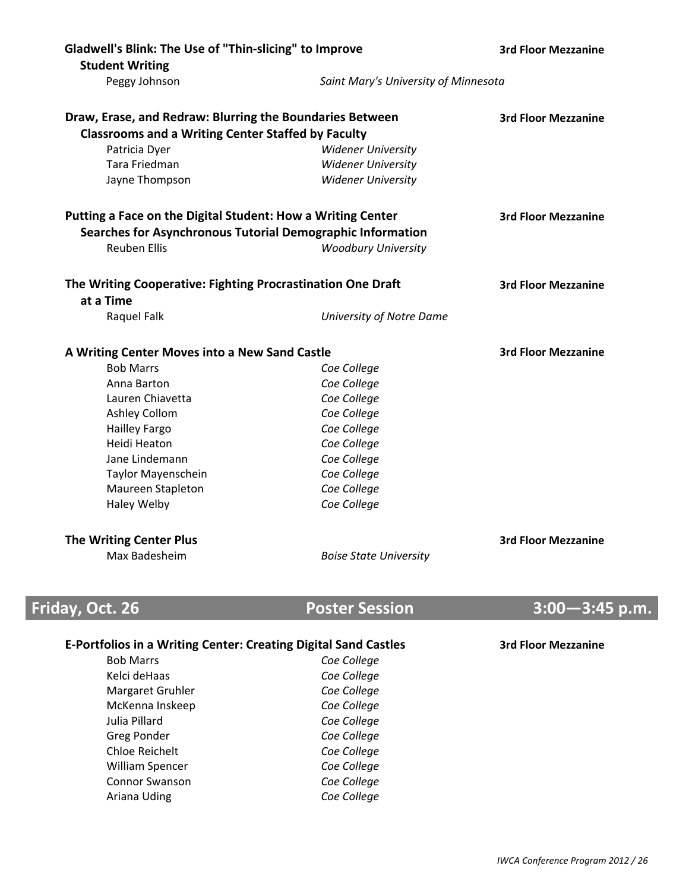**Gladwell's Blink: The Use of "Thin-slicing" to Improve Student Writing** — 3rd Floor Mezzanine

Peggy Johnson — *Saint Mary's University of Minnesota*

**Draw, Erase, and Redraw: Blurring the Boundaries Between Classrooms and a Writing Center Staffed by Faculty** — 3rd Floor Mezzanine

Patricia Dyer — *Widener University*
Tara Friedman — *Widener University*
Jayne Thompson — *Widener University*

**Putting a Face on the Digital Student: How a Writing Center Searches for Asynchronous Tutorial Demographic Information** — 3rd Floor Mezzanine

Reuben Ellis — *Woodbury University*

**The Writing Cooperative: Fighting Procrastination One Draft at a Time** — 3rd Floor Mezzanine

Raquel Falk — *University of Notre Dame*

**A Writing Center Moves into a New Sand Castle** — 3rd Floor Mezzanine

Bob Marrs — *Coe College*
Anna Barton — *Coe College*
Lauren Chiavetta — *Coe College*
Ashley Collom — *Coe College*
Hailley Fargo — *Coe College*
Heidi Heaton — *Coe College*
Jane Lindemann — *Coe College*
Taylor Mayenschein — *Coe College*
Maureen Stapleton — *Coe College*
Haley Welby — *Coe College*

**The Writing Center Plus** — 3rd Floor Mezzanine

Max Badesheim — *Boise State University*

## Friday, Oct. 26 — Poster Session — 3:00—3:45 p.m.

**E-Portfolios in a Writing Center: Creating Digital Sand Castles** — 3rd Floor Mezzanine

Bob Marrs — *Coe College*
Kelci deHaas — *Coe College*
Margaret Gruhler — *Coe College*
McKenna Inskeep — *Coe College*
Julia Pillard — *Coe College*
Greg Ponder — *Coe College*
Chloe Reichelt — *Coe College*
William Spencer — *Coe College*
Connor Swanson — *Coe College*
Ariana Uding — *Coe College*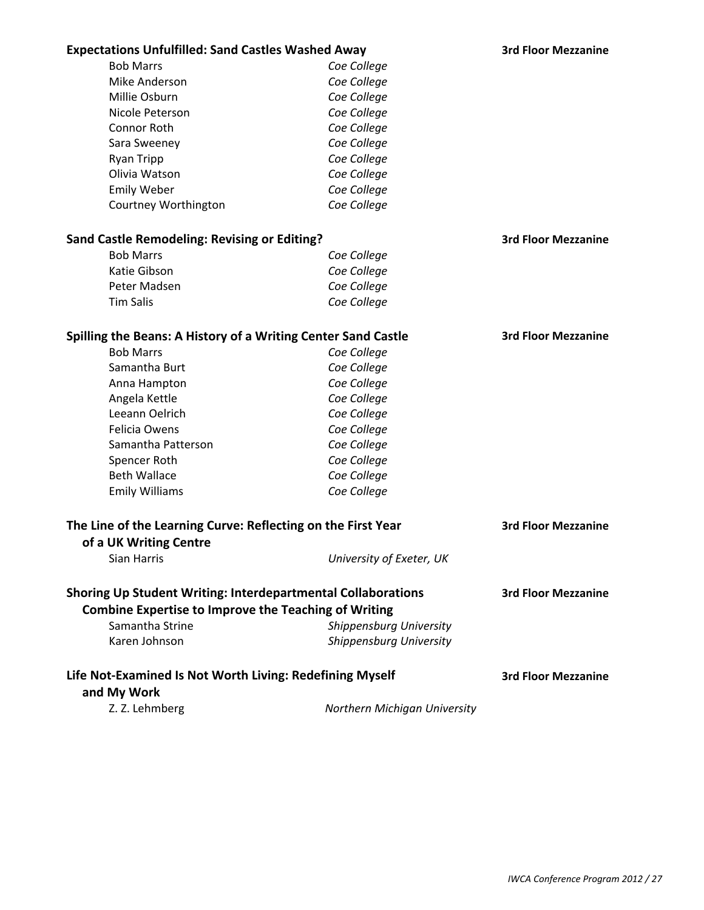**Expectations Unfulfilled: Sand Castles Washed Away** — **3rd Floor Mezzanine**

| | |
|---|---|
| Bob Marrs | *Coe College* |
| Mike Anderson | *Coe College* |
| Millie Osburn | *Coe College* |
| Nicole Peterson | *Coe College* |
| Connor Roth | *Coe College* |
| Sara Sweeney | *Coe College* |
| Ryan Tripp | *Coe College* |
| Olivia Watson | *Coe College* |
| Emily Weber | *Coe College* |
| Courtney Worthington | *Coe College* |

**Sand Castle Remodeling: Revising or Editing?** — **3rd Floor Mezzanine**

| | |
|---|---|
| Bob Marrs | *Coe College* |
| Katie Gibson | *Coe College* |
| Peter Madsen | *Coe College* |
| Tim Salis | *Coe College* |

**Spilling the Beans: A History of a Writing Center Sand Castle** — **3rd Floor Mezzanine**

| | |
|---|---|
| Bob Marrs | *Coe College* |
| Samantha Burt | *Coe College* |
| Anna Hampton | *Coe College* |
| Angela Kettle | *Coe College* |
| Leeann Oelrich | *Coe College* |
| Felicia Owens | *Coe College* |
| Samantha Patterson | *Coe College* |
| Spencer Roth | *Coe College* |
| Beth Wallace | *Coe College* |
| Emily Williams | *Coe College* |

**The Line of the Learning Curve: Reflecting on the First Year of a UK Writing Centre** — **3rd Floor Mezzanine**

| | |
|---|---|
| Sian Harris | *University of Exeter, UK* |

**Shoring Up Student Writing: Interdepartmental Collaborations Combine Expertise to Improve the Teaching of Writing** — **3rd Floor Mezzanine**

| | |
|---|---|
| Samantha Strine | *Shippensburg University* |
| Karen Johnson | *Shippensburg University* |

**Life Not-Examined Is Not Worth Living: Redefining Myself and My Work** — **3rd Floor Mezzanine**

| | |
|---|---|
| Z. Z. Lehmberg | *Northern Michigan University* |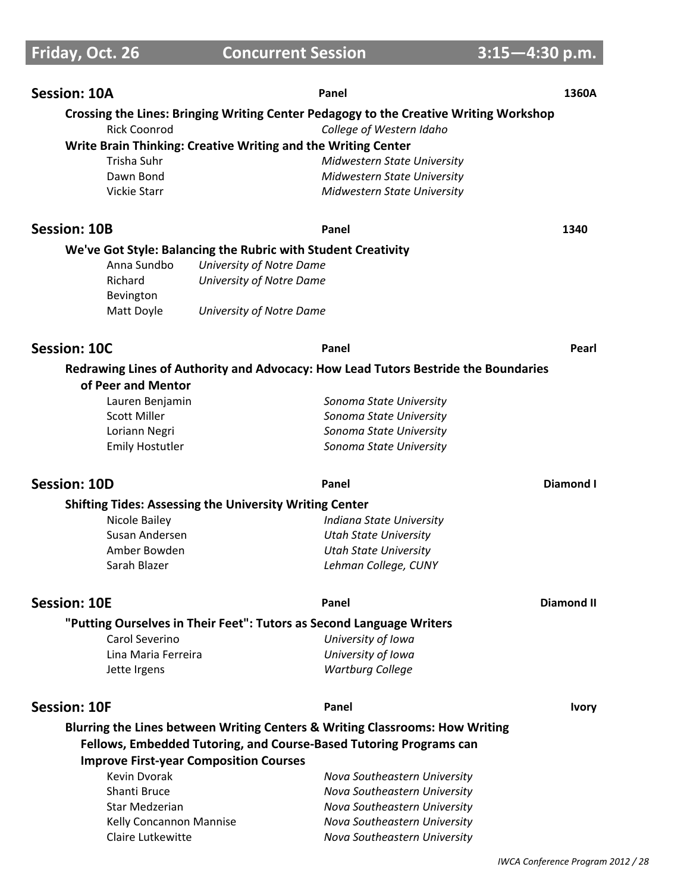## Friday, Oct. 26 — Concurrent Session — 3:15—4:30 p.m.

### Session: 10A — Panel — 1360A

**Crossing the Lines: Bringing Writing Center Pedagogy to the Creative Writing Workshop**

Rick Coonrod — *College of Western Idaho*

**Write Brain Thinking: Creative Writing and the Writing Center**

Trisha Suhr — *Midwestern State University*
Dawn Bond — *Midwestern State University*
Vickie Starr — *Midwestern State University*

### Session: 10B — Panel — 1340

**We've Got Style: Balancing the Rubric with Student Creativity**

Anna Sundbo — *University of Notre Dame*
Richard Bevington — *University of Notre Dame*
Matt Doyle — *University of Notre Dame*

### Session: 10C — Panel — Pearl

**Redrawing Lines of Authority and Advocacy: How Lead Tutors Bestride the Boundaries of Peer and Mentor**

Lauren Benjamin — *Sonoma State University*
Scott Miller — *Sonoma State University*
Loriann Negri — *Sonoma State University*
Emily Hostutler — *Sonoma State University*

### Session: 10D — Panel — Diamond I

**Shifting Tides: Assessing the University Writing Center**

Nicole Bailey — *Indiana State University*
Susan Andersen — *Utah State University*
Amber Bowden — *Utah State University*
Sarah Blazer — *Lehman College, CUNY*

### Session: 10E — Panel — Diamond II

**"Putting Ourselves in Their Feet": Tutors as Second Language Writers**

Carol Severino — *University of Iowa*
Lina Maria Ferreira — *University of Iowa*
Jette Irgens — *Wartburg College*

### Session: 10F — Panel — Ivory

**Blurring the Lines between Writing Centers & Writing Classrooms: How Writing Fellows, Embedded Tutoring, and Course-Based Tutoring Programs can Improve First-year Composition Courses**

Kevin Dvorak — *Nova Southeastern University*
Shanti Bruce — *Nova Southeastern University*
Star Medzerian — *Nova Southeastern University*
Kelly Concannon Mannise — *Nova Southeastern University*
Claire Lutkewitte — *Nova Southeastern University*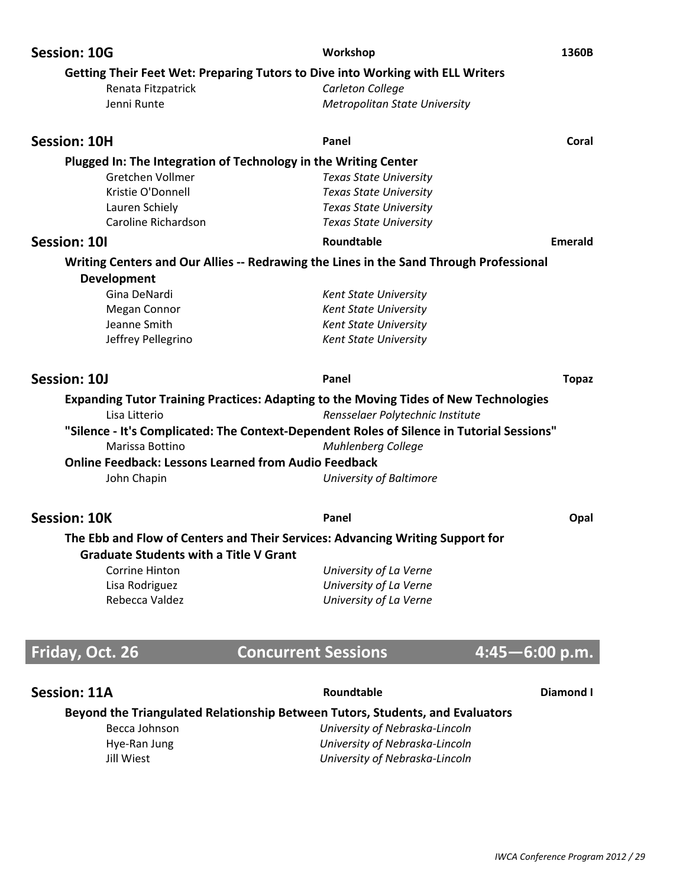### Session: 10G — Workshop — 1360B

**Getting Their Feet Wet: Preparing Tutors to Dive into Working with ELL Writers**

Renata Fitzpatrick — *Carleton College*
Jenni Runte — *Metropolitan State University*

### Session: 10H — Panel — Coral

**Plugged In: The Integration of Technology in the Writing Center**

Gretchen Vollmer — *Texas State University*
Kristie O'Donnell — *Texas State University*
Lauren Schiely — *Texas State University*
Caroline Richardson — *Texas State University*

### Session: 10I — Roundtable — Emerald

**Writing Centers and Our Allies -- Redrawing the Lines in the Sand Through Professional Development**

Gina DeNardi — *Kent State University*
Megan Connor — *Kent State University*
Jeanne Smith — *Kent State University*
Jeffrey Pellegrino — *Kent State University*

### Session: 10J — Panel — Topaz

**Expanding Tutor Training Practices: Adapting to the Moving Tides of New Technologies**

Lisa Litterio — *Rensselaer Polytechnic Institute*

**"Silence - It's Complicated: The Context-Dependent Roles of Silence in Tutorial Sessions"**

Marissa Bottino — *Muhlenberg College*

**Online Feedback: Lessons Learned from Audio Feedback**

John Chapin — *University of Baltimore*

### Session: 10K — Panel — Opal

**The Ebb and Flow of Centers and Their Services: Advancing Writing Support for Graduate Students with a Title V Grant**

Corrine Hinton — *University of La Verne*
Lisa Rodriguez — *University of La Verne*
Rebecca Valdez — *University of La Verne*

## Friday, Oct. 26 — Concurrent Sessions — 4:45—6:00 p.m.

### Session: 11A — Roundtable — Diamond I

**Beyond the Triangulated Relationship Between Tutors, Students, and Evaluators**

Becca Johnson — *University of Nebraska-Lincoln*
Hye-Ran Jung — *University of Nebraska-Lincoln*
Jill Wiest — *University of Nebraska-Lincoln*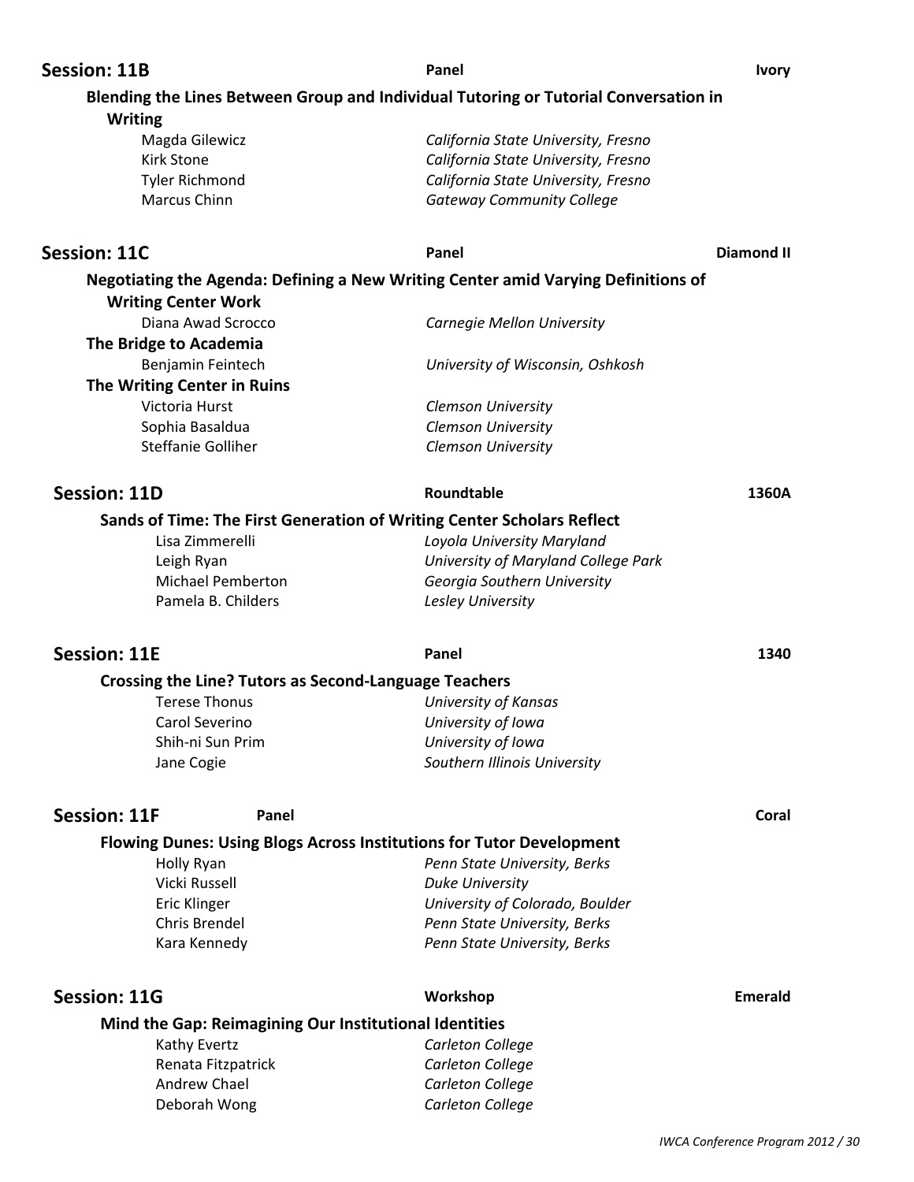## Session: 11B

**Panel** — **Ivory**

### Blending the Lines Between Group and Individual Tutoring or Tutorial Conversation in Writing

Magda Gilewicz — *California State University, Fresno*
Kirk Stone — *California State University, Fresno*
Tyler Richmond — *California State University, Fresno*
Marcus Chinn — *Gateway Community College*

## Session: 11C

**Panel** — **Diamond II**

### Negotiating the Agenda: Defining a New Writing Center amid Varying Definitions of Writing Center Work

Diana Awad Scrocco — *Carnegie Mellon University*

### The Bridge to Academia

Benjamin Feintech — *University of Wisconsin, Oshkosh*

### The Writing Center in Ruins

Victoria Hurst — *Clemson University*
Sophia Basaldua — *Clemson University*
Steffanie Golliher — *Clemson University*

## Session: 11D

**Roundtable** — **1360A**

### Sands of Time: The First Generation of Writing Center Scholars Reflect

Lisa Zimmerelli — *Loyola University Maryland*
Leigh Ryan — *University of Maryland College Park*
Michael Pemberton — *Georgia Southern University*
Pamela B. Childers — *Lesley University*

## Session: 11E

**Panel** — **1340**

### Crossing the Line? Tutors as Second-Language Teachers

Terese Thonus — *University of Kansas*
Carol Severino — *University of Iowa*
Shih-ni Sun Prim — *University of Iowa*
Jane Cogie — *Southern Illinois University*

## Session: 11F

**Panel** — **Coral**

### Flowing Dunes: Using Blogs Across Institutions for Tutor Development

Holly Ryan — *Penn State University, Berks*
Vicki Russell — *Duke University*
Eric Klinger — *University of Colorado, Boulder*
Chris Brendel — *Penn State University, Berks*
Kara Kennedy — *Penn State University, Berks*

## Session: 11G

**Workshop** — **Emerald**

### Mind the Gap: Reimagining Our Institutional Identities

Kathy Evertz — *Carleton College*
Renata Fitzpatrick — *Carleton College*
Andrew Chael — *Carleton College*
Deborah Wong — *Carleton College*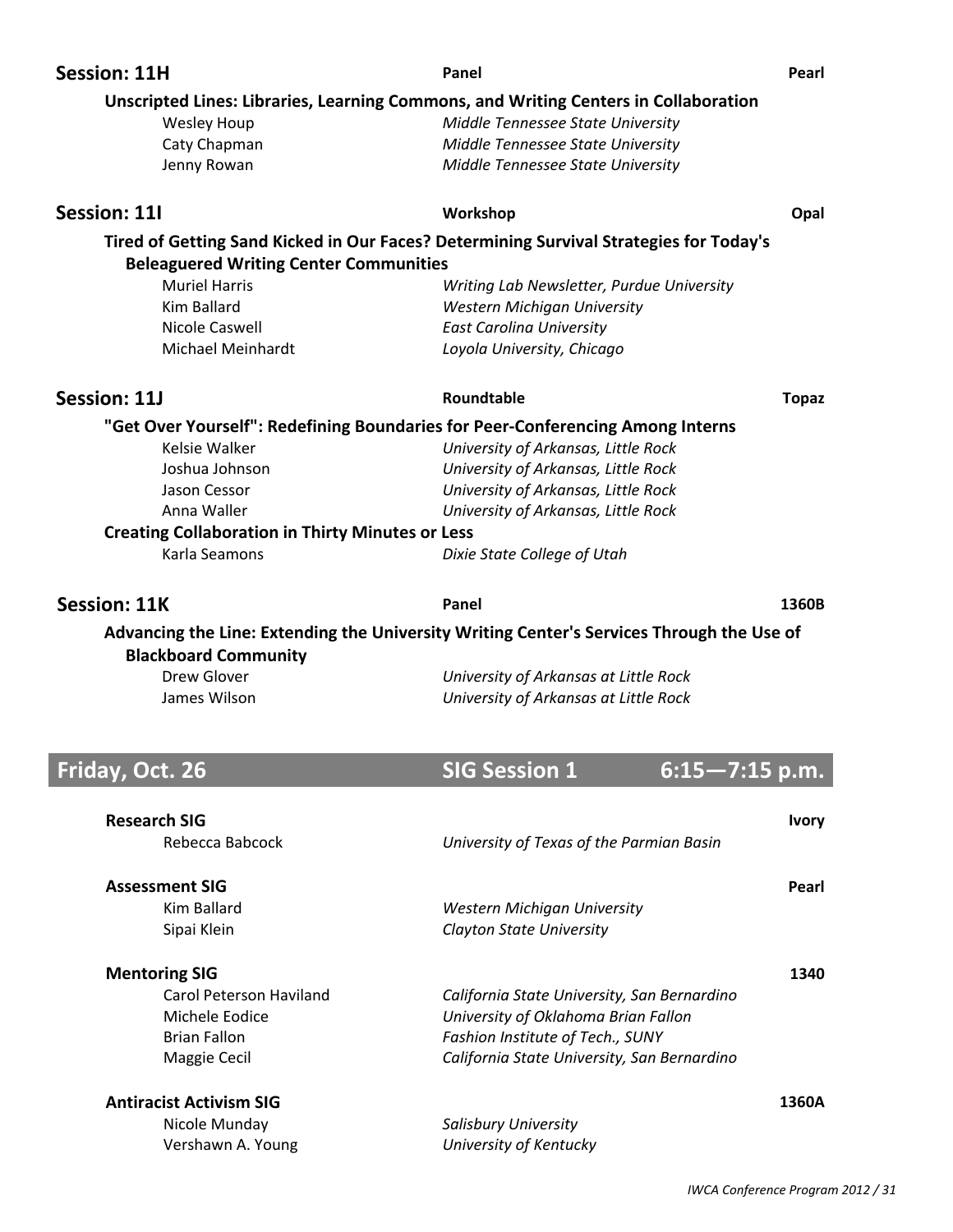**Session: 11H** | **Panel** | **Pearl**

**Unscripted Lines: Libraries, Learning Commons, and Writing Centers in Collaboration**

Wesley Houp — *Middle Tennessee State University*
Caty Chapman — *Middle Tennessee State University*
Jenny Rowan — *Middle Tennessee State University*

**Session: 11I** | **Workshop** | **Opal**

**Tired of Getting Sand Kicked in Our Faces? Determining Survival Strategies for Today's Beleaguered Writing Center Communities**

Muriel Harris — *Writing Lab Newsletter, Purdue University*
Kim Ballard — *Western Michigan University*
Nicole Caswell — *East Carolina University*
Michael Meinhardt — *Loyola University, Chicago*

**Session: 11J** | **Roundtable** | **Topaz**

**"Get Over Yourself": Redefining Boundaries for Peer-Conferencing Among Interns**

Kelsie Walker — *University of Arkansas, Little Rock*
Joshua Johnson — *University of Arkansas, Little Rock*
Jason Cessor — *University of Arkansas, Little Rock*
Anna Waller — *University of Arkansas, Little Rock*

**Creating Collaboration in Thirty Minutes or Less**

Karla Seamons — *Dixie State College of Utah*

**Session: 11K** | **Panel** | **1360B**

**Advancing the Line: Extending the University Writing Center's Services Through the Use of Blackboard Community**

Drew Glover — *University of Arkansas at Little Rock*
James Wilson — *University of Arkansas at Little Rock*

## Friday, Oct. 26 — SIG Session 1 — 6:15—7:15 p.m.

**Research SIG** | **Ivory**

Rebecca Babcock — *University of Texas of the Parmian Basin*

**Assessment SIG** | **Pearl**

Kim Ballard — *Western Michigan University*
Sipai Klein — *Clayton State University*

**Mentoring SIG** | **1340**

Carol Peterson Haviland — *California State University, San Bernardino*
Michele Eodice — *University of Oklahoma Brian Fallon*
Brian Fallon — *Fashion Institute of Tech., SUNY*
Maggie Cecil — *California State University, San Bernardino*

**Antiracist Activism SIG** | **1360A**

Nicole Munday — *Salisbury University*
Vershawn A. Young — *University of Kentucky*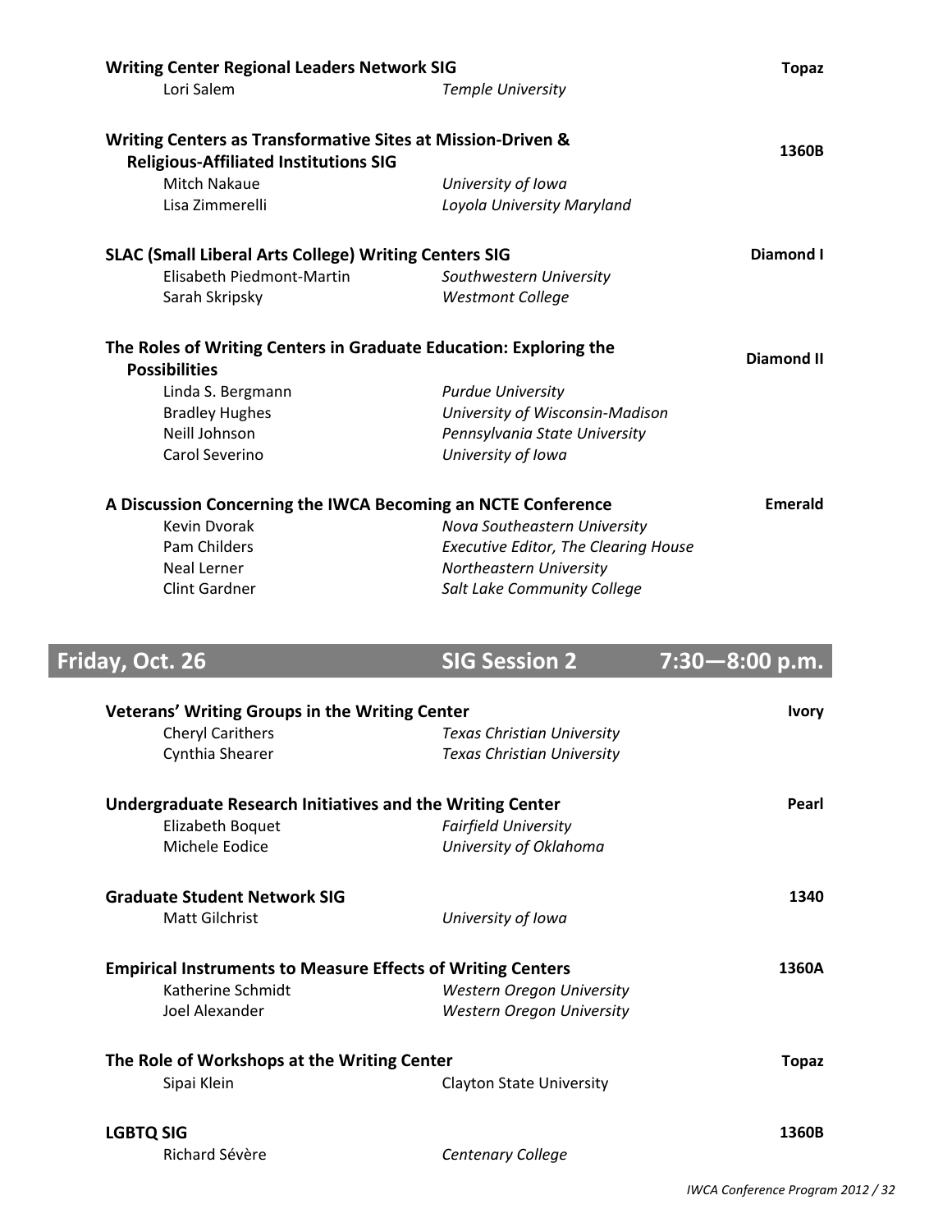**Writing Center Regional Leaders Network SIG** — **Topaz**

Lori Salem — *Temple University*

**Writing Centers as Transformative Sites at Mission-Driven & Religious-Affiliated Institutions SIG** — **1360B**

Mitch Nakaue — *University of Iowa*
Lisa Zimmerelli — *Loyola University Maryland*

**SLAC (Small Liberal Arts College) Writing Centers SIG** — **Diamond I**

Elisabeth Piedmont-Martin — *Southwestern University*
Sarah Skripsky — *Westmont College*

**The Roles of Writing Centers in Graduate Education: Exploring the Possibilities** — **Diamond II**

Linda S. Bergmann — *Purdue University*
Bradley Hughes — *University of Wisconsin-Madison*
Neill Johnson — *Pennsylvania State University*
Carol Severino — *University of Iowa*

**A Discussion Concerning the IWCA Becoming an NCTE Conference** — **Emerald**

Kevin Dvorak — *Nova Southeastern University*
Pam Childers — *Executive Editor, The Clearing House*
Neal Lerner — *Northeastern University*
Clint Gardner — *Salt Lake Community College*

## Friday, Oct. 26 — SIG Session 2 — 7:30—8:00 p.m.

**Veterans' Writing Groups in the Writing Center** — **Ivory**

Cheryl Carithers — *Texas Christian University*
Cynthia Shearer — *Texas Christian University*

**Undergraduate Research Initiatives and the Writing Center** — **Pearl**

Elizabeth Boquet — *Fairfield University*
Michele Eodice — *University of Oklahoma*

**Graduate Student Network SIG** — **1340**

Matt Gilchrist — *University of Iowa*

**Empirical Instruments to Measure Effects of Writing Centers** — **1360A**

Katherine Schmidt — *Western Oregon University*
Joel Alexander — *Western Oregon University*

**The Role of Workshops at the Writing Center** — **Topaz**

Sipai Klein — Clayton State University

**LGBTQ SIG** — **1360B**

Richard Sévère — *Centenary College*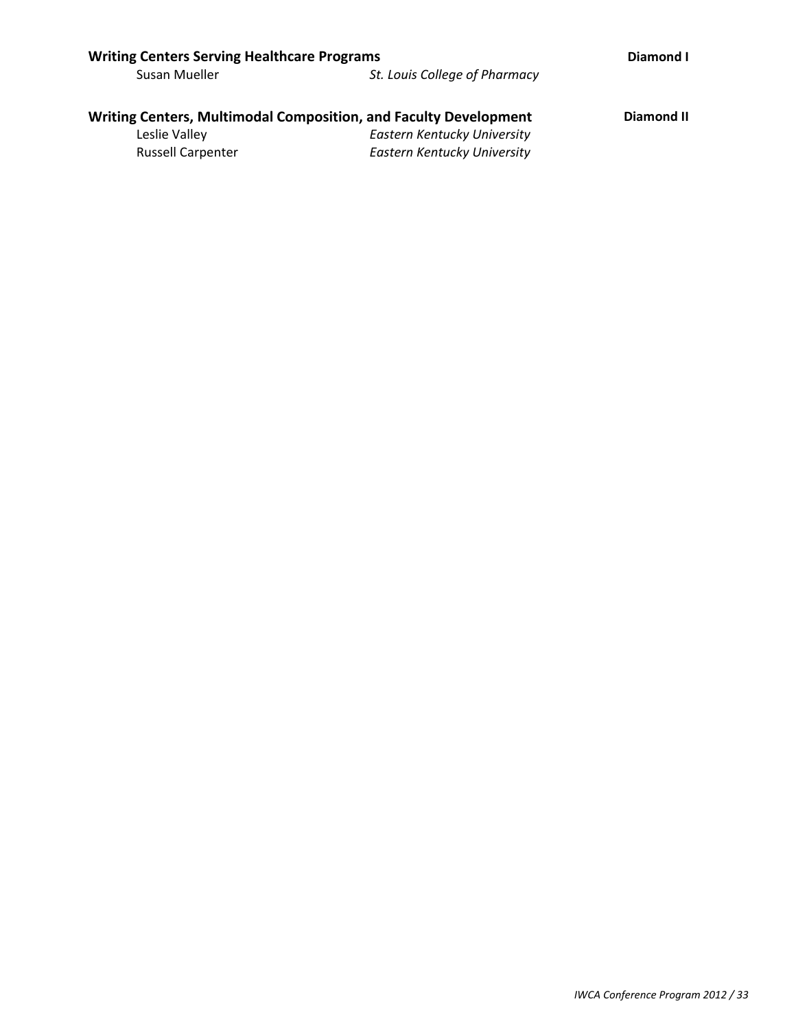**Writing Centers Serving Healthcare Programs** **Diamond I**

Susan Mueller *St. Louis College of Pharmacy*

**Writing Centers, Multimodal Composition, and Faculty Development** **Diamond II**

Leslie Valley *Eastern Kentucky University*

Russell Carpenter *Eastern Kentucky University*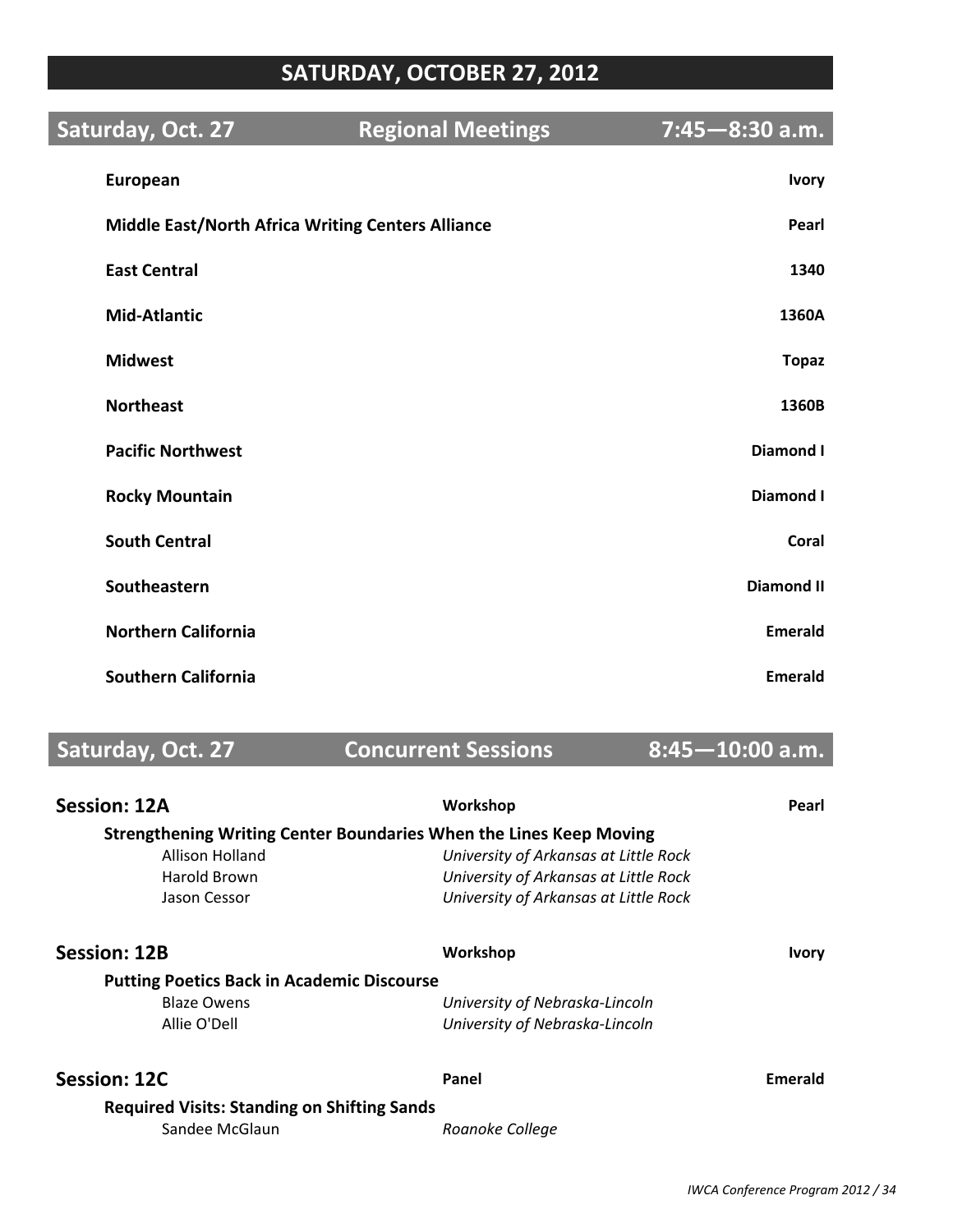# SATURDAY, OCTOBER 27, 2012

## Saturday, Oct. 27 — Regional Meetings — 7:45—8:30 a.m.

| Meeting | Room |
|---|---|
| **European** | **Ivory** |
| **Middle East/North Africa Writing Centers Alliance** | **Pearl** |
| **East Central** | **1340** |
| **Mid-Atlantic** | **1360A** |
| **Midwest** | **Topaz** |
| **Northeast** | **1360B** |
| **Pacific Northwest** | **Diamond I** |
| **Rocky Mountain** | **Diamond I** |
| **South Central** | **Coral** |
| **Southeastern** | **Diamond II** |
| **Northern California** | **Emerald** |
| **Southern California** | **Emerald** |

## Saturday, Oct. 27 — Concurrent Sessions — 8:45—10:00 a.m.

### Session: 12A — Workshop — Pearl

**Strengthening Writing Center Boundaries When the Lines Keep Moving**

Allison Holland — *University of Arkansas at Little Rock*
Harold Brown — *University of Arkansas at Little Rock*
Jason Cessor — *University of Arkansas at Little Rock*

### Session: 12B — Workshop — Ivory

**Putting Poetics Back in Academic Discourse**

Blaze Owens — *University of Nebraska-Lincoln*
Allie O'Dell — *University of Nebraska-Lincoln*

### Session: 12C — Panel — Emerald

**Required Visits: Standing on Shifting Sands**

Sandee McGlaun — *Roanoke College*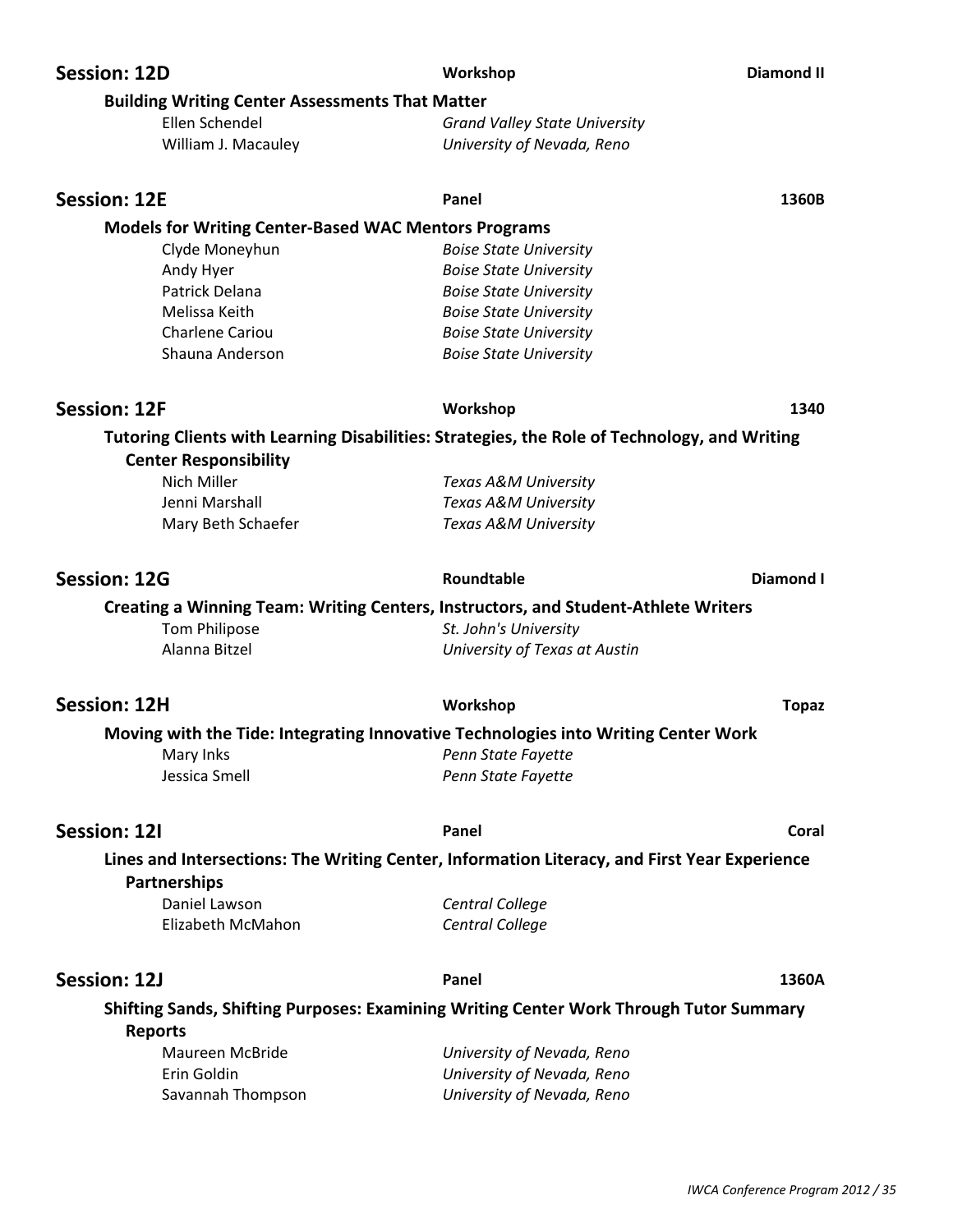## Session: 12D

**Workshop** — **Diamond II**

**Building Writing Center Assessments That Matter**

Ellen Schendel — *Grand Valley State University*
William J. Macauley — *University of Nevada, Reno*

## Session: 12E

**Panel** — **1360B**

**Models for Writing Center-Based WAC Mentors Programs**

Clyde Moneyhun — *Boise State University*
Andy Hyer — *Boise State University*
Patrick Delana — *Boise State University*
Melissa Keith — *Boise State University*
Charlene Cariou — *Boise State University*
Shauna Anderson — *Boise State University*

## Session: 12F

**Workshop** — **1340**

**Tutoring Clients with Learning Disabilities: Strategies, the Role of Technology, and Writing Center Responsibility**

Nich Miller — *Texas A&M University*
Jenni Marshall — *Texas A&M University*
Mary Beth Schaefer — *Texas A&M University*

## Session: 12G

**Roundtable** — **Diamond I**

**Creating a Winning Team: Writing Centers, Instructors, and Student-Athlete Writers**

Tom Philipose — *St. John's University*
Alanna Bitzel — *University of Texas at Austin*

## Session: 12H

**Workshop** — **Topaz**

**Moving with the Tide: Integrating Innovative Technologies into Writing Center Work**

Mary Inks — *Penn State Fayette*
Jessica Smell — *Penn State Fayette*

## Session: 12I

**Panel** — **Coral**

**Lines and Intersections: The Writing Center, Information Literacy, and First Year Experience Partnerships**

Daniel Lawson — *Central College*
Elizabeth McMahon — *Central College*

## Session: 12J

**Panel** — **1360A**

**Shifting Sands, Shifting Purposes: Examining Writing Center Work Through Tutor Summary Reports**

Maureen McBride — *University of Nevada, Reno*
Erin Goldin — *University of Nevada, Reno*
Savannah Thompson — *University of Nevada, Reno*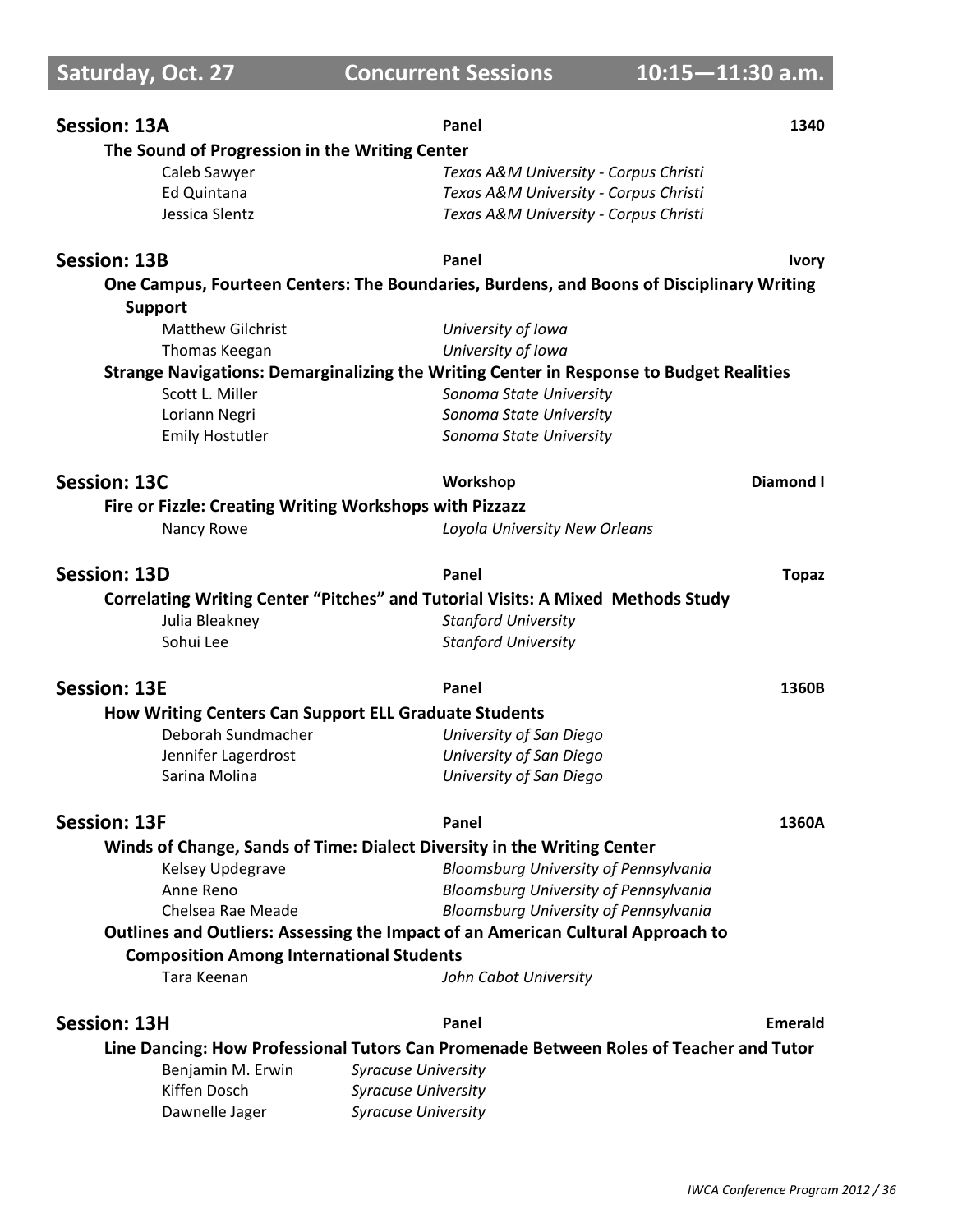## Saturday, Oct. 27 — Concurrent Sessions — 10:15—11:30 a.m.

### Session: 13A — Panel — 1340

**The Sound of Progression in the Writing Center**

- Caleb Sawyer — *Texas A&M University - Corpus Christi*
- Ed Quintana — *Texas A&M University - Corpus Christi*
- Jessica Slentz — *Texas A&M University - Corpus Christi*

### Session: 13B — Panel — Ivory

**One Campus, Fourteen Centers: The Boundaries, Burdens, and Boons of Disciplinary Writing Support**

- Matthew Gilchrist — *University of Iowa*
- Thomas Keegan — *University of Iowa*

**Strange Navigations: Demarginalizing the Writing Center in Response to Budget Realities**

- Scott L. Miller — *Sonoma State University*
- Loriann Negri — *Sonoma State University*
- Emily Hostutler — *Sonoma State University*

### Session: 13C — Workshop — Diamond I

**Fire or Fizzle: Creating Writing Workshops with Pizzazz**

- Nancy Rowe — *Loyola University New Orleans*

### Session: 13D — Panel — Topaz

**Correlating Writing Center "Pitches" and Tutorial Visits: A Mixed Methods Study**

- Julia Bleakney — *Stanford University*
- Sohui Lee — *Stanford University*

### Session: 13E — Panel — 1360B

**How Writing Centers Can Support ELL Graduate Students**

- Deborah Sundmacher — *University of San Diego*
- Jennifer Lagerdrost — *University of San Diego*
- Sarina Molina — *University of San Diego*

### Session: 13F — Panel — 1360A

**Winds of Change, Sands of Time: Dialect Diversity in the Writing Center**

- Kelsey Updegrave — *Bloomsburg University of Pennsylvania*
- Anne Reno — *Bloomsburg University of Pennsylvania*
- Chelsea Rae Meade — *Bloomsburg University of Pennsylvania*

**Outlines and Outliers: Assessing the Impact of an American Cultural Approach to Composition Among International Students**

- Tara Keenan — *John Cabot University*

### Session: 13H — Panel — Emerald

**Line Dancing: How Professional Tutors Can Promenade Between Roles of Teacher and Tutor**

- Benjamin M. Erwin — *Syracuse University*
- Kiffen Dosch — *Syracuse University*
- Dawnelle Jager — *Syracuse University*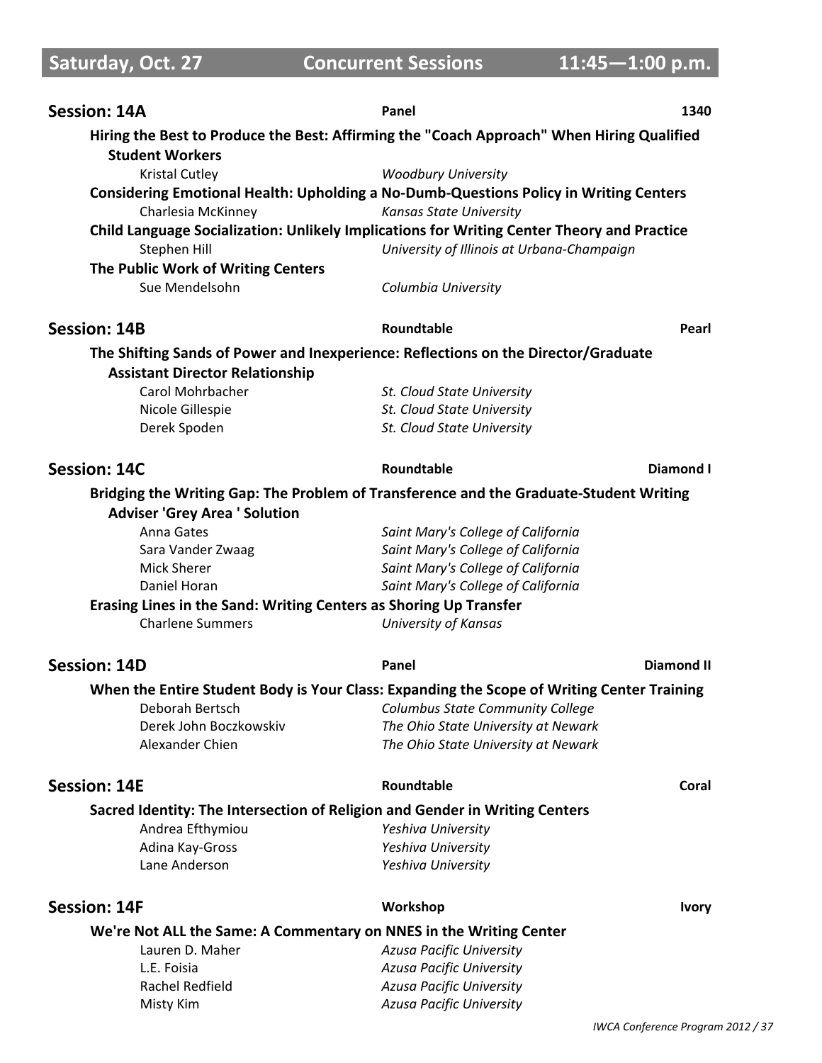## Saturday, Oct. 27 — Concurrent Sessions — 11:45—1:00 p.m.

### Session: 14A — Panel — 1340

**Hiring the Best to Produce the Best: Affirming the "Coach Approach" When Hiring Qualified Student Workers**

Kristal Cutley — *Woodbury University*

**Considering Emotional Health: Upholding a No-Dumb-Questions Policy in Writing Centers**

Charlesia McKinney — *Kansas State University*

**Child Language Socialization: Unlikely Implications for Writing Center Theory and Practice**

Stephen Hill — *University of Illinois at Urbana-Champaign*

**The Public Work of Writing Centers**

Sue Mendelsohn — *Columbia University*

### Session: 14B — Roundtable — Pearl

**The Shifting Sands of Power and Inexperience: Reflections on the Director/Graduate Assistant Director Relationship**

Carol Mohrbacher — *St. Cloud State University*
Nicole Gillespie — *St. Cloud State University*
Derek Spoden — *St. Cloud State University*

### Session: 14C — Roundtable — Diamond I

**Bridging the Writing Gap: The Problem of Transference and the Graduate-Student Writing Adviser 'Grey Area ' Solution**

Anna Gates — *Saint Mary's College of California*
Sara Vander Zwaag — *Saint Mary's College of California*
Mick Sherer — *Saint Mary's College of California*
Daniel Horan — *Saint Mary's College of California*

**Erasing Lines in the Sand: Writing Centers as Shoring Up Transfer**

Charlene Summers — *University of Kansas*

### Session: 14D — Panel — Diamond II

**When the Entire Student Body is Your Class: Expanding the Scope of Writing Center Training**

Deborah Bertsch — *Columbus State Community College*
Derek John Boczkowskiv — *The Ohio State University at Newark*
Alexander Chien — *The Ohio State University at Newark*

### Session: 14E — Roundtable — Coral

**Sacred Identity: The Intersection of Religion and Gender in Writing Centers**

Andrea Efthymiou — *Yeshiva University*
Adina Kay-Gross — *Yeshiva University*
Lane Anderson — *Yeshiva University*

### Session: 14F — Workshop — Ivory

**We're Not ALL the Same: A Commentary on NNES in the Writing Center**

Lauren D. Maher — *Azusa Pacific University*
L.E. Foisia — *Azusa Pacific University*
Rachel Redfield — *Azusa Pacific University*
Misty Kim — *Azusa Pacific University*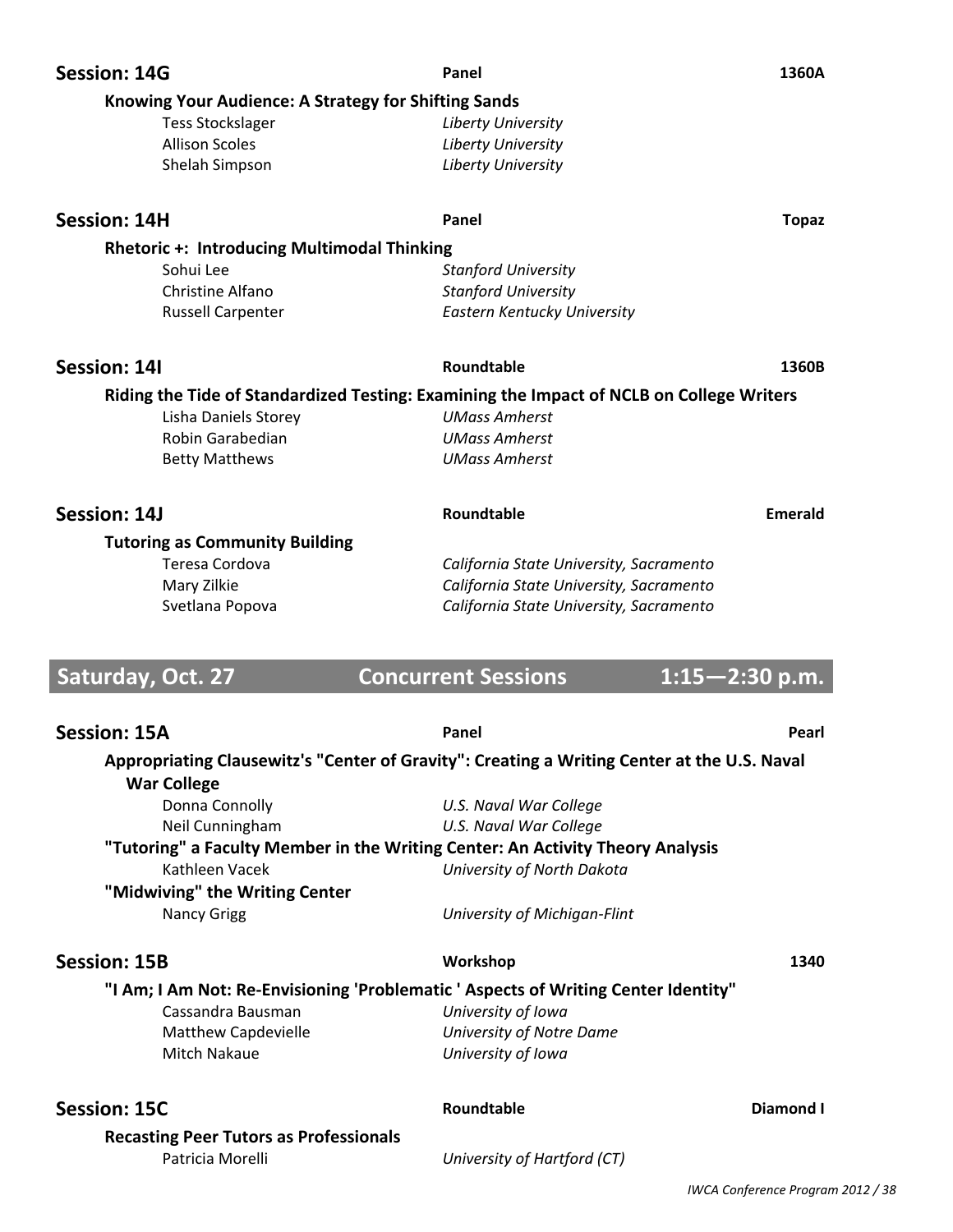## Session: 14G — Panel — 1360A

**Knowing Your Audience: A Strategy for Shifting Sands**

Tess Stockslager — *Liberty University*
Allison Scoles — *Liberty University*
Shelah Simpson — *Liberty University*

## Session: 14H — Panel — Topaz

**Rhetoric +: Introducing Multimodal Thinking**

Sohui Lee — *Stanford University*
Christine Alfano — *Stanford University*
Russell Carpenter — *Eastern Kentucky University*

## Session: 14I — Roundtable — 1360B

**Riding the Tide of Standardized Testing: Examining the Impact of NCLB on College Writers**

Lisha Daniels Storey — *UMass Amherst*
Robin Garabedian — *UMass Amherst*
Betty Matthews — *UMass Amherst*

## Session: 14J — Roundtable — Emerald

**Tutoring as Community Building**

Teresa Cordova — *California State University, Sacramento*
Mary Zilkie — *California State University, Sacramento*
Svetlana Popova — *California State University, Sacramento*

# Saturday, Oct. 27 — Concurrent Sessions — 1:15—2:30 p.m.

## Session: 15A — Panel — Pearl

**Appropriating Clausewitz's "Center of Gravity": Creating a Writing Center at the U.S. Naval War College**

Donna Connolly — *U.S. Naval War College*
Neil Cunningham — *U.S. Naval War College*

**"Tutoring" a Faculty Member in the Writing Center: An Activity Theory Analysis**

Kathleen Vacek — *University of North Dakota*

**"Midwiving" the Writing Center**

Nancy Grigg — *University of Michigan-Flint*

## Session: 15B — Workshop — 1340

**"I Am; I Am Not: Re-Envisioning 'Problematic ' Aspects of Writing Center Identity"**

Cassandra Bausman — *University of Iowa*
Matthew Capdevielle — *University of Notre Dame*
Mitch Nakaue — *University of Iowa*

## Session: 15C — Roundtable — Diamond I

**Recasting Peer Tutors as Professionals**

Patricia Morelli — *University of Hartford (CT)*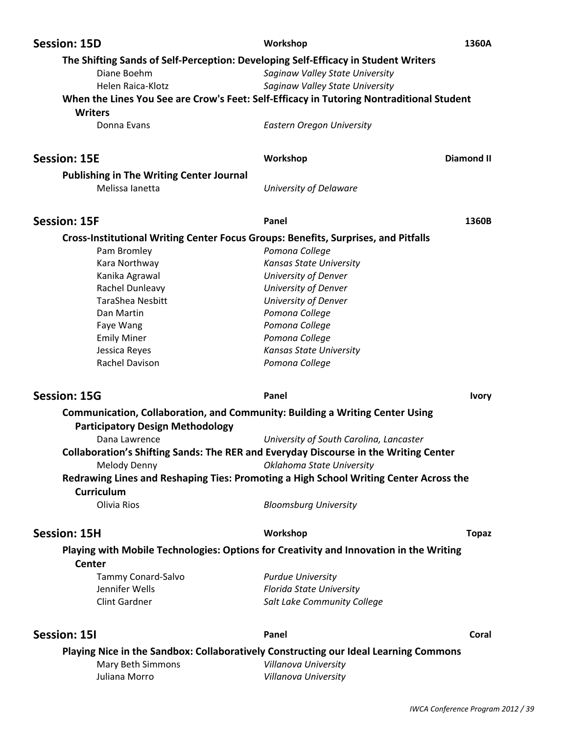## Session: 15D

**Workshop** — **1360A**

**The Shifting Sands of Self-Perception: Developing Self-Efficacy in Student Writers**

Diane Boehm — *Saginaw Valley State University*
Helen Raica-Klotz — *Saginaw Valley State University*

**When the Lines You See are Crow's Feet: Self-Efficacy in Tutoring Nontraditional Student Writers**

Donna Evans — *Eastern Oregon University*

## Session: 15E

**Workshop** — **Diamond II**

**Publishing in The Writing Center Journal**

Melissa Ianetta — *University of Delaware*

## Session: 15F

**Panel** — **1360B**

**Cross-Institutional Writing Center Focus Groups: Benefits, Surprises, and Pitfalls**

Pam Bromley — *Pomona College*
Kara Northway — *Kansas State University*
Kanika Agrawal — *University of Denver*
Rachel Dunleavy — *University of Denver*
TaraShea Nesbitt — *University of Denver*
Dan Martin — *Pomona College*
Faye Wang — *Pomona College*
Emily Miner — *Pomona College*
Jessica Reyes — *Kansas State University*
Rachel Davison — *Pomona College*

## Session: 15G

**Panel** — **Ivory**

**Communication, Collaboration, and Community: Building a Writing Center Using Participatory Design Methodology**

Dana Lawrence — *University of South Carolina, Lancaster*

**Collaboration's Shifting Sands: The RER and Everyday Discourse in the Writing Center**

Melody Denny — *Oklahoma State University*

**Redrawing Lines and Reshaping Ties: Promoting a High School Writing Center Across the Curriculum**

Olivia Rios — *Bloomsburg University*

## Session: 15H

**Workshop** — **Topaz**

**Playing with Mobile Technologies: Options for Creativity and Innovation in the Writing Center**

Tammy Conard-Salvo — *Purdue University*
Jennifer Wells — *Florida State University*
Clint Gardner — *Salt Lake Community College*

## Session: 15I

**Panel** — **Coral**

**Playing Nice in the Sandbox: Collaboratively Constructing our Ideal Learning Commons**

Mary Beth Simmons — *Villanova University*
Juliana Morro — *Villanova University*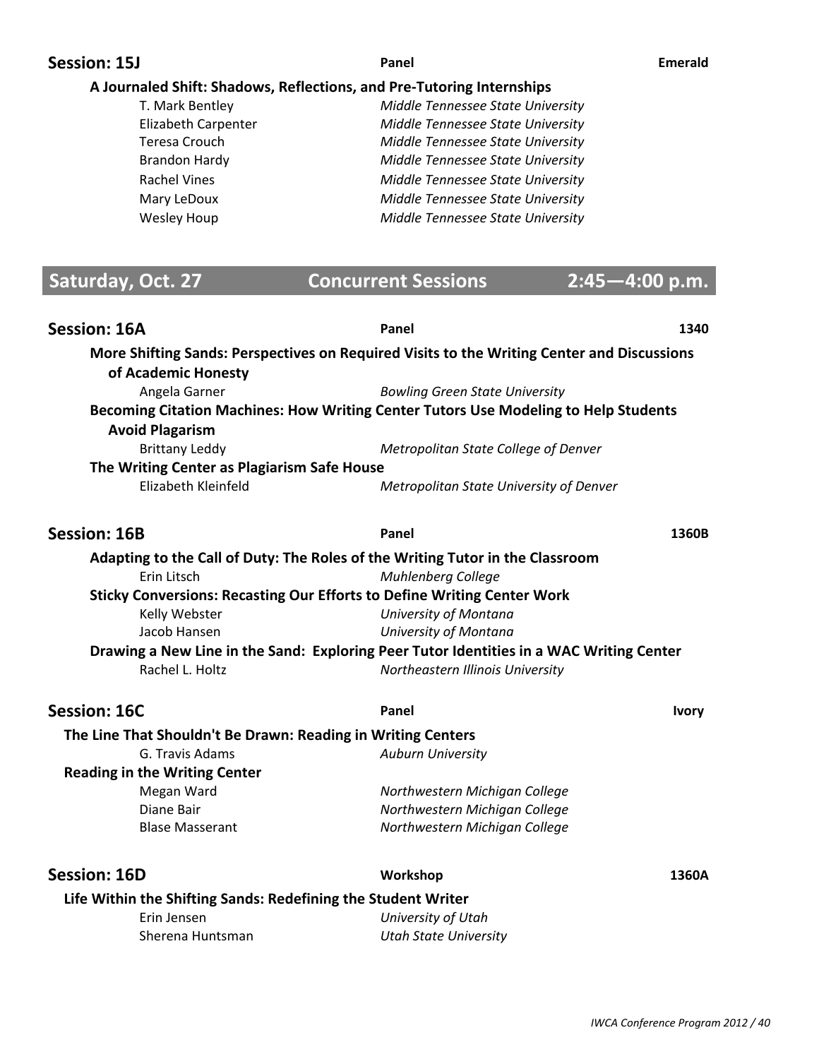## Session: 15J

**Panel** — **Emerald**

**A Journaled Shift: Shadows, Reflections, and Pre-Tutoring Internships**

- T. Mark Bentley — *Middle Tennessee State University*
- Elizabeth Carpenter — *Middle Tennessee State University*
- Teresa Crouch — *Middle Tennessee State University*
- Brandon Hardy — *Middle Tennessee State University*
- Rachel Vines — *Middle Tennessee State University*
- Mary LeDoux — *Middle Tennessee State University*
- Wesley Houp — *Middle Tennessee State University*

# Saturday, Oct. 27 — Concurrent Sessions — 2:45—4:00 p.m.

## Session: 16A

**Panel** — **1340**

**More Shifting Sands: Perspectives on Required Visits to the Writing Center and Discussions of Academic Honesty**

- Angela Garner — *Bowling Green State University*

**Becoming Citation Machines: How Writing Center Tutors Use Modeling to Help Students Avoid Plagarism**

- Brittany Leddy — *Metropolitan State College of Denver*

**The Writing Center as Plagiarism Safe House**

- Elizabeth Kleinfeld — *Metropolitan State University of Denver*

## Session: 16B

**Panel** — **1360B**

**Adapting to the Call of Duty: The Roles of the Writing Tutor in the Classroom**

- Erin Litsch — *Muhlenberg College*

**Sticky Conversions: Recasting Our Efforts to Define Writing Center Work**

- Kelly Webster — *University of Montana*
- Jacob Hansen — *University of Montana*

**Drawing a New Line in the Sand: Exploring Peer Tutor Identities in a WAC Writing Center**

- Rachel L. Holtz — *Northeastern Illinois University*

## Session: 16C

**Panel** — **Ivory**

**The Line That Shouldn't Be Drawn: Reading in Writing Centers**

- G. Travis Adams — *Auburn University*

**Reading in the Writing Center**

- Megan Ward — *Northwestern Michigan College*
- Diane Bair — *Northwestern Michigan College*
- Blase Masserant — *Northwestern Michigan College*

## Session: 16D

**Workshop** — **1360A**

**Life Within the Shifting Sands: Redefining the Student Writer**

- Erin Jensen — *University of Utah*
- Sherena Huntsman — *Utah State University*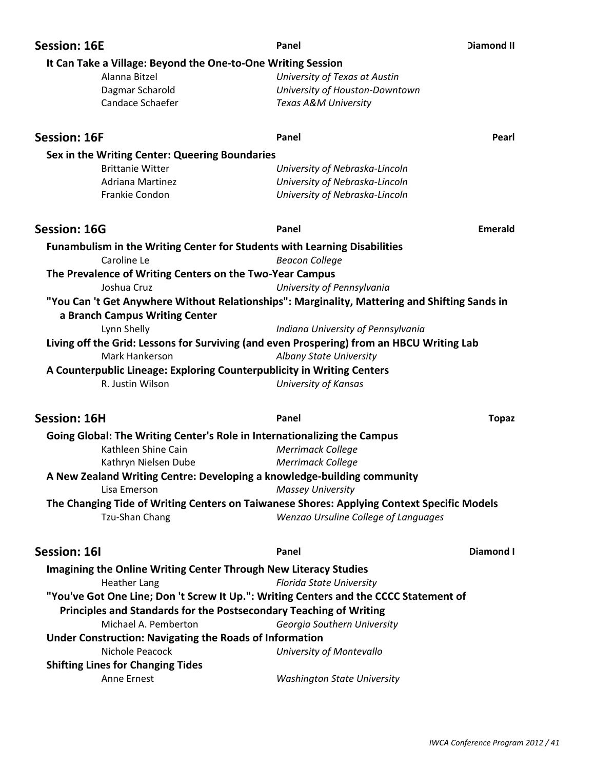## Session: 16E

**Panel** — **Diamond II**

**It Can Take a Village: Beyond the One-to-One Writing Session**

Alanna Bitzel — *University of Texas at Austin*
Dagmar Scharold — *University of Houston-Downtown*
Candace Schaefer — *Texas A&M University*

## Session: 16F

**Panel** — **Pearl**

**Sex in the Writing Center: Queering Boundaries**

Brittanie Witter — *University of Nebraska-Lincoln*
Adriana Martinez — *University of Nebraska-Lincoln*
Frankie Condon — *University of Nebraska-Lincoln*

## Session: 16G

**Panel** — **Emerald**

**Funambulism in the Writing Center for Students with Learning Disabilities**

Caroline Le — *Beacon College*

**The Prevalence of Writing Centers on the Two-Year Campus**

Joshua Cruz — *University of Pennsylvania*

**"You Can 't Get Anywhere Without Relationships": Marginality, Mattering and Shifting Sands in a Branch Campus Writing Center**

Lynn Shelly — *Indiana University of Pennsylvania*

**Living off the Grid: Lessons for Surviving (and even Prospering) from an HBCU Writing Lab**

Mark Hankerson — *Albany State University*

**A Counterpublic Lineage: Exploring Counterpublicity in Writing Centers**

R. Justin Wilson — *University of Kansas*

## Session: 16H

**Panel** — **Topaz**

**Going Global: The Writing Center's Role in Internationalizing the Campus**

Kathleen Shine Cain — *Merrimack College*
Kathryn Nielsen Dube — *Merrimack College*

**A New Zealand Writing Centre: Developing a knowledge-building community**

Lisa Emerson — *Massey University*

**The Changing Tide of Writing Centers on Taiwanese Shores: Applying Context Specific Models**

Tzu-Shan Chang — *Wenzao Ursuline College of Languages*

## Session: 16I

**Panel** — **Diamond I**

**Imagining the Online Writing Center Through New Literacy Studies**

Heather Lang — *Florida State University*

**"You've Got One Line; Don 't Screw It Up.": Writing Centers and the CCCC Statement of Principles and Standards for the Postsecondary Teaching of Writing**

Michael A. Pemberton — *Georgia Southern University*

**Under Construction: Navigating the Roads of Information**

Nichole Peacock — *University of Montevallo*

**Shifting Lines for Changing Tides**

Anne Ernest — *Washington State University*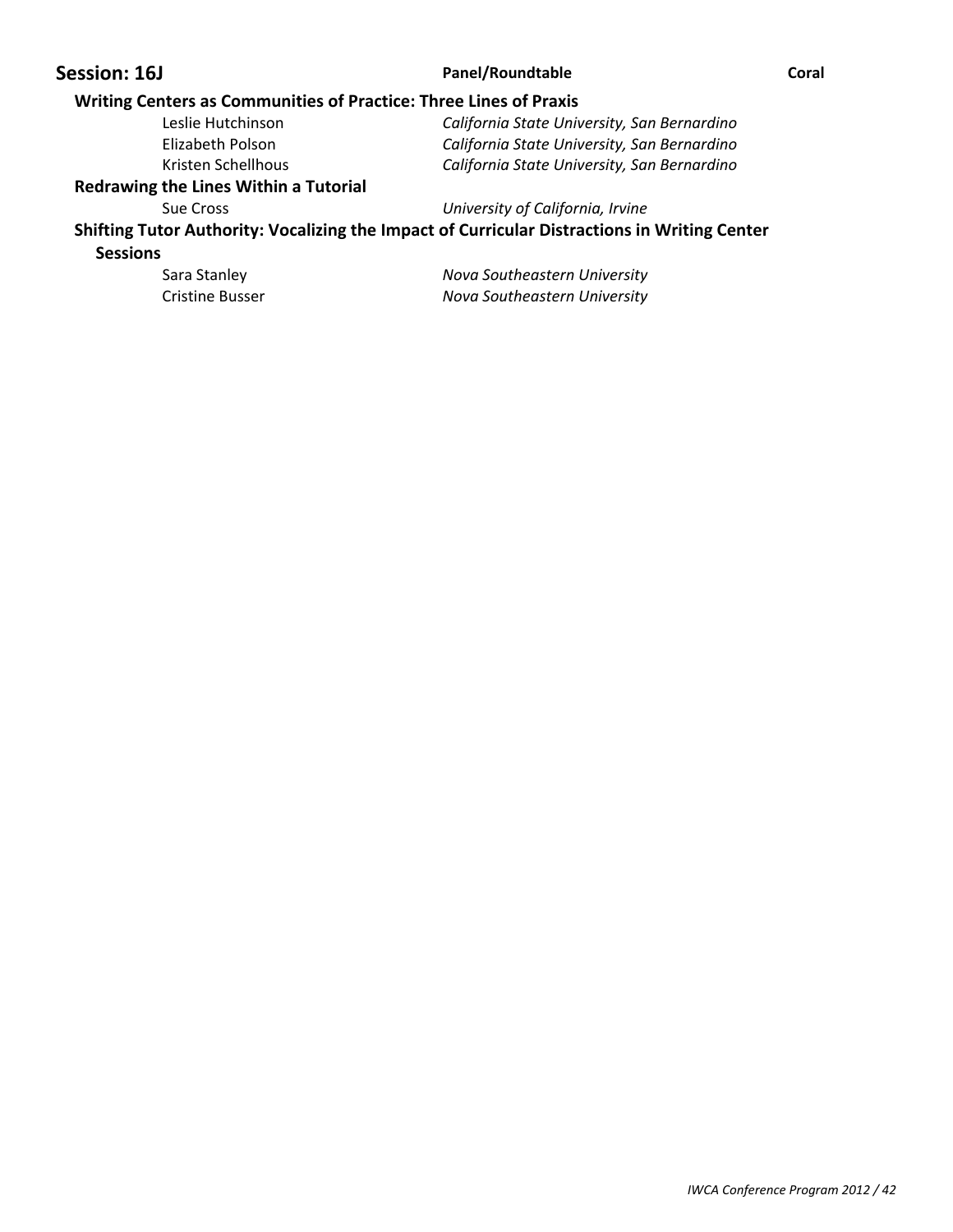## Session: 16J — Panel/Roundtable — Coral

### Writing Centers as Communities of Practice: Three Lines of Praxis

| | |
|---|---|
| Leslie Hutchinson | *California State University, San Bernardino* |
| Elizabeth Polson | *California State University, San Bernardino* |
| Kristen Schellhous | *California State University, San Bernardino* |

### Redrawing the Lines Within a Tutorial

| | |
|---|---|
| Sue Cross | *University of California, Irvine* |

### Shifting Tutor Authority: Vocalizing the Impact of Curricular Distractions in Writing Center Sessions

| | |
|---|---|
| Sara Stanley | *Nova Southeastern University* |
| Cristine Busser | *Nova Southeastern University* |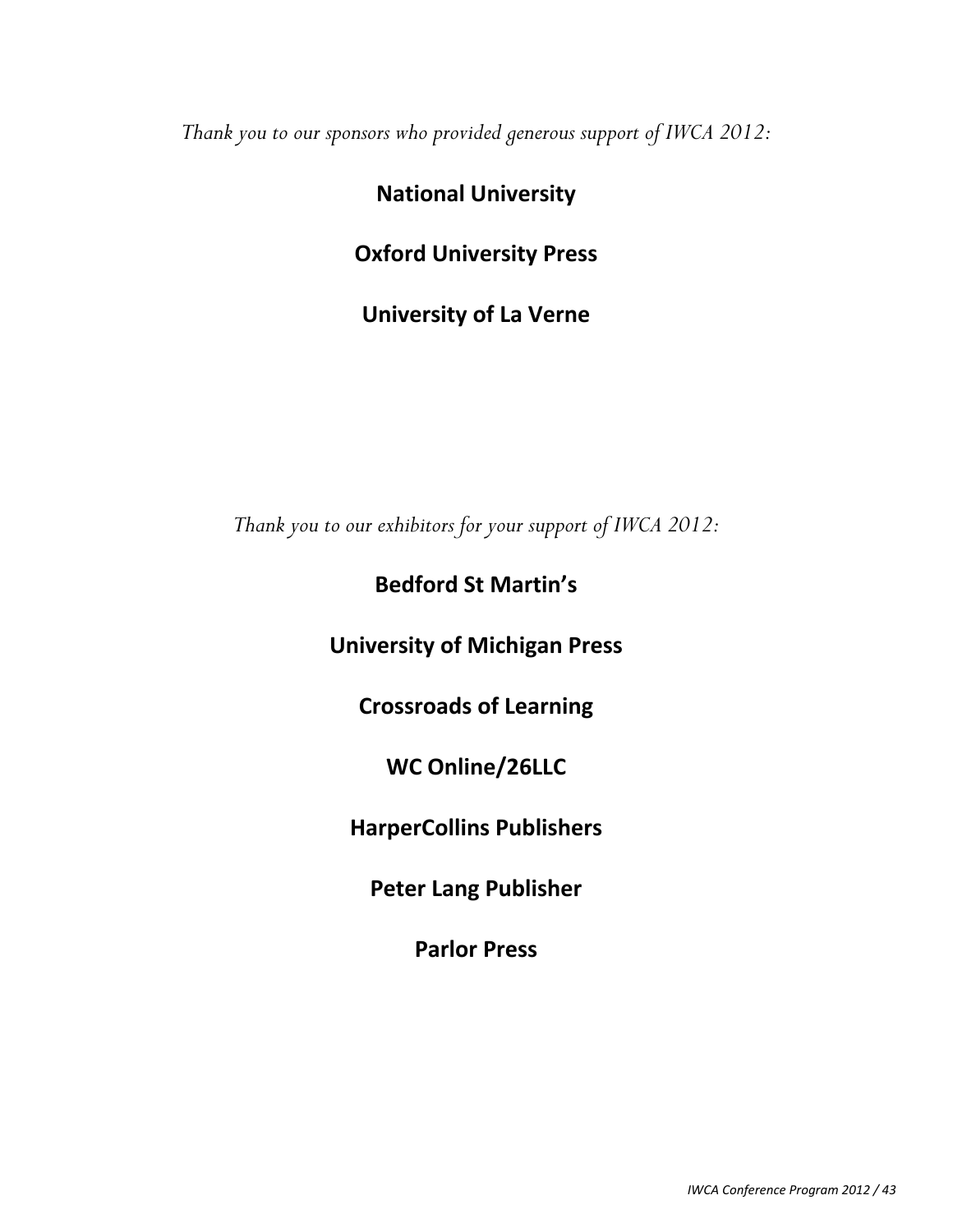*Thank you to our sponsors who provided generous support of IWCA 2012:*

**National University**

**Oxford University Press**

**University of La Verne**

*Thank you to our exhibitors for your support of IWCA 2012:*

**Bedford St Martin's**

**University of Michigan Press**

**Crossroads of Learning**

**WC Online/26LLC**

**HarperCollins Publishers**

**Peter Lang Publisher**

**Parlor Press**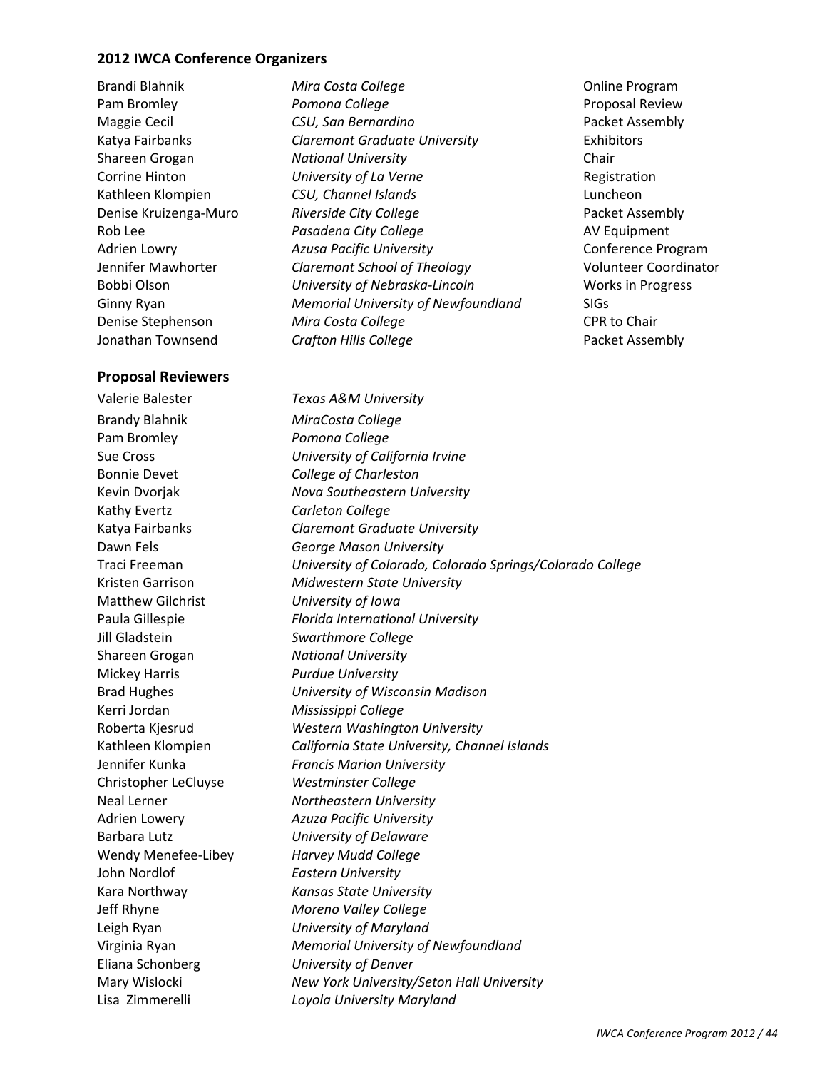### 2012 IWCA Conference Organizers

| | | |
|---|---|---|
| Brandi Blahnik | *Mira Costa College* | Online Program |
| Pam Bromley | *Pomona College* | Proposal Review |
| Maggie Cecil | *CSU, San Bernardino* | Packet Assembly |
| Katya Fairbanks | *Claremont Graduate University* | Exhibitors |
| Shareen Grogan | *National University* | Chair |
| Corrine Hinton | *University of La Verne* | Registration |
| Kathleen Klompien | *CSU, Channel Islands* | Luncheon |
| Denise Kruizenga-Muro | *Riverside City College* | Packet Assembly |
| Rob Lee | *Pasadena City College* | AV Equipment |
| Adrien Lowry | *Azusa Pacific University* | Conference Program |
| Jennifer Mawhorter | *Claremont School of Theology* | Volunteer Coordinator |
| Bobbi Olson | *University of Nebraska-Lincoln* | Works in Progress |
| Ginny Ryan | *Memorial University of Newfoundland* | SIGs |
| Denise Stephenson | *Mira Costa College* | CPR to Chair |
| Jonathan Townsend | *Crafton Hills College* | Packet Assembly |

### Proposal Reviewers

| | |
|---|---|
| Valerie Balester | *Texas A&M University* |
| Brandy Blahnik | *MiraCosta College* |
| Pam Bromley | *Pomona College* |
| Sue Cross | *University of California Irvine* |
| Bonnie Devet | *College of Charleston* |
| Kevin Dvorjak | *Nova Southeastern University* |
| Kathy Evertz | *Carleton College* |
| Katya Fairbanks | *Claremont Graduate University* |
| Dawn Fels | *George Mason University* |
| Traci Freeman | *University of Colorado, Colorado Springs/Colorado College* |
| Kristen Garrison | *Midwestern State University* |
| Matthew Gilchrist | *University of Iowa* |
| Paula Gillespie | *Florida International University* |
| Jill Gladstein | *Swarthmore College* |
| Shareen Grogan | *National University* |
| Mickey Harris | *Purdue University* |
| Brad Hughes | *University of Wisconsin Madison* |
| Kerri Jordan | *Mississippi College* |
| Roberta Kjesrud | *Western Washington University* |
| Kathleen Klompien | *California State University, Channel Islands* |
| Jennifer Kunka | *Francis Marion University* |
| Christopher LeCluyse | *Westminster College* |
| Neal Lerner | *Northeastern University* |
| Adrien Lowery | *Azuza Pacific University* |
| Barbara Lutz | *University of Delaware* |
| Wendy Menefee-Libey | *Harvey Mudd College* |
| John Nordlof | *Eastern University* |
| Kara Northway | *Kansas State University* |
| Jeff Rhyne | *Moreno Valley College* |
| Leigh Ryan | *University of Maryland* |
| Virginia Ryan | *Memorial University of Newfoundland* |
| Eliana Schonberg | *University of Denver* |
| Mary Wislocki | *New York University/Seton Hall University* |
| Lisa Zimmerelli | *Loyola University Maryland* |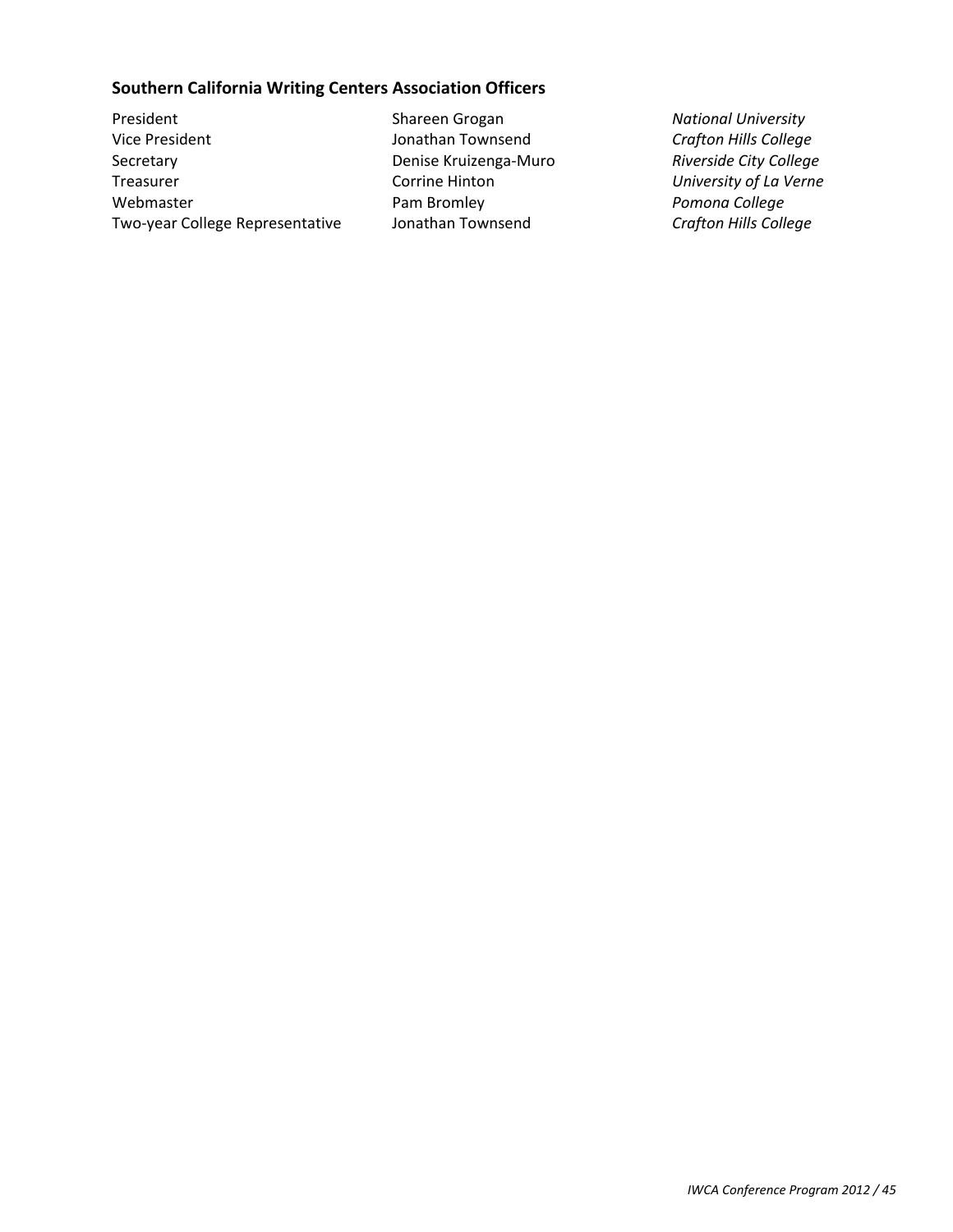### Southern California Writing Centers Association Officers

| | | |
|---|---|---|
| President | Shareen Grogan | *National University* |
| Vice President | Jonathan Townsend | *Crafton Hills College* |
| Secretary | Denise Kruizenga-Muro | *Riverside City College* |
| Treasurer | Corrine Hinton | *University of La Verne* |
| Webmaster | Pam Bromley | *Pomona College* |
| Two-year College Representative | Jonathan Townsend | *Crafton Hills College* |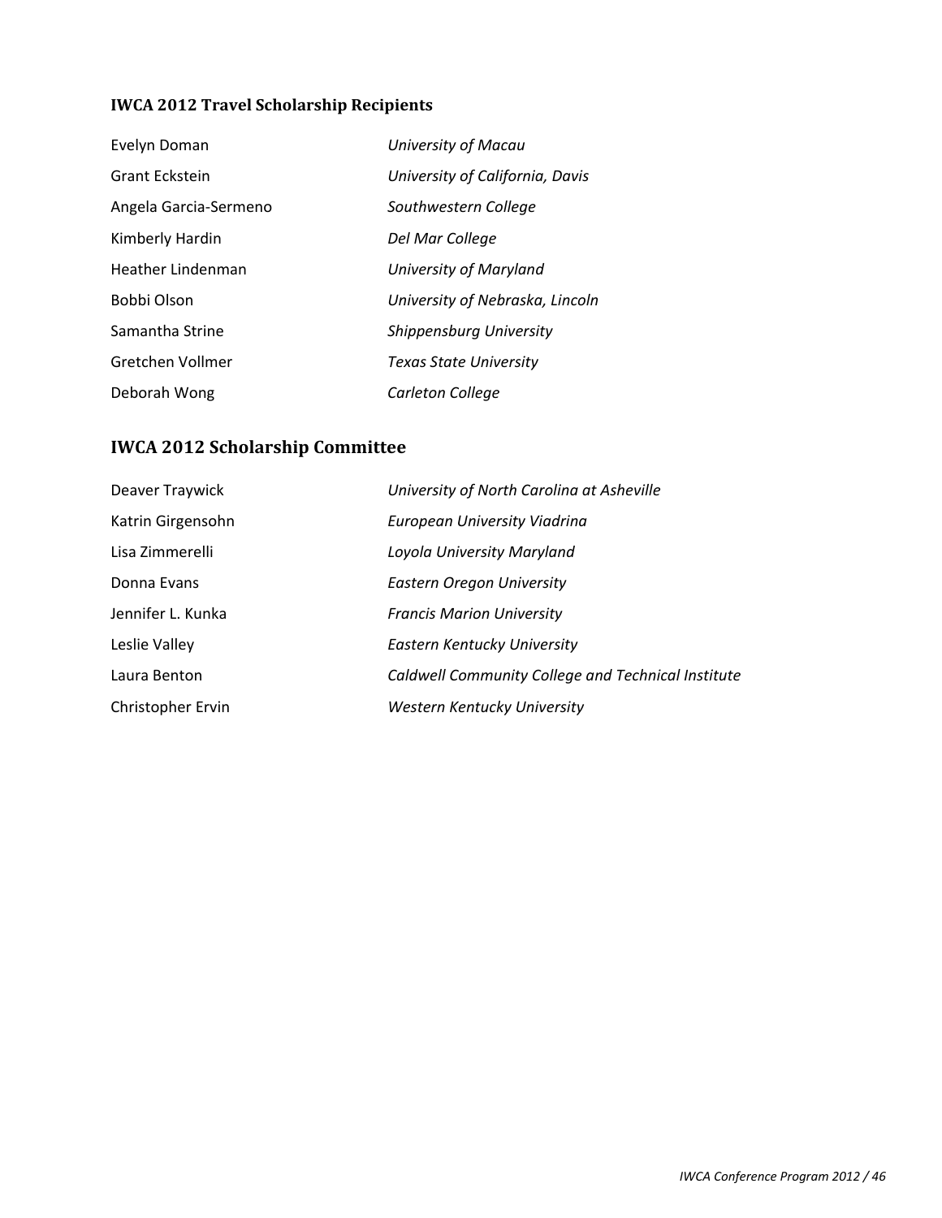### IWCA 2012 Travel Scholarship Recipients

| | |
|---|---|
| Evelyn Doman | *University of Macau* |
| Grant Eckstein | *University of California, Davis* |
| Angela Garcia-Sermeno | *Southwestern College* |
| Kimberly Hardin | *Del Mar College* |
| Heather Lindenman | *University of Maryland* |
| Bobbi Olson | *University of Nebraska, Lincoln* |
| Samantha Strine | *Shippensburg University* |
| Gretchen Vollmer | *Texas State University* |
| Deborah Wong | *Carleton College* |

## IWCA 2012 Scholarship Committee

| | |
|---|---|
| Deaver Traywick | *University of North Carolina at Asheville* |
| Katrin Girgensohn | *European University Viadrina* |
| Lisa Zimmerelli | *Loyola University Maryland* |
| Donna Evans | *Eastern Oregon University* |
| Jennifer L. Kunka | *Francis Marion University* |
| Leslie Valley | *Eastern Kentucky University* |
| Laura Benton | *Caldwell Community College and Technical Institute* |
| Christopher Ervin | *Western Kentucky University* |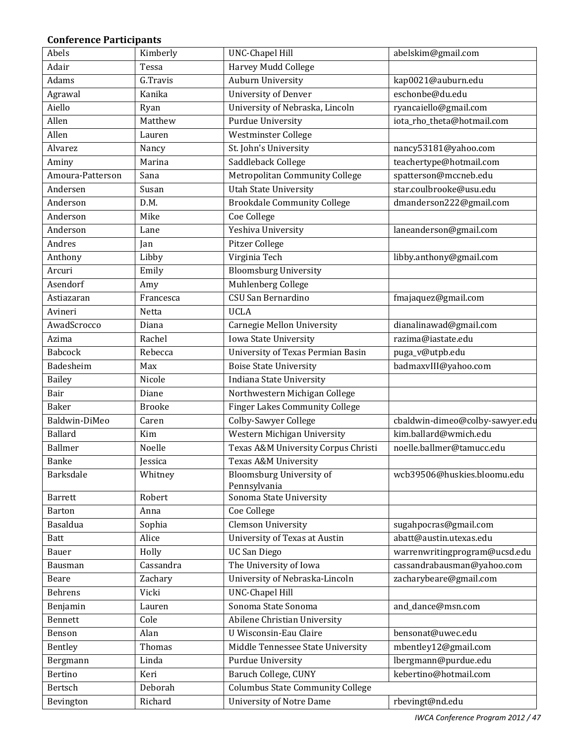**Conference Participants**

| Abels | Kimberly | UNC-Chapel Hill | abelskim@gmail.com |
|---|---|---|---|
| Adair | Tessa | Harvey Mudd College | |
| Adams | G.Travis | Auburn University | kap0021@auburn.edu |
| Agrawal | Kanika | University of Denver | eschonbe@du.edu |
| Aiello | Ryan | University of Nebraska, Lincoln | ryancaiello@gmail.com |
| Allen | Matthew | Purdue University | iota_rho_theta@hotmail.com |
| Allen | Lauren | Westminster College | |
| Alvarez | Nancy | St. John's University | nancy53181@yahoo.com |
| Aminy | Marina | Saddleback College | teachertype@hotmail.com |
| Amoura-Patterson | Sana | Metropolitan Community College | spatterson@mccneb.edu |
| Andersen | Susan | Utah State University | star.coulbrooke@usu.edu |
| Anderson | D.M. | Brookdale Community College | dmanderson222@gmail.com |
| Anderson | Mike | Coe College | |
| Anderson | Lane | Yeshiva University | laneanderson@gmail.com |
| Andres | Jan | Pitzer College | |
| Anthony | Libby | Virginia Tech | libby.anthony@gmail.com |
| Arcuri | Emily | Bloomsburg University | |
| Asendorf | Amy | Muhlenberg College | |
| Astiazaran | Francesca | CSU San Bernardino | fmajaquez@gmail.com |
| Avineri | Netta | UCLA | |
| AwadScrocco | Diana | Carnegie Mellon University | dianalinawad@gmail.com |
| Azima | Rachel | Iowa State University | razima@iastate.edu |
| Babcock | Rebecca | University of Texas Permian Basin | puga_v@utpb.edu |
| Badesheim | Max | Boise State University | badmaxvIII@yahoo.com |
| Bailey | Nicole | Indiana State University | |
| Bair | Diane | Northwestern Michigan College | |
| Baker | Brooke | Finger Lakes Community College | |
| Baldwin-DiMeo | Caren | Colby-Sawyer College | cbaldwin-dimeo@colby-sawyer.edu |
| Ballard | Kim | Western Michigan University | kim.ballard@wmich.edu |
| Ballmer | Noelle | Texas A&M University Corpus Christi | noelle.ballmer@tamucc.edu |
| Banke | Jessica | Texas A&M University | |
| Barksdale | Whitney | Bloomsburg University of Pennsylvania | wcb39506@huskies.bloomu.edu |
| Barrett | Robert | Sonoma State University | |
| Barton | Anna | Coe College | |
| Basaldua | Sophia | Clemson University | sugahpocras@gmail.com |
| Batt | Alice | University of Texas at Austin | abatt@austin.utexas.edu |
| Bauer | Holly | UC San Diego | warrenwritingprogram@ucsd.edu |
| Bausman | Cassandra | The University of Iowa | cassandrabausman@yahoo.com |
| Beare | Zachary | University of Nebraska-Lincoln | zacharybeare@gmail.com |
| Behrens | Vicki | UNC-Chapel Hill | |
| Benjamin | Lauren | Sonoma State Sonoma | and_dance@msn.com |
| Bennett | Cole | Abilene Christian University | |
| Benson | Alan | U Wisconsin-Eau Claire | bensonat@uwec.edu |
| Bentley | Thomas | Middle Tennessee State University | mbentley12@gmail.com |
| Bergmann | Linda | Purdue University | lbergmann@purdue.edu |
| Bertino | Keri | Baruch College, CUNY | kebertino@hotmail.com |
| Bertsch | Deborah | Columbus State Community College | |
| Bevington | Richard | University of Notre Dame | rbevingt@nd.edu |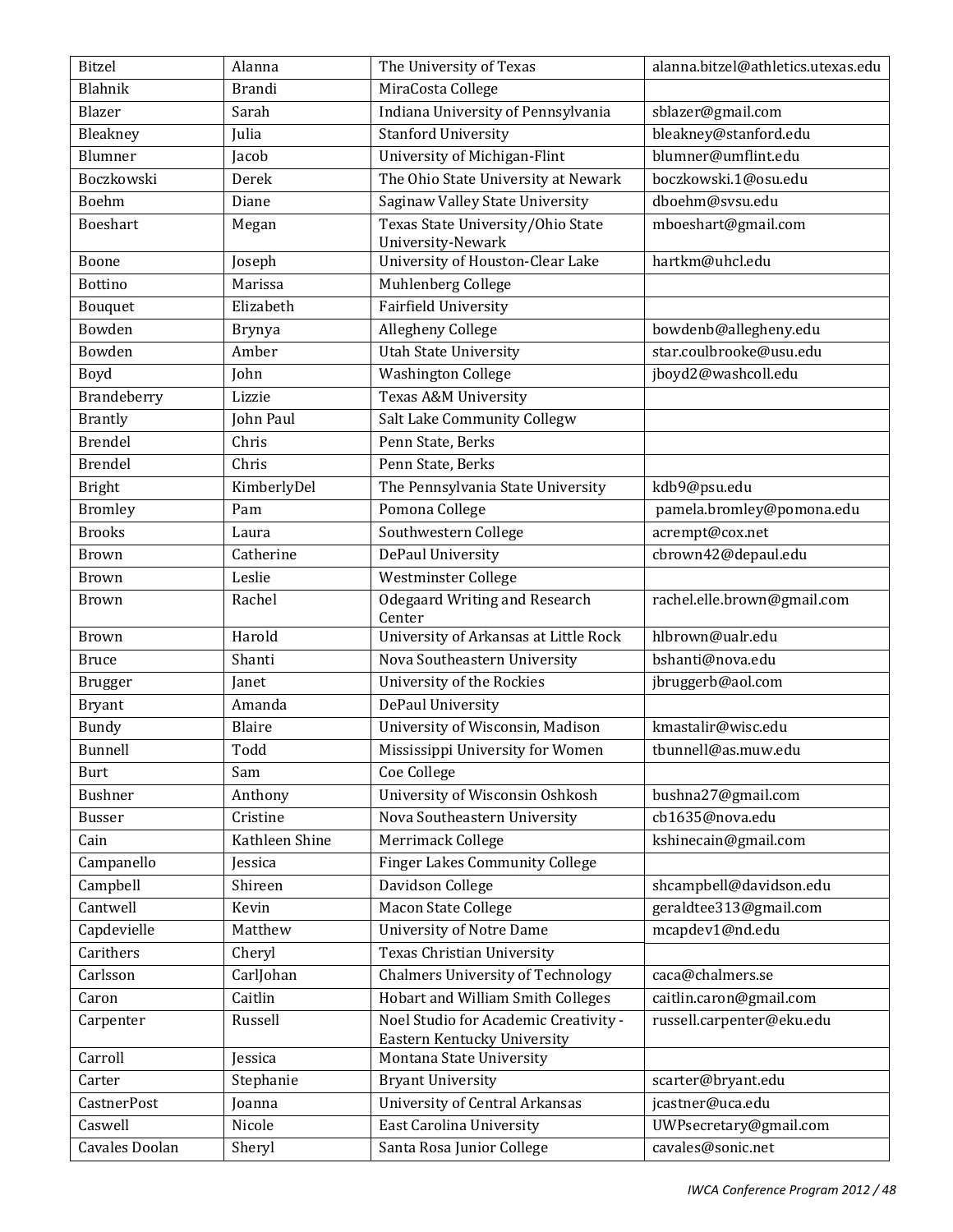| Bitzel | Alanna | The University of Texas | alanna.bitzel@athletics.utexas.edu |
|---|---|---|---|
| Blahnik | Brandi | MiraCosta College | |
| Blazer | Sarah | Indiana University of Pennsylvania | sblazer@gmail.com |
| Bleakney | Julia | Stanford University | bleakney@stanford.edu |
| Blumner | Jacob | University of Michigan-Flint | blumner@umflint.edu |
| Boczkowski | Derek | The Ohio State University at Newark | boczkowski.1@osu.edu |
| Boehm | Diane | Saginaw Valley State University | dboehm@svsu.edu |
| Boeshart | Megan | Texas State University/Ohio State University-Newark | mboeshart@gmail.com |
| Boone | Joseph | University of Houston-Clear Lake | hartkm@uhcl.edu |
| Bottino | Marissa | Muhlenberg College | |
| Bouquet | Elizabeth | Fairfield University | |
| Bowden | Brynya | Allegheny College | bowdenb@allegheny.edu |
| Bowden | Amber | Utah State University | star.coulbrooke@usu.edu |
| Boyd | John | Washington College | jboyd2@washcoll.edu |
| Brandeberry | Lizzie | Texas A&M University | |
| Brantly | John Paul | Salt Lake Community Collegw | |
| Brendel | Chris | Penn State, Berks | |
| Brendel | Chris | Penn State, Berks | |
| Bright | KimberlyDel | The Pennsylvania State University | kdb9@psu.edu |
| Bromley | Pam | Pomona College | pamela.bromley@pomona.edu |
| Brooks | Laura | Southwestern College | acrempt@cox.net |
| Brown | Catherine | DePaul University | cbrown42@depaul.edu |
| Brown | Leslie | Westminster College | |
| Brown | Rachel | Odegaard Writing and Research Center | rachel.elle.brown@gmail.com |
| Brown | Harold | University of Arkansas at Little Rock | hlbrown@ualr.edu |
| Bruce | Shanti | Nova Southeastern University | bshanti@nova.edu |
| Brugger | Janet | University of the Rockies | jbruggerb@aol.com |
| Bryant | Amanda | DePaul University | |
| Bundy | Blaire | University of Wisconsin, Madison | kmastalir@wisc.edu |
| Bunnell | Todd | Mississippi University for Women | tbunnell@as.muw.edu |
| Burt | Sam | Coe College | |
| Bushner | Anthony | University of Wisconsin Oshkosh | bushna27@gmail.com |
| Busser | Cristine | Nova Southeastern University | cb1635@nova.edu |
| Cain | Kathleen Shine | Merrimack College | kshinecain@gmail.com |
| Campanello | Jessica | Finger Lakes Community College | |
| Campbell | Shireen | Davidson College | shcampbell@davidson.edu |
| Cantwell | Kevin | Macon State College | geraldtee313@gmail.com |
| Capdevielle | Matthew | University of Notre Dame | mcapdev1@nd.edu |
| Carithers | Cheryl | Texas Christian University | |
| Carlsson | CarlJohan | Chalmers University of Technology | caca@chalmers.se |
| Caron | Caitlin | Hobart and William Smith Colleges | caitlin.caron@gmail.com |
| Carpenter | Russell | Noel Studio for Academic Creativity - Eastern Kentucky University | russell.carpenter@eku.edu |
| Carroll | Jessica | Montana State University | |
| Carter | Stephanie | Bryant University | scarter@bryant.edu |
| CastnerPost | Joanna | University of Central Arkansas | jcastner@uca.edu |
| Caswell | Nicole | East Carolina University | UWPsecretary@gmail.com |
| Cavales Doolan | Sheryl | Santa Rosa Junior College | cavales@sonic.net |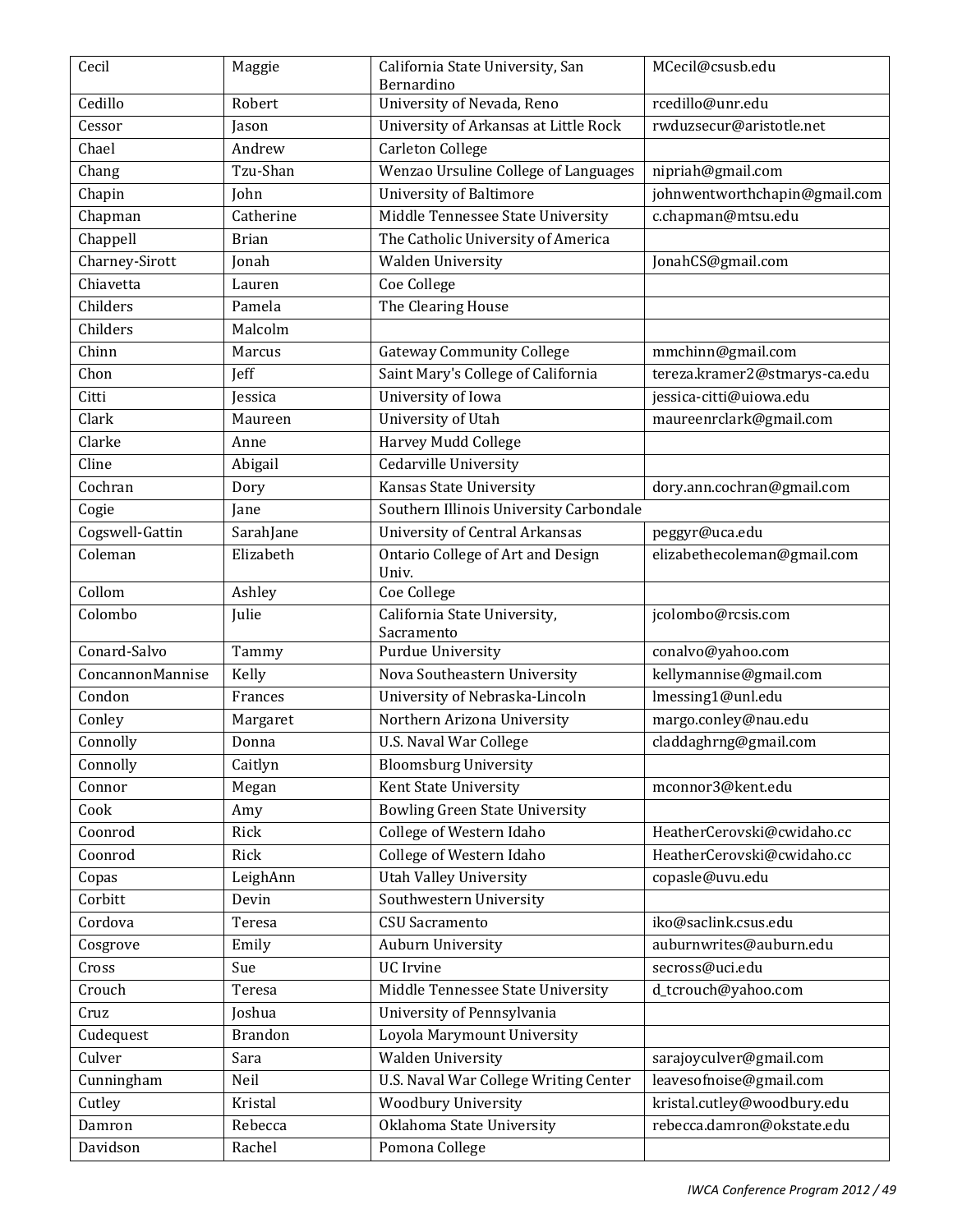| Cecil | Maggie | California State University, San Bernardino | MCecil@csusb.edu |
|---|---|---|---|
| Cedillo | Robert | University of Nevada, Reno | rcedillo@unr.edu |
| Cessor | Jason | University of Arkansas at Little Rock | rwduzsecur@aristotle.net |
| Chael | Andrew | Carleton College | |
| Chang | Tzu-Shan | Wenzao Ursuline College of Languages | nipriah@gmail.com |
| Chapin | John | University of Baltimore | johnwentworthchapin@gmail.com |
| Chapman | Catherine | Middle Tennessee State University | c.chapman@mtsu.edu |
| Chappell | Brian | The Catholic University of America | |
| Charney-Sirott | Jonah | Walden University | JonahCS@gmail.com |
| Chiavetta | Lauren | Coe College | |
| Childers | Pamela | The Clearing House | |
| Childers | Malcolm | | |
| Chinn | Marcus | Gateway Community College | mmchinn@gmail.com |
| Chon | Jeff | Saint Mary's College of California | tereza.kramer2@stmarys-ca.edu |
| Citti | Jessica | University of Iowa | jessica-citti@uiowa.edu |
| Clark | Maureen | University of Utah | maureenrclark@gmail.com |
| Clarke | Anne | Harvey Mudd College | |
| Cline | Abigail | Cedarville University | |
| Cochran | Dory | Kansas State University | dory.ann.cochran@gmail.com |
| Cogie | Jane | Southern Illinois University Carbondale | |
| Cogswell-Gattin | SarahJane | University of Central Arkansas | peggyr@uca.edu |
| Coleman | Elizabeth | Ontario College of Art and Design Univ. | elizabethecoleman@gmail.com |
| Collom | Ashley | Coe College | |
| Colombo | Julie | California State University, Sacramento | jcolombo@rcsis.com |
| Conard-Salvo | Tammy | Purdue University | conalvo@yahoo.com |
| ConcannonMannise | Kelly | Nova Southeastern University | kellymannise@gmail.com |
| Condon | Frances | University of Nebraska-Lincoln | lmessing1@unl.edu |
| Conley | Margaret | Northern Arizona University | margo.conley@nau.edu |
| Connolly | Donna | U.S. Naval War College | claddaghrng@gmail.com |
| Connolly | Caitlyn | Bloomsburg University | |
| Connor | Megan | Kent State University | mconnor3@kent.edu |
| Cook | Amy | Bowling Green State University | |
| Coonrod | Rick | College of Western Idaho | HeatherCerovski@cwidaho.cc |
| Coonrod | Rick | College of Western Idaho | HeatherCerovski@cwidaho.cc |
| Copas | LeighAnn | Utah Valley University | copasle@uvu.edu |
| Corbitt | Devin | Southwestern University | |
| Cordova | Teresa | CSU Sacramento | iko@saclink.csus.edu |
| Cosgrove | Emily | Auburn University | auburnwrites@auburn.edu |
| Cross | Sue | UC Irvine | secross@uci.edu |
| Crouch | Teresa | Middle Tennessee State University | d_tcrouch@yahoo.com |
| Cruz | Joshua | University of Pennsylvania | |
| Cudequest | Brandon | Loyola Marymount University | |
| Culver | Sara | Walden University | sarajoyculver@gmail.com |
| Cunningham | Neil | U.S. Naval War College Writing Center | leavesofnoise@gmail.com |
| Cutley | Kristal | Woodbury University | kristal.cutley@woodbury.edu |
| Damron | Rebecca | Oklahoma State University | rebecca.damron@okstate.edu |
| Davidson | Rachel | Pomona College | |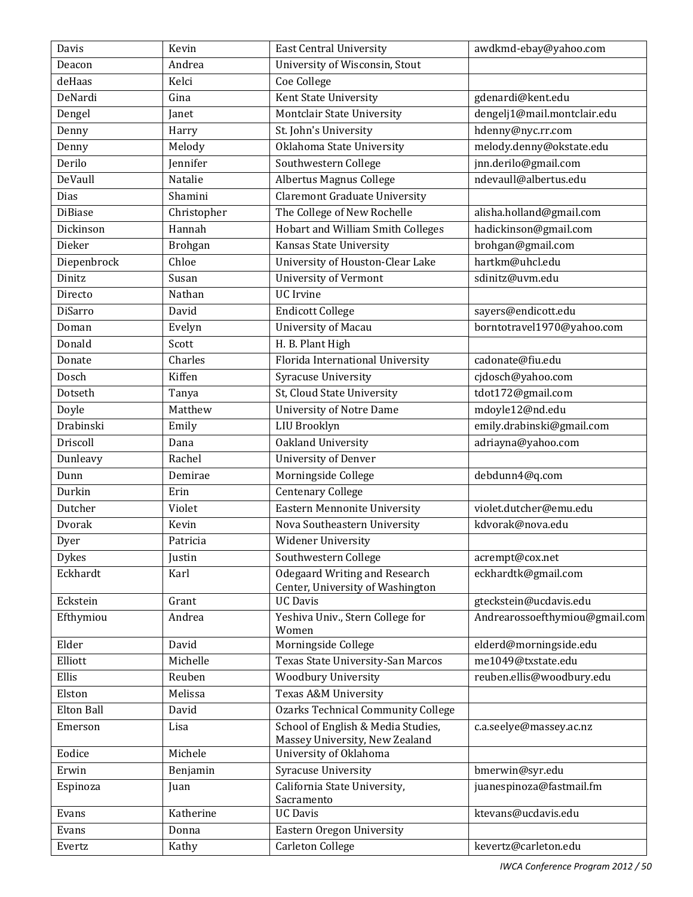| Davis | Kevin | East Central University | awdkmd-ebay@yahoo.com |
|---|---|---|---|
| Deacon | Andrea | University of Wisconsin, Stout | |
| deHaas | Kelci | Coe College | |
| DeNardi | Gina | Kent State University | gdenardi@kent.edu |
| Dengel | Janet | Montclair State University | dengelj1@mail.montclair.edu |
| Denny | Harry | St. John's University | hdenny@nyc.rr.com |
| Denny | Melody | Oklahoma State University | melody.denny@okstate.edu |
| Derilo | Jennifer | Southwestern College | jnn.derilo@gmail.com |
| DeVaull | Natalie | Albertus Magnus College | ndevaull@albertus.edu |
| Dias | Shamini | Claremont Graduate University | |
| DiBiase | Christopher | The College of New Rochelle | alisha.holland@gmail.com |
| Dickinson | Hannah | Hobart and William Smith Colleges | hadickinson@gmail.com |
| Dieker | Brohgan | Kansas State University | brohgan@gmail.com |
| Diepenbrock | Chloe | University of Houston-Clear Lake | hartkm@uhcl.edu |
| Dinitz | Susan | University of Vermont | sdinitz@uvm.edu |
| Directo | Nathan | UC Irvine | |
| DiSarro | David | Endicott College | sayers@endicott.edu |
| Doman | Evelyn | University of Macau | borntotravel1970@yahoo.com |
| Donald | Scott | H. B. Plant High | |
| Donate | Charles | Florida International University | cadonate@fiu.edu |
| Dosch | Kiffen | Syracuse University | cjdosch@yahoo.com |
| Dotseth | Tanya | St, Cloud State University | tdot172@gmail.com |
| Doyle | Matthew | University of Notre Dame | mdoyle12@nd.edu |
| Drabinski | Emily | LIU Brooklyn | emily.drabinski@gmail.com |
| Driscoll | Dana | Oakland University | adriayna@yahoo.com |
| Dunleavy | Rachel | University of Denver | |
| Dunn | Demirae | Morningside College | debdunn4@q.com |
| Durkin | Erin | Centenary College | |
| Dutcher | Violet | Eastern Mennonite University | violet.dutcher@emu.edu |
| Dvorak | Kevin | Nova Southeastern University | kdvorak@nova.edu |
| Dyer | Patricia | Widener University | |
| Dykes | Justin | Southwestern College | acrempt@cox.net |
| Eckhardt | Karl | Odegaard Writing and Research Center, University of Washington | eckhardtk@gmail.com |
| Eckstein | Grant | UC Davis | gteckstein@ucdavis.edu |
| Efthymiou | Andrea | Yeshiva Univ., Stern College for Women | Andrearossoefthymiou@gmail.com |
| Elder | David | Morningside College | elderd@morningside.edu |
| Elliott | Michelle | Texas State University-San Marcos | me1049@txstate.edu |
| Ellis | Reuben | Woodbury University | reuben.ellis@woodbury.edu |
| Elston | Melissa | Texas A&M University | |
| Elton Ball | David | Ozarks Technical Community College | |
| Emerson | Lisa | School of English & Media Studies, Massey University, New Zealand | c.a.seelye@massey.ac.nz |
| Eodice | Michele | University of Oklahoma | |
| Erwin | Benjamin | Syracuse University | bmerwin@syr.edu |
| Espinoza | Juan | California State University, Sacramento | juanespinoza@fastmail.fm |
| Evans | Katherine | UC Davis | ktevans@ucdavis.edu |
| Evans | Donna | Eastern Oregon University | |
| Evertz | Kathy | Carleton College | kevertz@carleton.edu |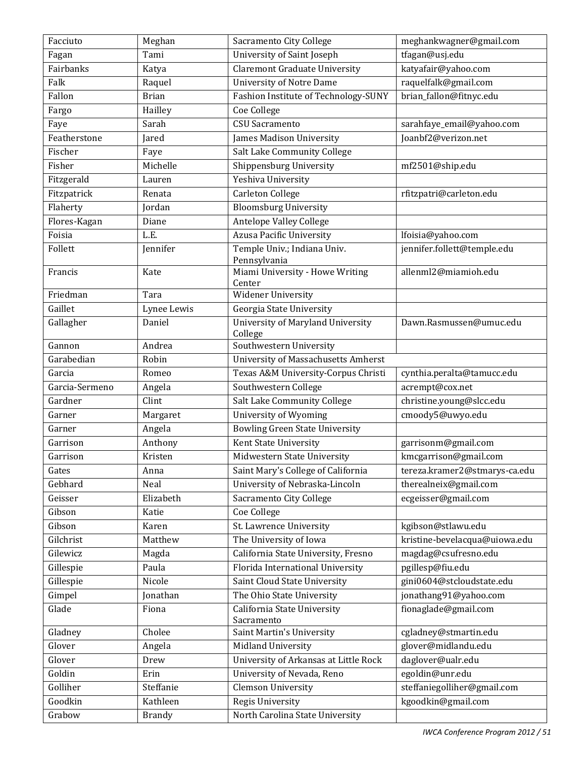| Facciuto | Meghan | Sacramento City College | meghankwagner@gmail.com |
|---|---|---|---|
| Fagan | Tami | University of Saint Joseph | tfagan@usj.edu |
| Fairbanks | Katya | Claremont Graduate University | katyafair@yahoo.com |
| Falk | Raquel | University of Notre Dame | raquelfalk@gmail.com |
| Fallon | Brian | Fashion Institute of Technology-SUNY | brian_fallon@fitnyc.edu |
| Fargo | Hailley | Coe College | |
| Faye | Sarah | CSU Sacramento | sarahfaye_email@yahoo.com |
| Featherstone | Jared | James Madison University | Joanbf2@verizon.net |
| Fischer | Faye | Salt Lake Community College | |
| Fisher | Michelle | Shippensburg University | mf2501@ship.edu |
| Fitzgerald | Lauren | Yeshiva University | |
| Fitzpatrick | Renata | Carleton College | rfitzpatri@carleton.edu |
| Flaherty | Jordan | Bloomsburg University | |
| Flores-Kagan | Diane | Antelope Valley College | |
| Foisia | L.E. | Azusa Pacific University | lfoisia@yahoo.com |
| Follett | Jennifer | Temple Univ.; Indiana Univ. Pennsylvania | jennifer.follett@temple.edu |
| Francis | Kate | Miami University - Howe Writing Center | allenml2@miamioh.edu |
| Friedman | Tara | Widener University | |
| Gaillet | Lynee Lewis | Georgia State University | |
| Gallagher | Daniel | University of Maryland University College | Dawn.Rasmussen@umuc.edu |
| Gannon | Andrea | Southwestern University | |
| Garabedian | Robin | University of Massachusetts Amherst | |
| Garcia | Romeo | Texas A&M University-Corpus Christi | cynthia.peralta@tamucc.edu |
| Garcia-Sermeno | Angela | Southwestern College | acrempt@cox.net |
| Gardner | Clint | Salt Lake Community College | christine.young@slcc.edu |
| Garner | Margaret | University of Wyoming | cmoody5@uwyo.edu |
| Garner | Angela | Bowling Green State University | |
| Garrison | Anthony | Kent State University | garrisonm@gmail.com |
| Garrison | Kristen | Midwestern State University | kmcgarrison@gmail.com |
| Gates | Anna | Saint Mary's College of California | tereza.kramer2@stmarys-ca.edu |
| Gebhard | Neal | University of Nebraska-Lincoln | therealneix@gmail.com |
| Geisser | Elizabeth | Sacramento City College | ecgeisser@gmail.com |
| Gibson | Katie | Coe College | |
| Gibson | Karen | St. Lawrence University | kgibson@stlawu.edu |
| Gilchrist | Matthew | The University of Iowa | kristine-bevelacqua@uiowa.edu |
| Gilewicz | Magda | California State University, Fresno | magdag@csufresno.edu |
| Gillespie | Paula | Florida International University | pgillesp@fiu.edu |
| Gillespie | Nicole | Saint Cloud State University | gini0604@stcloudstate.edu |
| Gimpel | Jonathan | The Ohio State University | jonathang91@yahoo.com |
| Glade | Fiona | California State University Sacramento | fionaglade@gmail.com |
| Gladney | Cholee | Saint Martin's University | cgladney@stmartin.edu |
| Glover | Angela | Midland University | glover@midlandu.edu |
| Glover | Drew | University of Arkansas at Little Rock | daglover@ualr.edu |
| Goldin | Erin | University of Nevada, Reno | egoldin@unr.edu |
| Golliher | Steffanie | Clemson University | steffaniegolliher@gmail.com |
| Goodkin | Kathleen | Regis University | kgoodkin@gmail.com |
| Grabow | Brandy | North Carolina State University | |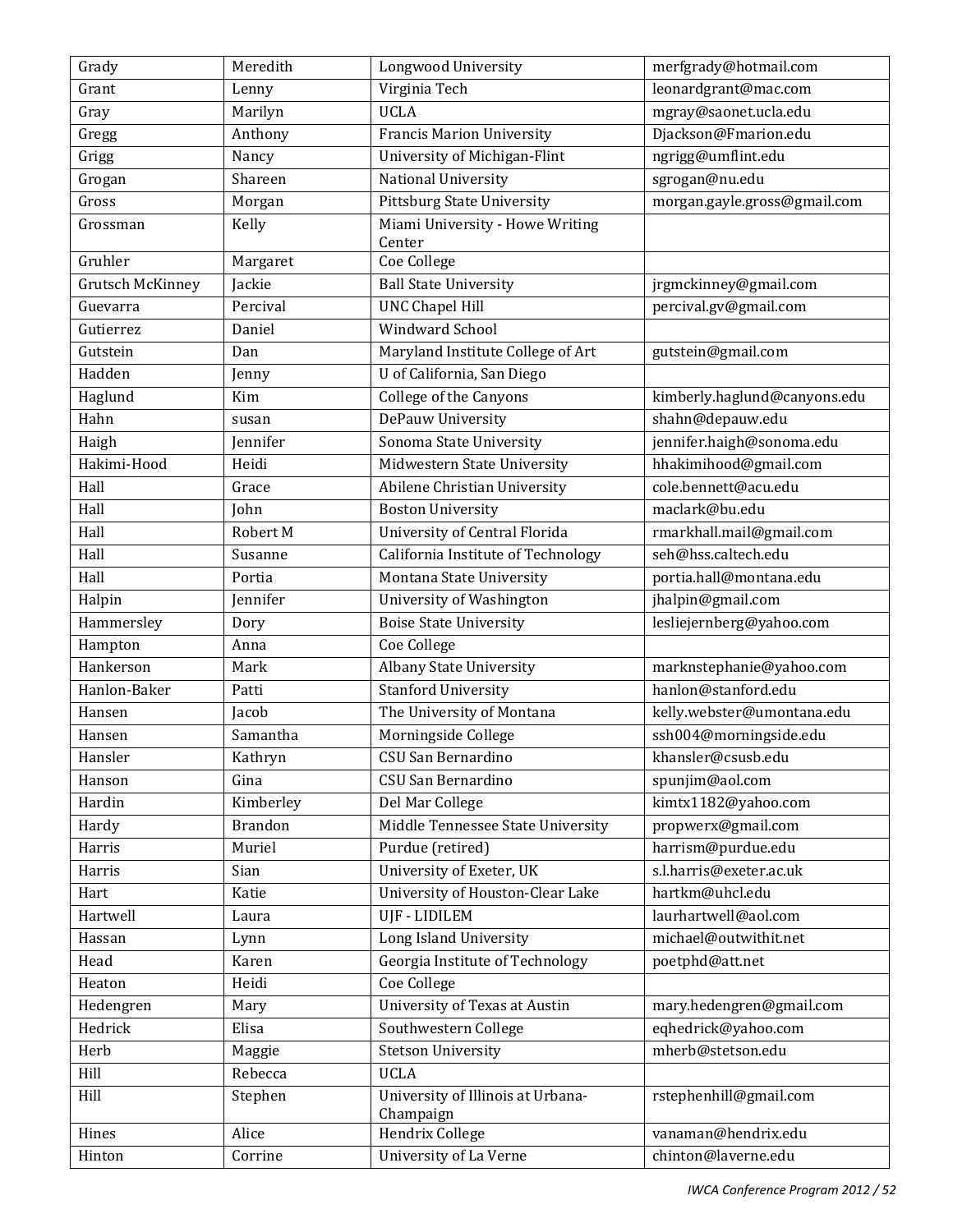| Grady | Meredith | Longwood University | merfgrady@hotmail.com |
|---|---|---|---|
| Grant | Lenny | Virginia Tech | leonardgrant@mac.com |
| Gray | Marilyn | UCLA | mgray@saonet.ucla.edu |
| Gregg | Anthony | Francis Marion University | Djackson@Fmarion.edu |
| Grigg | Nancy | University of Michigan-Flint | ngrigg@umflint.edu |
| Grogan | Shareen | National University | sgrogan@nu.edu |
| Gross | Morgan | Pittsburg State University | morgan.gayle.gross@gmail.com |
| Grossman | Kelly | Miami University - Howe Writing Center | |
| Gruhler | Margaret | Coe College | |
| Grutsch McKinney | Jackie | Ball State University | jrgmckinney@gmail.com |
| Guevarra | Percival | UNC Chapel Hill | percival.gv@gmail.com |
| Gutierrez | Daniel | Windward School | |
| Gutstein | Dan | Maryland Institute College of Art | gutstein@gmail.com |
| Hadden | Jenny | U of California, San Diego | |
| Haglund | Kim | College of the Canyons | kimberly.haglund@canyons.edu |
| Hahn | susan | DePauw University | shahn@depauw.edu |
| Haigh | Jennifer | Sonoma State University | jennifer.haigh@sonoma.edu |
| Hakimi-Hood | Heidi | Midwestern State University | hhakimihood@gmail.com |
| Hall | Grace | Abilene Christian University | cole.bennett@acu.edu |
| Hall | John | Boston University | maclark@bu.edu |
| Hall | Robert M | University of Central Florida | rmarkhall.mail@gmail.com |
| Hall | Susanne | California Institute of Technology | seh@hss.caltech.edu |
| Hall | Portia | Montana State University | portia.hall@montana.edu |
| Halpin | Jennifer | University of Washington | jhalpin@gmail.com |
| Hammersley | Dory | Boise State University | lesliejernberg@yahoo.com |
| Hampton | Anna | Coe College | |
| Hankerson | Mark | Albany State University | marknstephanie@yahoo.com |
| Hanlon-Baker | Patti | Stanford University | hanlon@stanford.edu |
| Hansen | Jacob | The University of Montana | kelly.webster@umontana.edu |
| Hansen | Samantha | Morningside College | ssh004@morningside.edu |
| Hansler | Kathryn | CSU San Bernardino | khansler@csusb.edu |
| Hanson | Gina | CSU San Bernardino | spunjim@aol.com |
| Hardin | Kimberley | Del Mar College | kimtx1182@yahoo.com |
| Hardy | Brandon | Middle Tennessee State University | propwerx@gmail.com |
| Harris | Muriel | Purdue (retired) | harrism@purdue.edu |
| Harris | Sian | University of Exeter, UK | s.l.harris@exeter.ac.uk |
| Hart | Katie | University of Houston-Clear Lake | hartkm@uhcl.edu |
| Hartwell | Laura | UJF - LIDILEM | laurhartwell@aol.com |
| Hassan | Lynn | Long Island University | michael@outwithit.net |
| Head | Karen | Georgia Institute of Technology | poetphd@att.net |
| Heaton | Heidi | Coe College | |
| Hedengren | Mary | University of Texas at Austin | mary.hedengren@gmail.com |
| Hedrick | Elisa | Southwestern College | eqhedrick@yahoo.com |
| Herb | Maggie | Stetson University | mherb@stetson.edu |
| Hill | Rebecca | UCLA | |
| Hill | Stephen | University of Illinois at Urbana-Champaign | rstephenhill@gmail.com |
| Hines | Alice | Hendrix College | vanaman@hendrix.edu |
| Hinton | Corrine | University of La Verne | chinton@laverne.edu |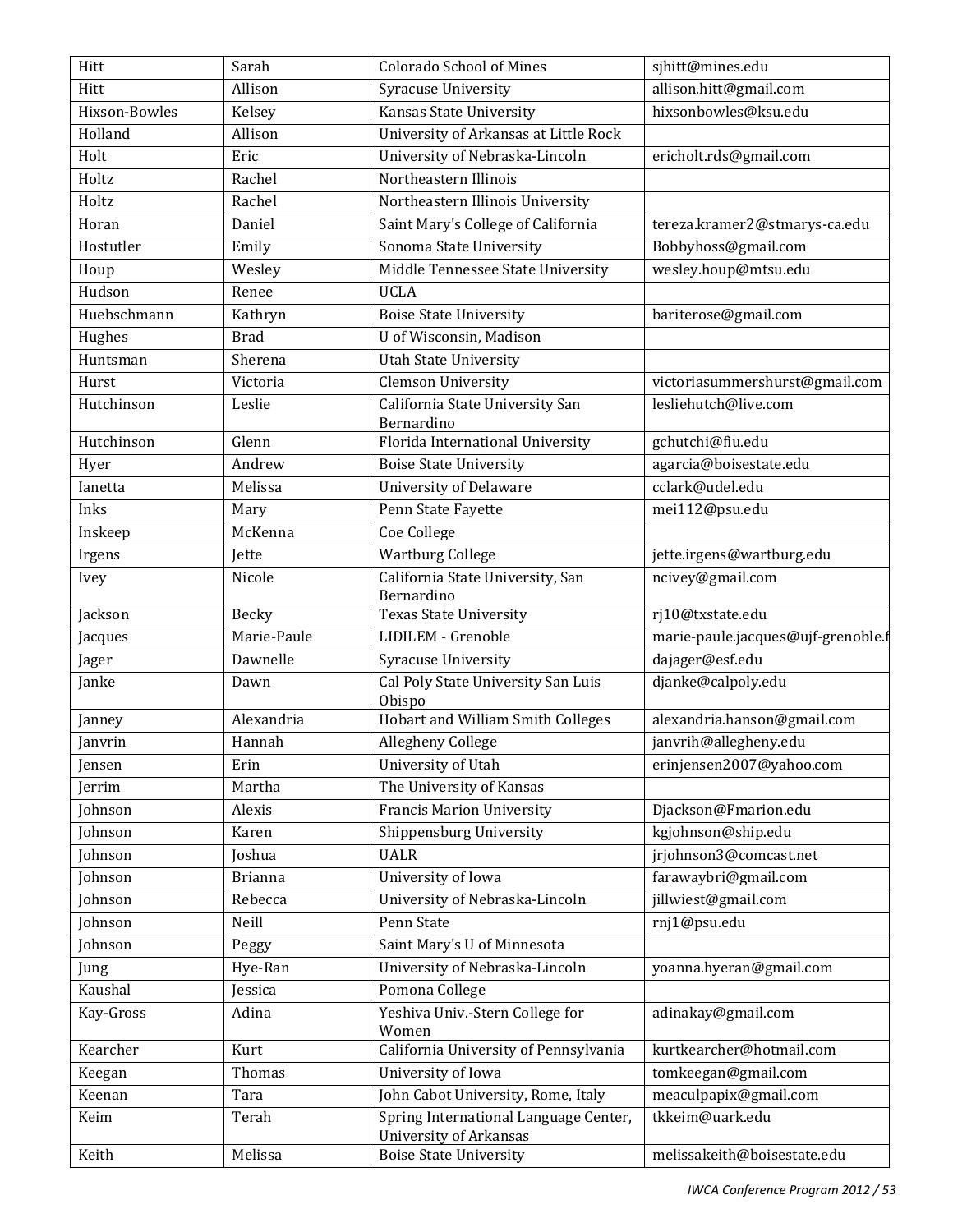| Hitt | Sarah | Colorado School of Mines | sjhitt@mines.edu |
|---|---|---|---|
| Hitt | Allison | Syracuse University | allison.hitt@gmail.com |
| Hixson-Bowles | Kelsey | Kansas State University | hixsonbowles@ksu.edu |
| Holland | Allison | University of Arkansas at Little Rock | |
| Holt | Eric | University of Nebraska-Lincoln | ericholt.rds@gmail.com |
| Holtz | Rachel | Northeastern Illinois | |
| Holtz | Rachel | Northeastern Illinois University | |
| Horan | Daniel | Saint Mary's College of California | tereza.kramer2@stmarys-ca.edu |
| Hostutler | Emily | Sonoma State University | Bobbyhoss@gmail.com |
| Houp | Wesley | Middle Tennessee State University | wesley.houp@mtsu.edu |
| Hudson | Renee | UCLA | |
| Huebschmann | Kathryn | Boise State University | bariterose@gmail.com |
| Hughes | Brad | U of Wisconsin, Madison | |
| Huntsman | Sherena | Utah State University | |
| Hurst | Victoria | Clemson University | victoriasummershurst@gmail.com |
| Hutchinson | Leslie | California State University San Bernardino | lesliehutch@live.com |
| Hutchinson | Glenn | Florida International University | gchutchi@fiu.edu |
| Hyer | Andrew | Boise State University | agarcia@boisestate.edu |
| Ianetta | Melissa | University of Delaware | cclark@udel.edu |
| Inks | Mary | Penn State Fayette | mei112@psu.edu |
| Inskeep | McKenna | Coe College | |
| Irgens | Jette | Wartburg College | jette.irgens@wartburg.edu |
| Ivey | Nicole | California State University, San Bernardino | ncivey@gmail.com |
| Jackson | Becky | Texas State University | rj10@txstate.edu |
| Jacques | Marie-Paule | LIDILEM - Grenoble | marie-paule.jacques@ujf-grenoble.f |
| Jager | Dawnelle | Syracuse University | dajager@esf.edu |
| Janke | Dawn | Cal Poly State University San Luis Obispo | djanke@calpoly.edu |
| Janney | Alexandria | Hobart and William Smith Colleges | alexandria.hanson@gmail.com |
| Janvrin | Hannah | Allegheny College | janvrih@allegheny.edu |
| Jensen | Erin | University of Utah | erinjensen2007@yahoo.com |
| Jerrim | Martha | The University of Kansas | |
| Johnson | Alexis | Francis Marion University | Djackson@Fmarion.edu |
| Johnson | Karen | Shippensburg University | kgjohnson@ship.edu |
| Johnson | Joshua | UALR | jrjohnson3@comcast.net |
| Johnson | Brianna | University of Iowa | farawaybri@gmail.com |
| Johnson | Rebecca | University of Nebraska-Lincoln | jillwiest@gmail.com |
| Johnson | Neill | Penn State | rnj1@psu.edu |
| Johnson | Peggy | Saint Mary's U of Minnesota | |
| Jung | Hye-Ran | University of Nebraska-Lincoln | yoanna.hyeran@gmail.com |
| Kaushal | Jessica | Pomona College | |
| Kay-Gross | Adina | Yeshiva Univ.-Stern College for Women | adinakay@gmail.com |
| Kearcher | Kurt | California University of Pennsylvania | kurtkearcher@hotmail.com |
| Keegan | Thomas | University of Iowa | tomkeegan@gmail.com |
| Keenan | Tara | John Cabot University, Rome, Italy | meaculpapix@gmail.com |
| Keim | Terah | Spring International Language Center, University of Arkansas | tkkeim@uark.edu |
| Keith | Melissa | Boise State University | melissakeith@boisestate.edu |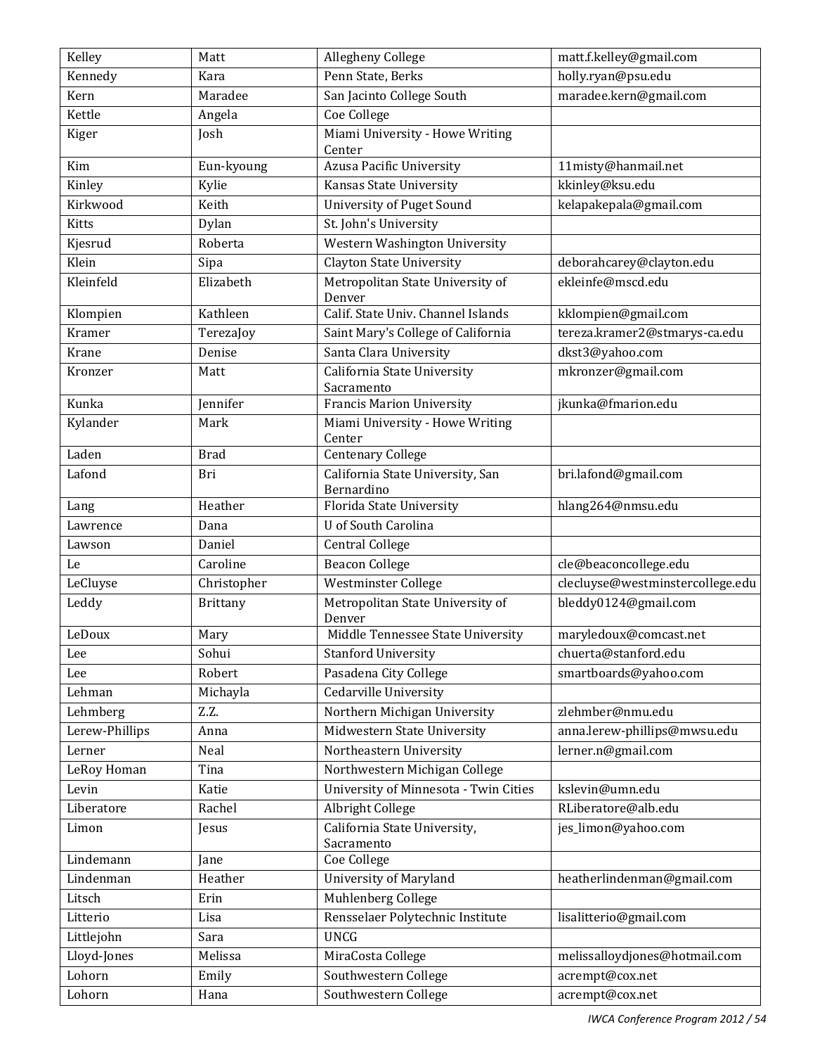| Kelley | Matt | Allegheny College | matt.f.kelley@gmail.com |
|---|---|---|---|
| Kennedy | Kara | Penn State, Berks | holly.ryan@psu.edu |
| Kern | Maradee | San Jacinto College South | maradee.kern@gmail.com |
| Kettle | Angela | Coe College | |
| Kiger | Josh | Miami University - Howe Writing Center | |
| Kim | Eun-kyoung | Azusa Pacific University | 11misty@hanmail.net |
| Kinley | Kylie | Kansas State University | kkinley@ksu.edu |
| Kirkwood | Keith | University of Puget Sound | kelapakepala@gmail.com |
| Kitts | Dylan | St. John's University | |
| Kjesrud | Roberta | Western Washington University | |
| Klein | Sipa | Clayton State University | deborahcarey@clayton.edu |
| Kleinfeld | Elizabeth | Metropolitan State University of Denver | ekleinfe@mscd.edu |
| Klompien | Kathleen | Calif. State Univ. Channel Islands | kklompien@gmail.com |
| Kramer | TerezaJoy | Saint Mary's College of California | tereza.kramer2@stmarys-ca.edu |
| Krane | Denise | Santa Clara University | dkst3@yahoo.com |
| Kronzer | Matt | California State University Sacramento | mkronzer@gmail.com |
| Kunka | Jennifer | Francis Marion University | jkunka@fmarion.edu |
| Kylander | Mark | Miami University - Howe Writing Center | |
| Laden | Brad | Centenary College | |
| Lafond | Bri | California State University, San Bernardino | bri.lafond@gmail.com |
| Lang | Heather | Florida State University | hlang264@nmsu.edu |
| Lawrence | Dana | U of South Carolina | |
| Lawson | Daniel | Central College | |
| Le | Caroline | Beacon College | cle@beaconcollege.edu |
| LeCluyse | Christopher | Westminster College | clecluyse@westminstercollege.edu |
| Leddy | Brittany | Metropolitan State University of Denver | bleddy0124@gmail.com |
| LeDoux | Mary | Middle Tennessee State University | maryledoux@comcast.net |
| Lee | Sohui | Stanford University | chuerta@stanford.edu |
| Lee | Robert | Pasadena City College | smartboards@yahoo.com |
| Lehman | Michayla | Cedarville University | |
| Lehmberg | Z.Z. | Northern Michigan University | zlehmber@nmu.edu |
| Lerew-Phillips | Anna | Midwestern State University | anna.lerew-phillips@mwsu.edu |
| Lerner | Neal | Northeastern University | lerner.n@gmail.com |
| LeRoy Homan | Tina | Northwestern Michigan College | |
| Levin | Katie | University of Minnesota - Twin Cities | kslevin@umn.edu |
| Liberatore | Rachel | Albright College | RLiberatore@alb.edu |
| Limon | Jesus | California State University, Sacramento | jes_limon@yahoo.com |
| Lindemann | Jane | Coe College | |
| Lindenman | Heather | University of Maryland | heatherlindenman@gmail.com |
| Litsch | Erin | Muhlenberg College | |
| Litterio | Lisa | Rensselaer Polytechnic Institute | lisalitterio@gmail.com |
| Littlejohn | Sara | UNCG | |
| Lloyd-Jones | Melissa | MiraCosta College | melissalloydjones@hotmail.com |
| Lohorn | Emily | Southwestern College | acrempt@cox.net |
| Lohorn | Hana | Southwestern College | acrempt@cox.net |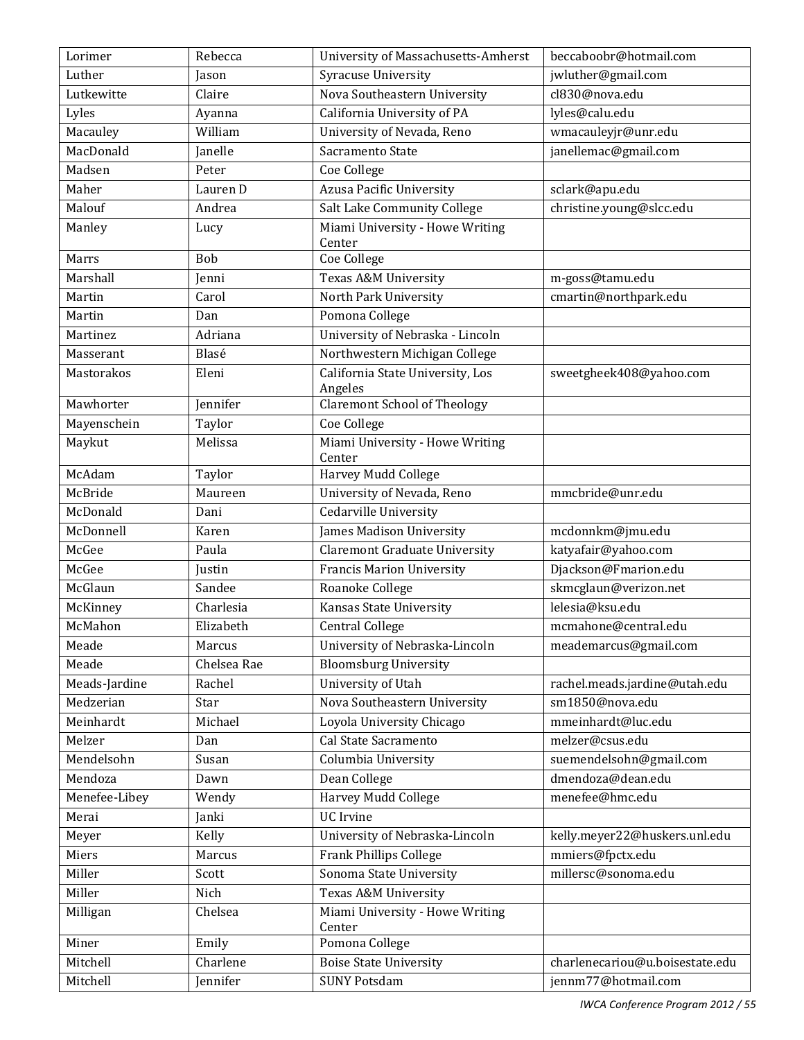| Lorimer | Rebecca | University of Massachusetts-Amherst | beccaboobr@hotmail.com |
|---|---|---|---|
| Luther | Jason | Syracuse University | jwluther@gmail.com |
| Lutkewitte | Claire | Nova Southeastern University | cl830@nova.edu |
| Lyles | Ayanna | California University of PA | lyles@calu.edu |
| Macauley | William | University of Nevada, Reno | wmacauleyjr@unr.edu |
| MacDonald | Janelle | Sacramento State | janellemac@gmail.com |
| Madsen | Peter | Coe College | |
| Maher | Lauren D | Azusa Pacific University | sclark@apu.edu |
| Malouf | Andrea | Salt Lake Community College | christine.young@slcc.edu |
| Manley | Lucy | Miami University - Howe Writing Center | |
| Marrs | Bob | Coe College | |
| Marshall | Jenni | Texas A&M University | m-goss@tamu.edu |
| Martin | Carol | North Park University | cmartin@northpark.edu |
| Martin | Dan | Pomona College | |
| Martinez | Adriana | University of Nebraska - Lincoln | |
| Masserant | Blasé | Northwestern Michigan College | |
| Mastorakos | Eleni | California State University, Los Angeles | sweetgheek408@yahoo.com |
| Mawhorter | Jennifer | Claremont School of Theology | |
| Mayenschein | Taylor | Coe College | |
| Maykut | Melissa | Miami University - Howe Writing Center | |
| McAdam | Taylor | Harvey Mudd College | |
| McBride | Maureen | University of Nevada, Reno | mmcbride@unr.edu |
| McDonald | Dani | Cedarville University | |
| McDonnell | Karen | James Madison University | mcdonnkm@jmu.edu |
| McGee | Paula | Claremont Graduate University | katyafair@yahoo.com |
| McGee | Justin | Francis Marion University | Djackson@Fmarion.edu |
| McGlaun | Sandee | Roanoke College | skmcglaun@verizon.net |
| McKinney | Charlesia | Kansas State University | lelesia@ksu.edu |
| McMahon | Elizabeth | Central College | mcmahone@central.edu |
| Meade | Marcus | University of Nebraska-Lincoln | meademarcus@gmail.com |
| Meade | Chelsea Rae | Bloomsburg University | |
| Meads-Jardine | Rachel | University of Utah | rachel.meads.jardine@utah.edu |
| Medzerian | Star | Nova Southeastern University | sm1850@nova.edu |
| Meinhardt | Michael | Loyola University Chicago | mmeinhardt@luc.edu |
| Melzer | Dan | Cal State Sacramento | melzer@csus.edu |
| Mendelsohn | Susan | Columbia University | suemendelsohn@gmail.com |
| Mendoza | Dawn | Dean College | dmendoza@dean.edu |
| Menefee-Libey | Wendy | Harvey Mudd College | menefee@hmc.edu |
| Merai | Janki | UC Irvine | |
| Meyer | Kelly | University of Nebraska-Lincoln | kelly.meyer22@huskers.unl.edu |
| Miers | Marcus | Frank Phillips College | mmiers@fpctx.edu |
| Miller | Scott | Sonoma State University | millersc@sonoma.edu |
| Miller | Nich | Texas A&M University | |
| Milligan | Chelsea | Miami University - Howe Writing Center | |
| Miner | Emily | Pomona College | |
| Mitchell | Charlene | Boise State University | charlenecariou@u.boisestate.edu |
| Mitchell | Jennifer | SUNY Potsdam | jennm77@hotmail.com |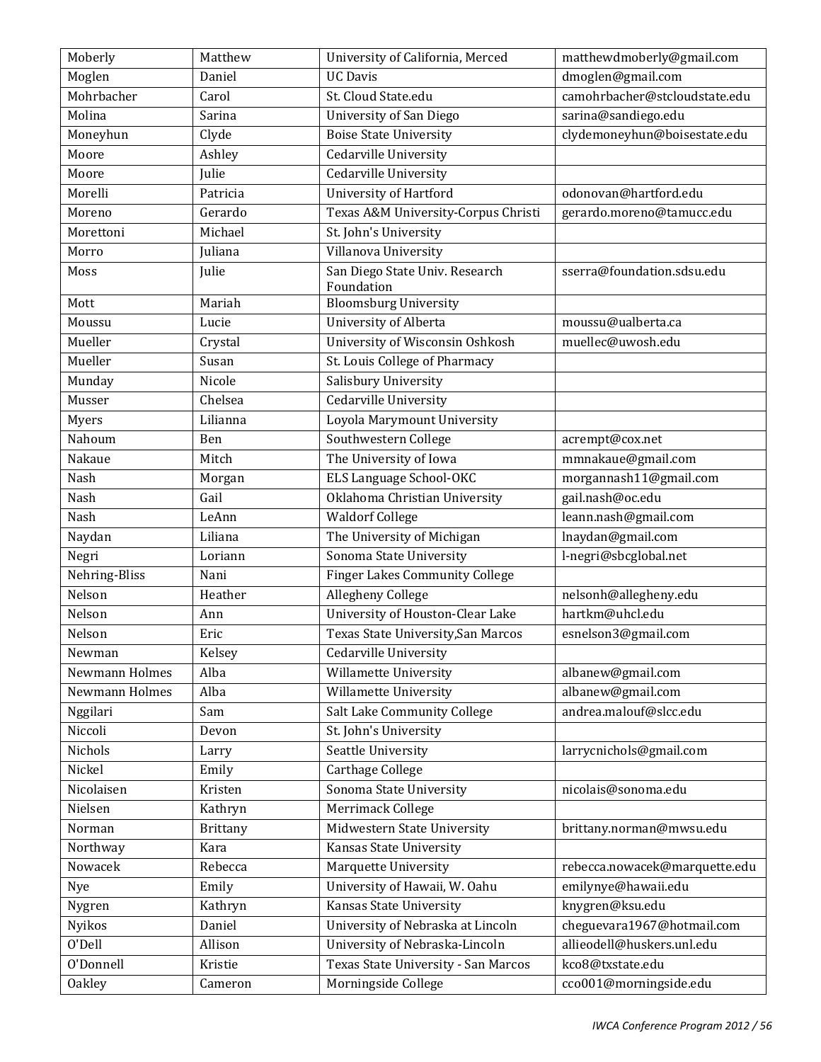| Moberly | Matthew | University of California, Merced | matthewdmoberly@gmail.com |
|---|---|---|---|
| Moglen | Daniel | UC Davis | dmoglen@gmail.com |
| Mohrbacher | Carol | St. Cloud State.edu | camohrbacher@stcloudstate.edu |
| Molina | Sarina | University of San Diego | sarina@sandiego.edu |
| Moneyhun | Clyde | Boise State University | clydemoneyhun@boisestate.edu |
| Moore | Ashley | Cedarville University | |
| Moore | Julie | Cedarville University | |
| Morelli | Patricia | University of Hartford | odonovan@hartford.edu |
| Moreno | Gerardo | Texas A&M University-Corpus Christi | gerardo.moreno@tamucc.edu |
| Morettoni | Michael | St. John's University | |
| Morro | Juliana | Villanova University | |
| Moss | Julie | San Diego State Univ. Research Foundation | sserra@foundation.sdsu.edu |
| Mott | Mariah | Bloomsburg University | |
| Moussu | Lucie | University of Alberta | moussu@ualberta.ca |
| Mueller | Crystal | University of Wisconsin Oshkosh | muellec@uwosh.edu |
| Mueller | Susan | St. Louis College of Pharmacy | |
| Munday | Nicole | Salisbury University | |
| Musser | Chelsea | Cedarville University | |
| Myers | Lilianna | Loyola Marymount University | |
| Nahoum | Ben | Southwestern College | acrempt@cox.net |
| Nakaue | Mitch | The University of Iowa | mmnakaue@gmail.com |
| Nash | Morgan | ELS Language School-OKC | morgannash11@gmail.com |
| Nash | Gail | Oklahoma Christian University | gail.nash@oc.edu |
| Nash | LeAnn | Waldorf College | leann.nash@gmail.com |
| Naydan | Liliana | The University of Michigan | lnaydan@gmail.com |
| Negri | Loriann | Sonoma State University | l-negri@sbcglobal.net |
| Nehring-Bliss | Nani | Finger Lakes Community College | |
| Nelson | Heather | Allegheny College | nelsonh@allegheny.edu |
| Nelson | Ann | University of Houston-Clear Lake | hartkm@uhcl.edu |
| Nelson | Eric | Texas State University,San Marcos | esnelson3@gmail.com |
| Newman | Kelsey | Cedarville University | |
| Newmann Holmes | Alba | Willamette University | albanew@gmail.com |
| Newmann Holmes | Alba | Willamette University | albanew@gmail.com |
| Nggilari | Sam | Salt Lake Community College | andrea.malouf@slcc.edu |
| Niccoli | Devon | St. John's University | |
| Nichols | Larry | Seattle University | larrycnichols@gmail.com |
| Nickel | Emily | Carthage College | |
| Nicolaisen | Kristen | Sonoma State University | nicolais@sonoma.edu |
| Nielsen | Kathryn | Merrimack College | |
| Norman | Brittany | Midwestern State University | brittany.norman@mwsu.edu |
| Northway | Kara | Kansas State University | |
| Nowacek | Rebecca | Marquette University | rebecca.nowacek@marquette.edu |
| Nye | Emily | University of Hawaii, W. Oahu | emilynye@hawaii.edu |
| Nygren | Kathryn | Kansas State University | knygren@ksu.edu |
| Nyikos | Daniel | University of Nebraska at Lincoln | cheguevara1967@hotmail.com |
| O'Dell | Allison | University of Nebraska-Lincoln | allieodell@huskers.unl.edu |
| O'Donnell | Kristie | Texas State University - San Marcos | kco8@txstate.edu |
| Oakley | Cameron | Morningside College | cco001@morningside.edu |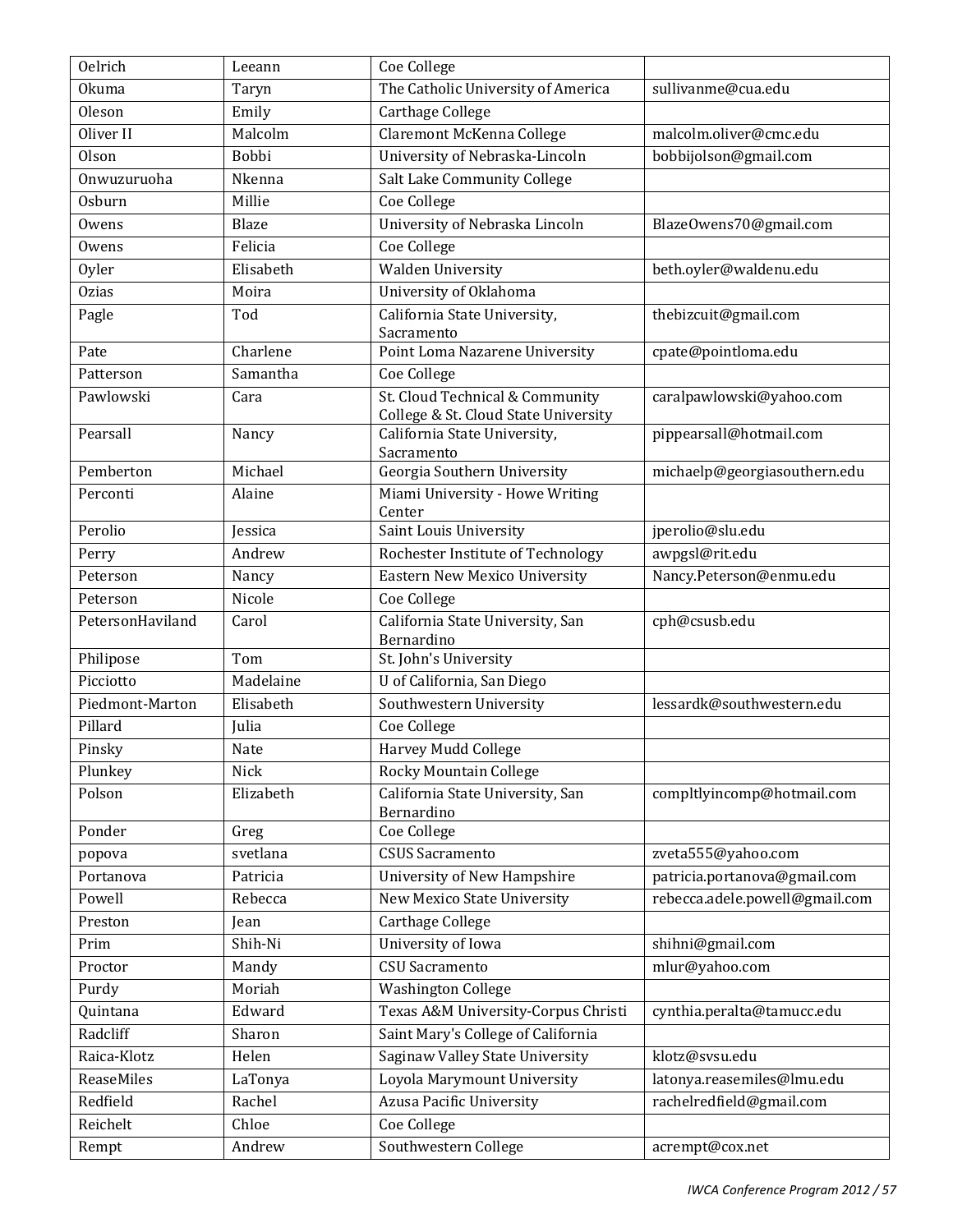| Oelrich | Leeann | Coe College | |
|---|---|---|---|
| Okuma | Taryn | The Catholic University of America | sullivanme@cua.edu |
| Oleson | Emily | Carthage College | |
| Oliver II | Malcolm | Claremont McKenna College | malcolm.oliver@cmc.edu |
| Olson | Bobbi | University of Nebraska-Lincoln | bobbijolson@gmail.com |
| Onwuzuruoha | Nkenna | Salt Lake Community College | |
| Osburn | Millie | Coe College | |
| Owens | Blaze | University of Nebraska Lincoln | BlazeOwens70@gmail.com |
| Owens | Felicia | Coe College | |
| Oyler | Elisabeth | Walden University | beth.oyler@waldenu.edu |
| Ozias | Moira | University of Oklahoma | |
| Pagle | Tod | California State University, Sacramento | thebizcuit@gmail.com |
| Pate | Charlene | Point Loma Nazarene University | cpate@pointloma.edu |
| Patterson | Samantha | Coe College | |
| Pawlowski | Cara | St. Cloud Technical & Community College & St. Cloud State University | caralpawlowski@yahoo.com |
| Pearsall | Nancy | California State University, Sacramento | pippearsall@hotmail.com |
| Pemberton | Michael | Georgia Southern University | michaelp@georgiasouthern.edu |
| Perconti | Alaine | Miami University - Howe Writing Center | |
| Perolio | Jessica | Saint Louis University | jperolio@slu.edu |
| Perry | Andrew | Rochester Institute of Technology | awpgsl@rit.edu |
| Peterson | Nancy | Eastern New Mexico University | Nancy.Peterson@enmu.edu |
| Peterson | Nicole | Coe College | |
| PetersonHaviland | Carol | California State University, San Bernardino | cph@csusb.edu |
| Philipose | Tom | St. John's University | |
| Picciotto | Madelaine | U of California, San Diego | |
| Piedmont-Marton | Elisabeth | Southwestern University | lessardk@southwestern.edu |
| Pillard | Julia | Coe College | |
| Pinsky | Nate | Harvey Mudd College | |
| Plunkey | Nick | Rocky Mountain College | |
| Polson | Elizabeth | California State University, San Bernardino | compltlyincomp@hotmail.com |
| Ponder | Greg | Coe College | |
| popova | svetlana | CSUS Sacramento | zveta555@yahoo.com |
| Portanova | Patricia | University of New Hampshire | patricia.portanova@gmail.com |
| Powell | Rebecca | New Mexico State University | rebecca.adele.powell@gmail.com |
| Preston | Jean | Carthage College | |
| Prim | Shih-Ni | University of Iowa | shihni@gmail.com |
| Proctor | Mandy | CSU Sacramento | mlur@yahoo.com |
| Purdy | Moriah | Washington College | |
| Quintana | Edward | Texas A&M University-Corpus Christi | cynthia.peralta@tamucc.edu |
| Radcliff | Sharon | Saint Mary's College of California | |
| Raica-Klotz | Helen | Saginaw Valley State University | klotz@svsu.edu |
| ReaseMiles | LaTonya | Loyola Marymount University | latonya.reasemiles@lmu.edu |
| Redfield | Rachel | Azusa Pacific University | rachelredfield@gmail.com |
| Reichelt | Chloe | Coe College | |
| Rempt | Andrew | Southwestern College | acrempt@cox.net |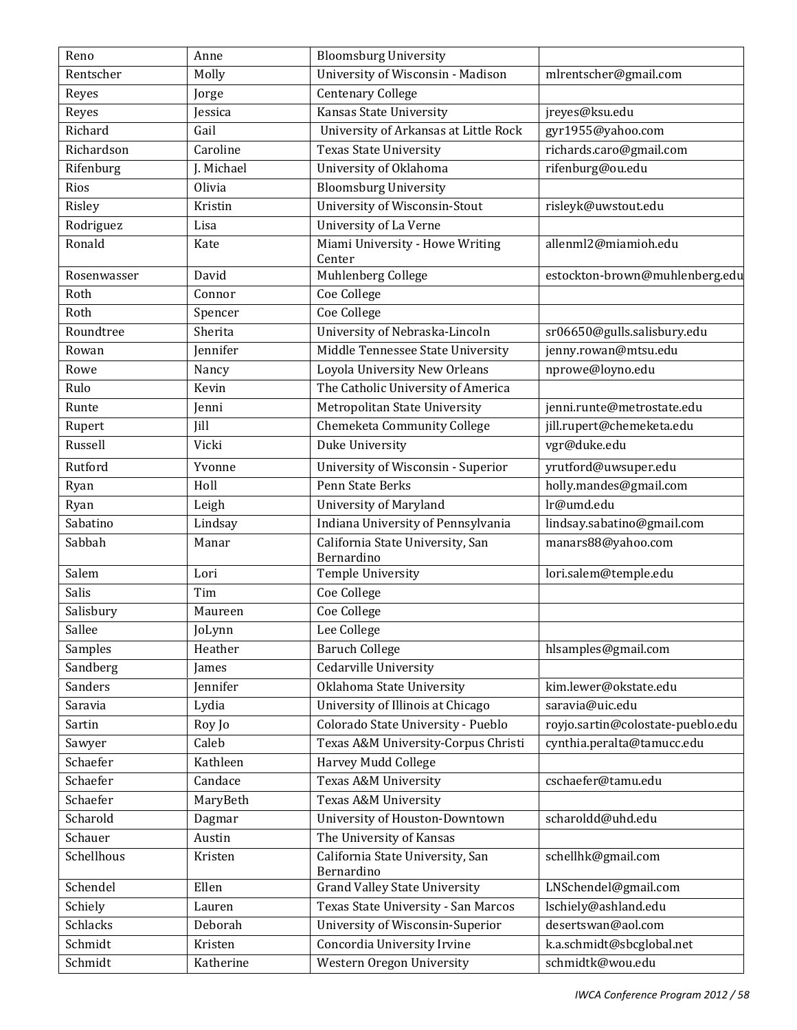| Reno | Anne | Bloomsburg University | |
|---|---|---|---|
| Rentscher | Molly | University of Wisconsin - Madison | mlrentscher@gmail.com |
| Reyes | Jorge | Centenary College | |
| Reyes | Jessica | Kansas State University | jreyes@ksu.edu |
| Richard | Gail | University of Arkansas at Little Rock | gyr1955@yahoo.com |
| Richardson | Caroline | Texas State University | richards.caro@gmail.com |
| Rifenburg | J. Michael | University of Oklahoma | rifenburg@ou.edu |
| Rios | Olivia | Bloomsburg University | |
| Risley | Kristin | University of Wisconsin-Stout | risleyk@uwstout.edu |
| Rodriguez | Lisa | University of La Verne | |
| Ronald | Kate | Miami University - Howe Writing Center | allenml2@miamioh.edu |
| Rosenwasser | David | Muhlenberg College | estockton-brown@muhlenberg.edu |
| Roth | Connor | Coe College | |
| Roth | Spencer | Coe College | |
| Roundtree | Sherita | University of Nebraska-Lincoln | sr06650@gulls.salisbury.edu |
| Rowan | Jennifer | Middle Tennessee State University | jenny.rowan@mtsu.edu |
| Rowe | Nancy | Loyola University New Orleans | nprowe@loyno.edu |
| Rulo | Kevin | The Catholic University of America | |
| Runte | Jenni | Metropolitan State University | jenni.runte@metrostate.edu |
| Rupert | Jill | Chemeketa Community College | jill.rupert@chemeketa.edu |
| Russell | Vicki | Duke University | vgr@duke.edu |
| Rutford | Yvonne | University of Wisconsin - Superior | yrutford@uwsuper.edu |
| Ryan | Holl | Penn State Berks | holly.mandes@gmail.com |
| Ryan | Leigh | University of Maryland | lr@umd.edu |
| Sabatino | Lindsay | Indiana University of Pennsylvania | lindsay.sabatino@gmail.com |
| Sabbah | Manar | California State University, San Bernardino | manars88@yahoo.com |
| Salem | Lori | Temple University | lori.salem@temple.edu |
| Salis | Tim | Coe College | |
| Salisbury | Maureen | Coe College | |
| Sallee | JoLynn | Lee College | |
| Samples | Heather | Baruch College | hlsamples@gmail.com |
| Sandberg | James | Cedarville University | |
| Sanders | Jennifer | Oklahoma State University | kim.lewer@okstate.edu |
| Saravia | Lydia | University of Illinois at Chicago | saravia@uic.edu |
| Sartin | Roy Jo | Colorado State University - Pueblo | royjo.sartin@colostate-pueblo.edu |
| Sawyer | Caleb | Texas A&M University-Corpus Christi | cynthia.peralta@tamucc.edu |
| Schaefer | Kathleen | Harvey Mudd College | |
| Schaefer | Candace | Texas A&M University | cschaefer@tamu.edu |
| Schaefer | MaryBeth | Texas A&M University | |
| Scharold | Dagmar | University of Houston-Downtown | scharoldd@uhd.edu |
| Schauer | Austin | The University of Kansas | |
| Schellhous | Kristen | California State University, San Bernardino | schellhk@gmail.com |
| Schendel | Ellen | Grand Valley State University | LNSchendel@gmail.com |
| Schiely | Lauren | Texas State University - San Marcos | lschiely@ashland.edu |
| Schlacks | Deborah | University of Wisconsin-Superior | desertswan@aol.com |
| Schmidt | Kristen | Concordia University Irvine | k.a.schmidt@sbcglobal.net |
| Schmidt | Katherine | Western Oregon University | schmidtk@wou.edu |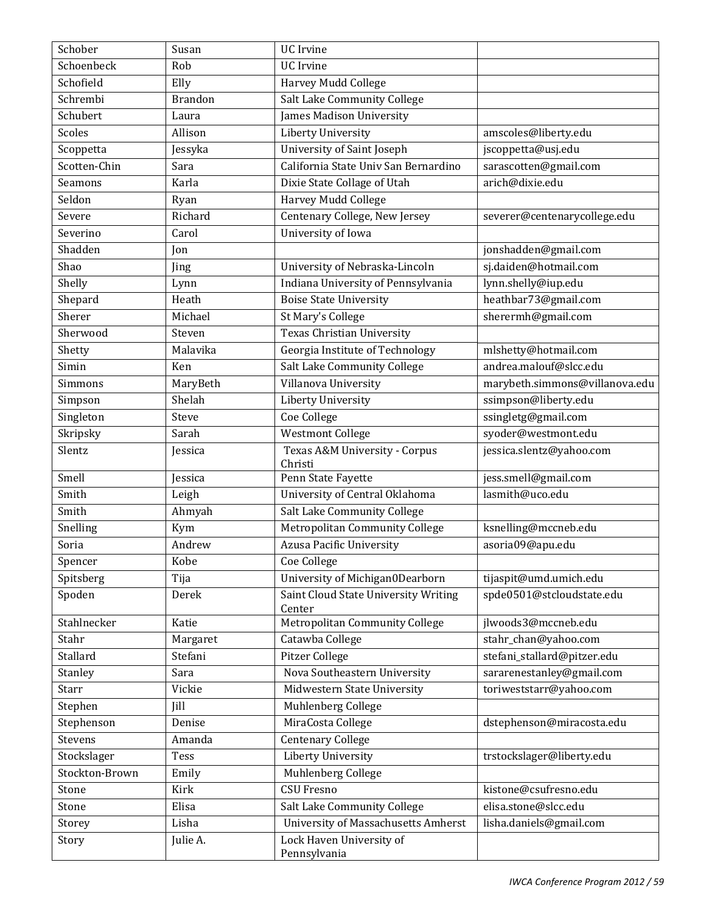| Schober | Susan | UC Irvine | |
|---|---|---|---|
| Schoenbeck | Rob | UC Irvine | |
| Schofield | Elly | Harvey Mudd College | |
| Schrembi | Brandon | Salt Lake Community College | |
| Schubert | Laura | James Madison University | |
| Scoles | Allison | Liberty University | amscoles@liberty.edu |
| Scoppetta | Jessyka | University of Saint Joseph | jscoppetta@usj.edu |
| Scotten-Chin | Sara | California State Univ San Bernardino | sarascotten@gmail.com |
| Seamons | Karla | Dixie State Collage of Utah | arich@dixie.edu |
| Seldon | Ryan | Harvey Mudd College | |
| Severe | Richard | Centenary College, New Jersey | severer@centenarycollege.edu |
| Severino | Carol | University of Iowa | |
| Shadden | Jon | | jonshadden@gmail.com |
| Shao | Jing | University of Nebraska-Lincoln | sj.daiden@hotmail.com |
| Shelly | Lynn | Indiana University of Pennsylvania | lynn.shelly@iup.edu |
| Shepard | Heath | Boise State University | heathbar73@gmail.com |
| Sherer | Michael | St Mary's College | sherermh@gmail.com |
| Sherwood | Steven | Texas Christian University | |
| Shetty | Malavika | Georgia Institute of Technology | mlshetty@hotmail.com |
| Simin | Ken | Salt Lake Community College | andrea.malouf@slcc.edu |
| Simmons | MaryBeth | Villanova University | marybeth.simmons@villanova.edu |
| Simpson | Shelah | Liberty University | ssimpson@liberty.edu |
| Singleton | Steve | Coe College | ssingletg@gmail.com |
| Skripsky | Sarah | Westmont College | syoder@westmont.edu |
| Slentz | Jessica | Texas A&M University - Corpus Christi | jessica.slentz@yahoo.com |
| Smell | Jessica | Penn State Fayette | jess.smell@gmail.com |
| Smith | Leigh | University of Central Oklahoma | lasmith@uco.edu |
| Smith | Ahmyah | Salt Lake Community College | |
| Snelling | Kym | Metropolitan Community College | ksnelling@mccneb.edu |
| Soria | Andrew | Azusa Pacific University | asoria09@apu.edu |
| Spencer | Kobe | Coe College | |
| Spitsberg | Tija | University of Michigan0Dearborn | tijaspit@umd.umich.edu |
| Spoden | Derek | Saint Cloud State University Writing Center | spde0501@stcloudstate.edu |
| Stahlnecker | Katie | Metropolitan Community College | jlwoods3@mccneb.edu |
| Stahr | Margaret | Catawba College | stahr_chan@yahoo.com |
| Stallard | Stefani | Pitzer College | stefani_stallard@pitzer.edu |
| Stanley | Sara | Nova Southeastern University | sararenestanley@gmail.com |
| Starr | Vickie | Midwestern State University | toriweststarr@yahoo.com |
| Stephen | Jill | Muhlenberg College | |
| Stephenson | Denise | MiraCosta College | dstephenson@miracosta.edu |
| Stevens | Amanda | Centenary College | |
| Stockslager | Tess | Liberty University | trstockslager@liberty.edu |
| Stockton-Brown | Emily | Muhlenberg College | |
| Stone | Kirk | CSU Fresno | kistone@csufresno.edu |
| Stone | Elisa | Salt Lake Community College | elisa.stone@slcc.edu |
| Storey | Lisha | University of Massachusetts Amherst | lisha.daniels@gmail.com |
| Story | Julie A. | Lock Haven University of Pennsylvania | |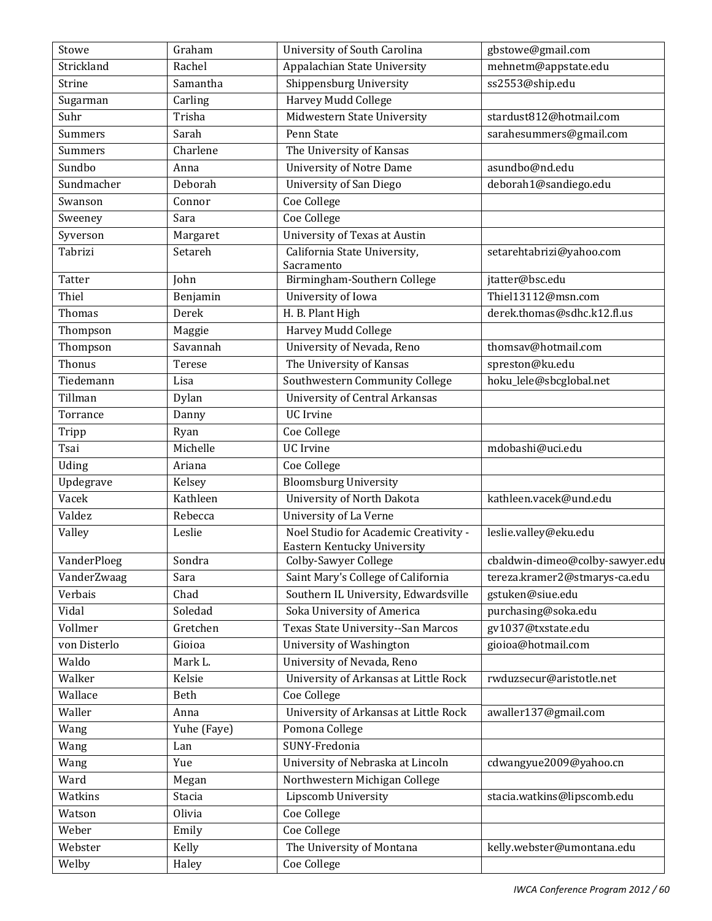| Stowe | Graham | University of South Carolina | gbstowe@gmail.com |
|---|---|---|---|
| Strickland | Rachel | Appalachian State University | mehnetm@appstate.edu |
| Strine | Samantha | Shippensburg University | ss2553@ship.edu |
| Sugarman | Carling | Harvey Mudd College | |
| Suhr | Trisha | Midwestern State University | stardust812@hotmail.com |
| Summers | Sarah | Penn State | sarahesummers@gmail.com |
| Summers | Charlene | The University of Kansas | |
| Sundbo | Anna | University of Notre Dame | asundbo@nd.edu |
| Sundmacher | Deborah | University of San Diego | deborah1@sandiego.edu |
| Swanson | Connor | Coe College | |
| Sweeney | Sara | Coe College | |
| Syverson | Margaret | University of Texas at Austin | |
| Tabrizi | Setareh | California State University, Sacramento | setarehtabrizi@yahoo.com |
| Tatter | John | Birmingham-Southern College | jtatter@bsc.edu |
| Thiel | Benjamin | University of Iowa | Thiel13112@msn.com |
| Thomas | Derek | H. B. Plant High | derek.thomas@sdhc.k12.fl.us |
| Thompson | Maggie | Harvey Mudd College | |
| Thompson | Savannah | University of Nevada, Reno | thomsav@hotmail.com |
| Thonus | Terese | The University of Kansas | spreston@ku.edu |
| Tiedemann | Lisa | Southwestern Community College | hoku_lele@sbcglobal.net |
| Tillman | Dylan | University of Central Arkansas | |
| Torrance | Danny | UC Irvine | |
| Tripp | Ryan | Coe College | |
| Tsai | Michelle | UC Irvine | mdobashi@uci.edu |
| Uding | Ariana | Coe College | |
| Updegrave | Kelsey | Bloomsburg University | |
| Vacek | Kathleen | University of North Dakota | kathleen.vacek@und.edu |
| Valdez | Rebecca | University of La Verne | |
| Valley | Leslie | Noel Studio for Academic Creativity - Eastern Kentucky University | leslie.valley@eku.edu |
| VanderPloeg | Sondra | Colby-Sawyer College | cbaldwin-dimeo@colby-sawyer.edu |
| VanderZwaag | Sara | Saint Mary's College of California | tereza.kramer2@stmarys-ca.edu |
| Verbais | Chad | Southern IL University, Edwardsville | gstuken@siue.edu |
| Vidal | Soledad | Soka University of America | purchasing@soka.edu |
| Vollmer | Gretchen | Texas State University--San Marcos | gv1037@txstate.edu |
| von Disterlo | Gioioa | University of Washington | gioioa@hotmail.com |
| Waldo | Mark L. | University of Nevada, Reno | |
| Walker | Kelsie | University of Arkansas at Little Rock | rwduzsecur@aristotle.net |
| Wallace | Beth | Coe College | |
| Waller | Anna | University of Arkansas at Little Rock | awaller137@gmail.com |
| Wang | Yuhe (Faye) | Pomona College | |
| Wang | Lan | SUNY-Fredonia | |
| Wang | Yue | University of Nebraska at Lincoln | cdwangyue2009@yahoo.cn |
| Ward | Megan | Northwestern Michigan College | |
| Watkins | Stacia | Lipscomb University | stacia.watkins@lipscomb.edu |
| Watson | Olivia | Coe College | |
| Weber | Emily | Coe College | |
| Webster | Kelly | The University of Montana | kelly.webster@umontana.edu |
| Welby | Haley | Coe College | |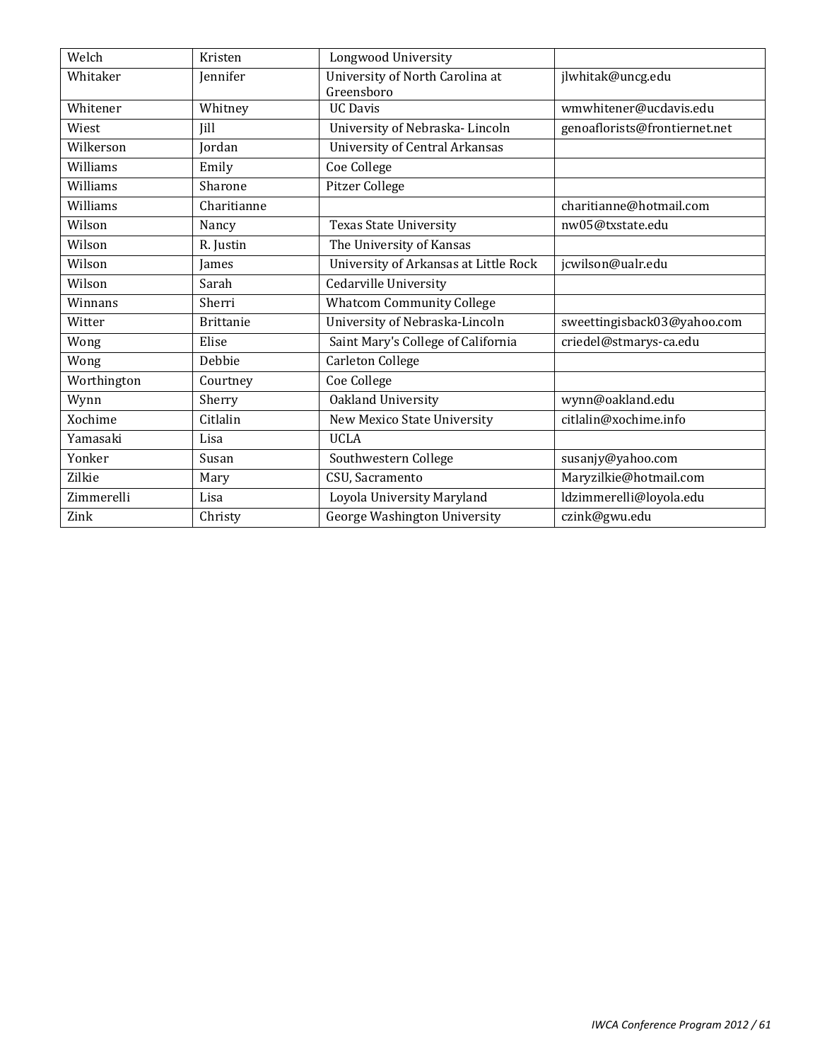| Welch | Kristen | Longwood University | |
|---|---|---|---|
| Whitaker | Jennifer | University of North Carolina at Greensboro | jlwhitak@uncg.edu |
| Whitener | Whitney | UC Davis | wmwhitener@ucdavis.edu |
| Wiest | Jill | University of Nebraska- Lincoln | genoaflorists@frontiernet.net |
| Wilkerson | Jordan | University of Central Arkansas | |
| Williams | Emily | Coe College | |
| Williams | Sharone | Pitzer College | |
| Williams | Charitianne | | charitianne@hotmail.com |
| Wilson | Nancy | Texas State University | nw05@txstate.edu |
| Wilson | R. Justin | The University of Kansas | |
| Wilson | James | University of Arkansas at Little Rock | jcwilson@ualr.edu |
| Wilson | Sarah | Cedarville University | |
| Winnans | Sherri | Whatcom Community College | |
| Witter | Brittanie | University of Nebraska-Lincoln | sweettingisback03@yahoo.com |
| Wong | Elise | Saint Mary's College of California | criedel@stmarys-ca.edu |
| Wong | Debbie | Carleton College | |
| Worthington | Courtney | Coe College | |
| Wynn | Sherry | Oakland University | wynn@oakland.edu |
| Xochime | Citlalin | New Mexico State University | citlalin@xochime.info |
| Yamasaki | Lisa | UCLA | |
| Yonker | Susan | Southwestern College | susanjy@yahoo.com |
| Zilkie | Mary | CSU, Sacramento | Maryzilkie@hotmail.com |
| Zimmerelli | Lisa | Loyola University Maryland | ldzimmerelli@loyola.edu |
| Zink | Christy | George Washington University | czink@gwu.edu |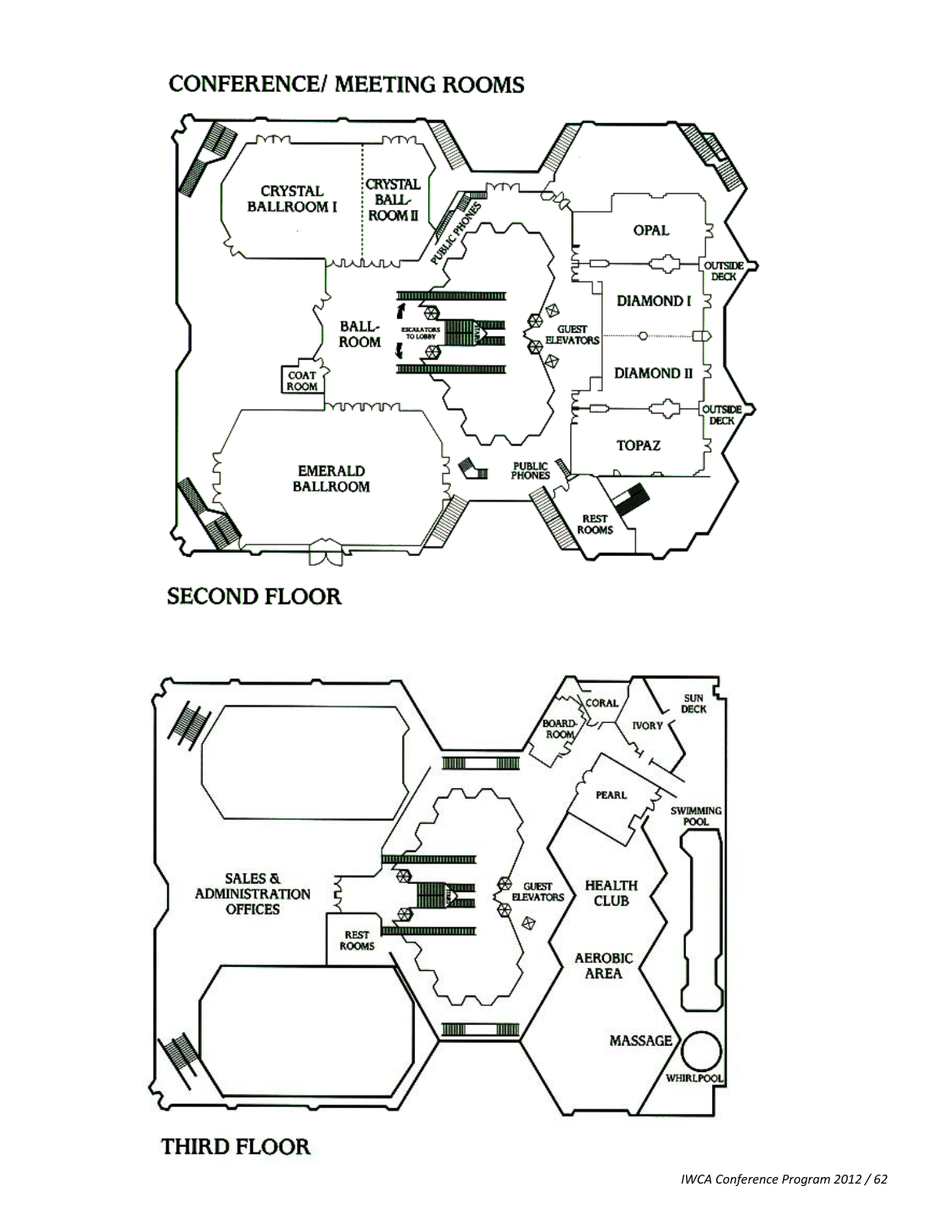# CONFERENCE/ MEETING ROOMS

CRYSTAL BALLROOM I

CRYSTAL BALLROOM II

PUBLIC PHONES

OPAL

OUTSIDE DECK

DIAMOND I

BALLROOM

ESCALATORS TO LOBBY

GUEST ELEVATORS

DIAMOND II

COAT ROOM

OUTSIDE DECK

TOPAZ

EMERALD BALLROOM

PUBLIC PHONES

REST ROOMS

## SECOND FLOOR

CORAL

SUN DECK

BOARDROOM

IVORY

PEARL

SWIMMING POOL

SALES & ADMINISTRATION OFFICES

GUEST ELEVATORS

HEALTH CLUB

REST ROOMS

AEROBIC AREA

MASSAGE

WHIRLPOOL

## THIRD FLOOR